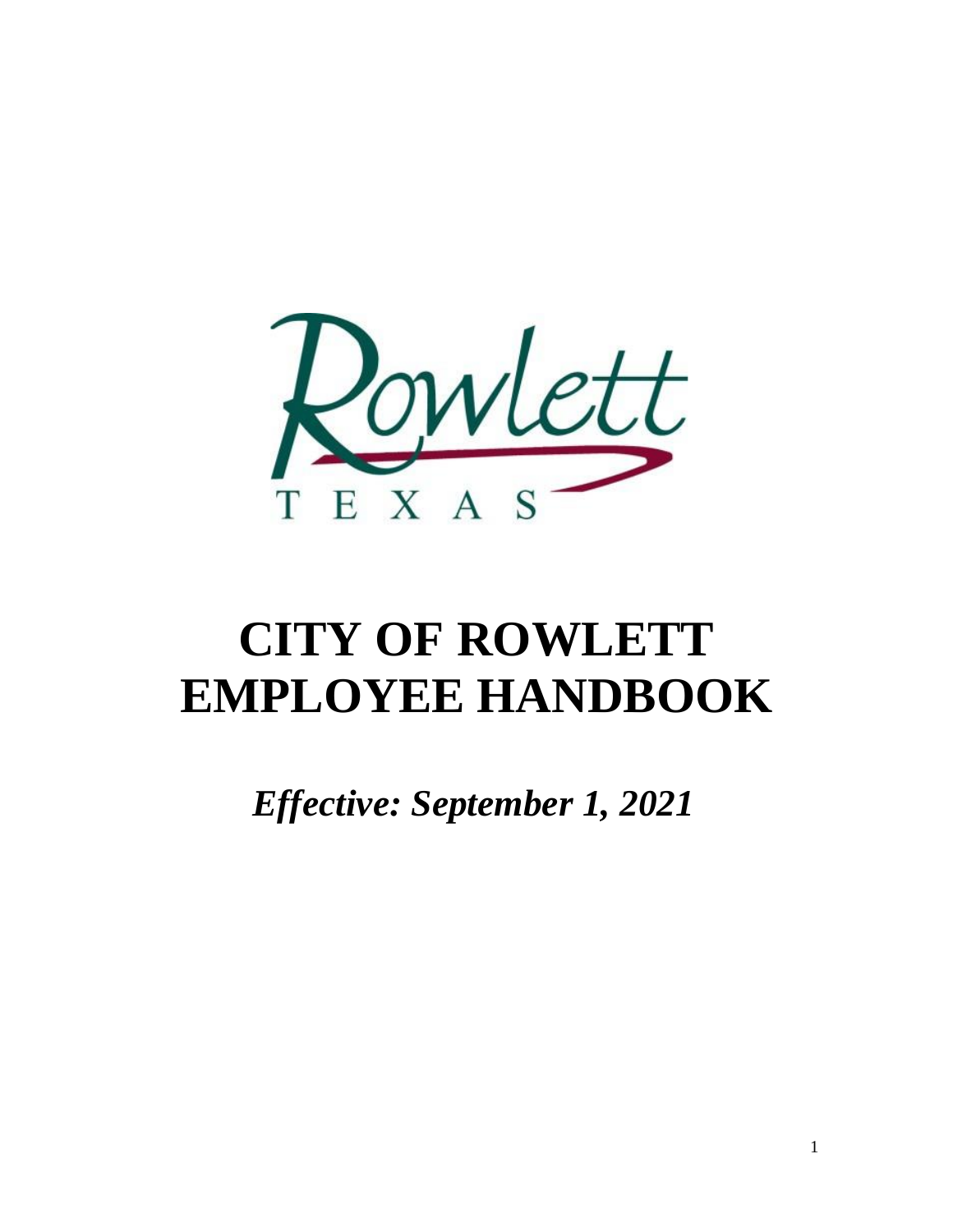# CITY OF ROWLETT EMPLOYEE HANDBOOK

***Effective: September 1, 2021***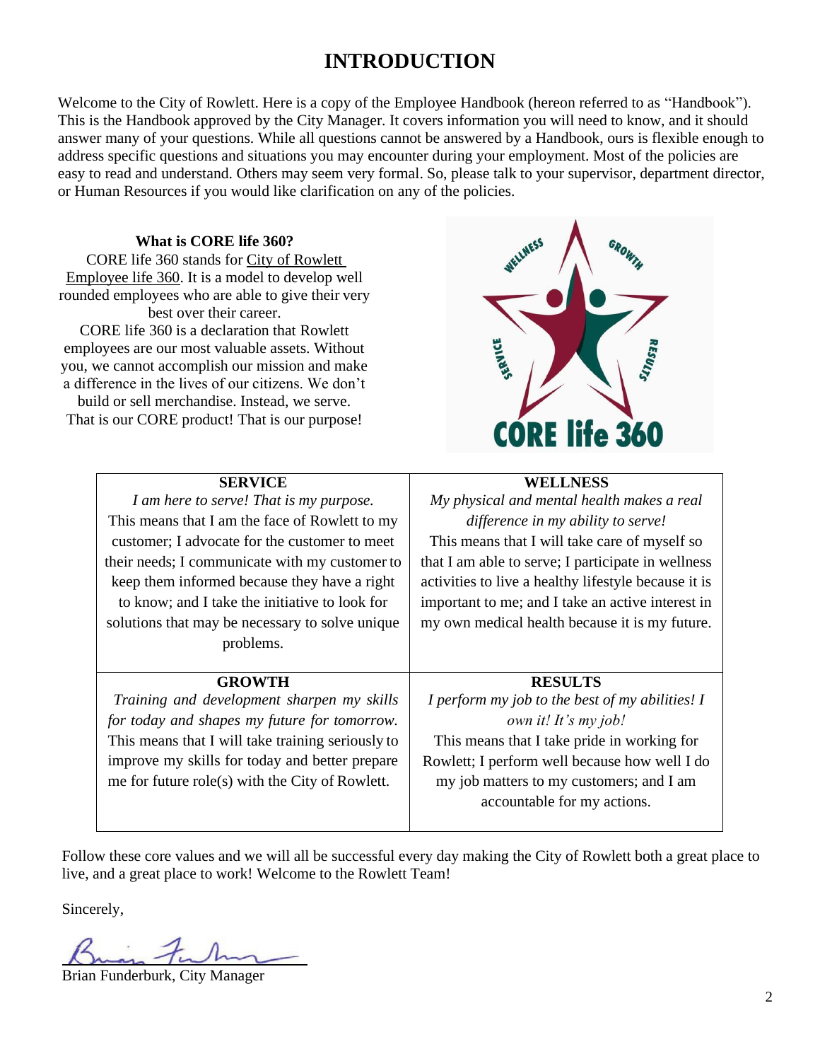# INTRODUCTION

Welcome to the City of Rowlett. Here is a copy of the Employee Handbook (hereon referred to as "Handbook"). This is the Handbook approved by the City Manager. It covers information you will need to know, and it should answer many of your questions. While all questions cannot be answered by a Handbook, ours is flexible enough to address specific questions and situations you may encounter during your employment. Most of the policies are easy to read and understand. Others may seem very formal. So, please talk to your supervisor, department director, or Human Resources if you would like clarification on any of the policies.

**What is CORE life 360?**

CORE life 360 stands for City of Rowlett Employee life 360. It is a model to develop well rounded employees who are able to give their very best over their career.

CORE life 360 is a declaration that Rowlett employees are our most valuable assets. Without you, we cannot accomplish our mission and make a difference in the lives of our citizens. We don't build or sell merchandise. Instead, we serve. That is our CORE product! That is our purpose!

| **SERVICE** | **WELLNESS** |
|---|---|
| *I am here to serve! That is my purpose.* This means that I am the face of Rowlett to my customer; I advocate for the customer to meet their needs; I communicate with my customer to keep them informed because they have a right to know; and I take the initiative to look for solutions that may be necessary to solve unique problems. | *My physical and mental health makes a real difference in my ability to serve!* This means that I will take care of myself so that I am able to serve; I participate in wellness activities to live a healthy lifestyle because it is important to me; and I take an active interest in my own medical health because it is my future. |
| **GROWTH** | **RESULTS** |
| *Training and development sharpen my skills for today and shapes my future for tomorrow.* This means that I will take training seriously to improve my skills for today and better prepare me for future role(s) with the City of Rowlett. | *I perform my job to the best of my abilities! I own it! It's my job!* This means that I take pride in working for Rowlett; I perform well because how well I do my job matters to my customers; and I am accountable for my actions. |

Follow these core values and we will all be successful every day making the City of Rowlett both a great place to live, and a great place to work! Welcome to the Rowlett Team!

Sincerely,

Brian Funderburk, City Manager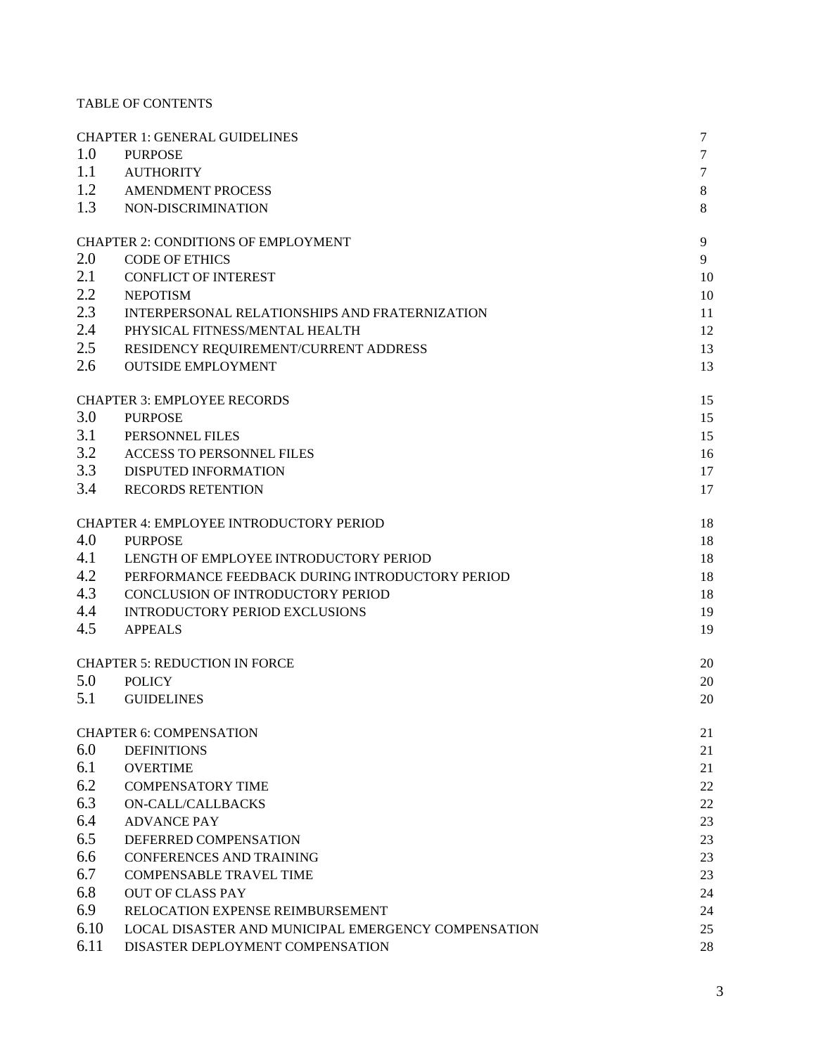TABLE OF CONTENTS

| | | |
|---|---|---|
| | CHAPTER 1: GENERAL GUIDELINES | 7 |
| 1.0 | PURPOSE | 7 |
| 1.1 | AUTHORITY | 7 |
| 1.2 | AMENDMENT PROCESS | 8 |
| 1.3 | NON-DISCRIMINATION | 8 |
| | CHAPTER 2: CONDITIONS OF EMPLOYMENT | 9 |
| 2.0 | CODE OF ETHICS | 9 |
| 2.1 | CONFLICT OF INTEREST | 10 |
| 2.2 | NEPOTISM | 10 |
| 2.3 | INTERPERSONAL RELATIONSHIPS AND FRATERNIZATION | 11 |
| 2.4 | PHYSICAL FITNESS/MENTAL HEALTH | 12 |
| 2.5 | RESIDENCY REQUIREMENT/CURRENT ADDRESS | 13 |
| 2.6 | OUTSIDE EMPLOYMENT | 13 |
| | CHAPTER 3: EMPLOYEE RECORDS | 15 |
| 3.0 | PURPOSE | 15 |
| 3.1 | PERSONNEL FILES | 15 |
| 3.2 | ACCESS TO PERSONNEL FILES | 16 |
| 3.3 | DISPUTED INFORMATION | 17 |
| 3.4 | RECORDS RETENTION | 17 |
| | CHAPTER 4: EMPLOYEE INTRODUCTORY PERIOD | 18 |
| 4.0 | PURPOSE | 18 |
| 4.1 | LENGTH OF EMPLOYEE INTRODUCTORY PERIOD | 18 |
| 4.2 | PERFORMANCE FEEDBACK DURING INTRODUCTORY PERIOD | 18 |
| 4.3 | CONCLUSION OF INTRODUCTORY PERIOD | 18 |
| 4.4 | INTRODUCTORY PERIOD EXCLUSIONS | 19 |
| 4.5 | APPEALS | 19 |
| | CHAPTER 5: REDUCTION IN FORCE | 20 |
| 5.0 | POLICY | 20 |
| 5.1 | GUIDELINES | 20 |
| | CHAPTER 6: COMPENSATION | 21 |
| 6.0 | DEFINITIONS | 21 |
| 6.1 | OVERTIME | 21 |
| 6.2 | COMPENSATORY TIME | 22 |
| 6.3 | ON-CALL/CALLBACKS | 22 |
| 6.4 | ADVANCE PAY | 23 |
| 6.5 | DEFERRED COMPENSATION | 23 |
| 6.6 | CONFERENCES AND TRAINING | 23 |
| 6.7 | COMPENSABLE TRAVEL TIME | 23 |
| 6.8 | OUT OF CLASS PAY | 24 |
| 6.9 | RELOCATION EXPENSE REIMBURSEMENT | 24 |
| 6.10 | LOCAL DISASTER AND MUNICIPAL EMERGENCY COMPENSATION | 25 |
| 6.11 | DISASTER DEPLOYMENT COMPENSATION | 28 |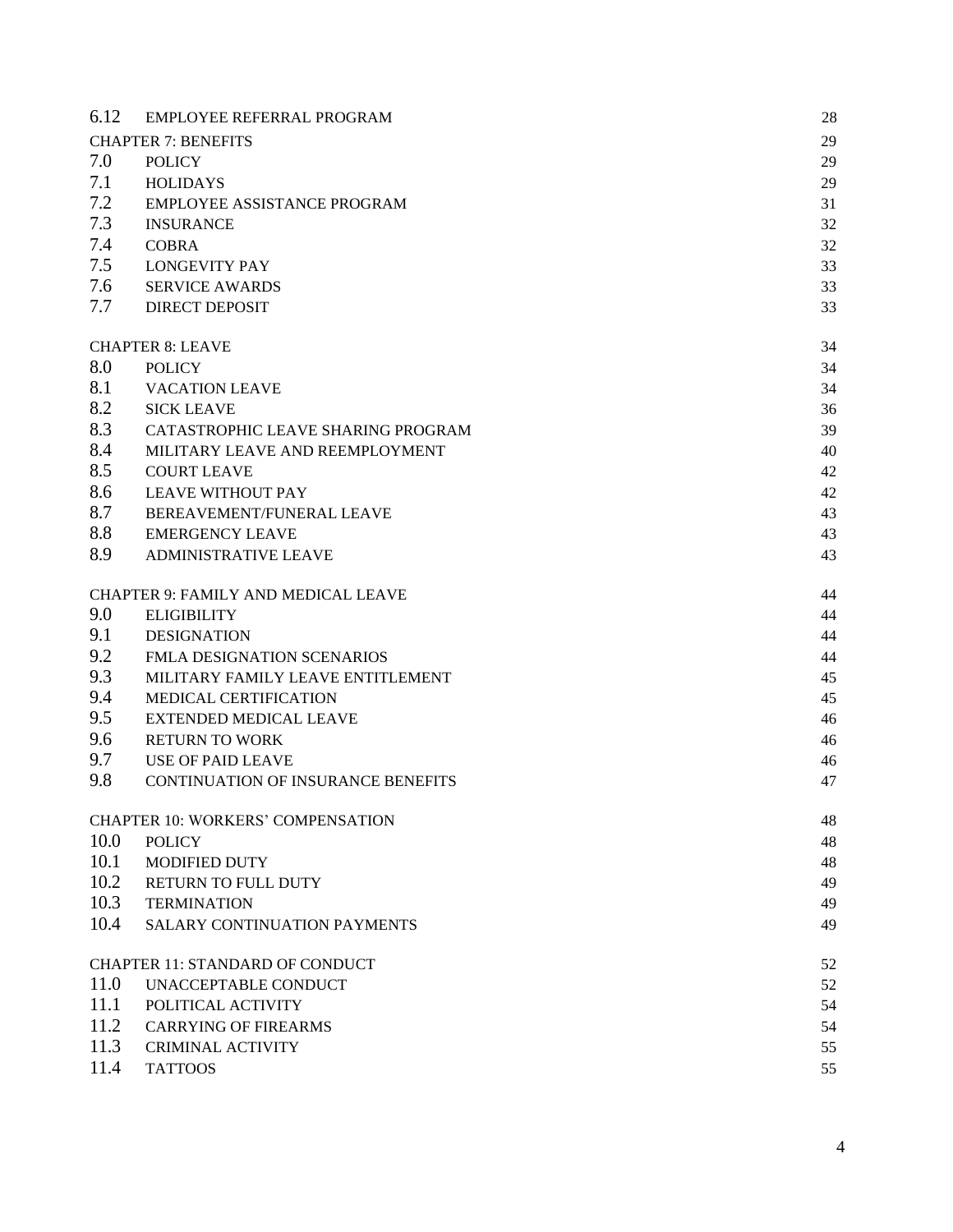| | | |
|---|---|---|
| 6.12 | EMPLOYEE REFERRAL PROGRAM | 28 |
| | CHAPTER 7: BENEFITS | 29 |
| 7.0 | POLICY | 29 |
| 7.1 | HOLIDAYS | 29 |
| 7.2 | EMPLOYEE ASSISTANCE PROGRAM | 31 |
| 7.3 | INSURANCE | 32 |
| 7.4 | COBRA | 32 |
| 7.5 | LONGEVITY PAY | 33 |
| 7.6 | SERVICE AWARDS | 33 |
| 7.7 | DIRECT DEPOSIT | 33 |
| | CHAPTER 8: LEAVE | 34 |
| 8.0 | POLICY | 34 |
| 8.1 | VACATION LEAVE | 34 |
| 8.2 | SICK LEAVE | 36 |
| 8.3 | CATASTROPHIC LEAVE SHARING PROGRAM | 39 |
| 8.4 | MILITARY LEAVE AND REEMPLOYMENT | 40 |
| 8.5 | COURT LEAVE | 42 |
| 8.6 | LEAVE WITHOUT PAY | 42 |
| 8.7 | BEREAVEMENT/FUNERAL LEAVE | 43 |
| 8.8 | EMERGENCY LEAVE | 43 |
| 8.9 | ADMINISTRATIVE LEAVE | 43 |
| | CHAPTER 9: FAMILY AND MEDICAL LEAVE | 44 |
| 9.0 | ELIGIBILITY | 44 |
| 9.1 | DESIGNATION | 44 |
| 9.2 | FMLA DESIGNATION SCENARIOS | 44 |
| 9.3 | MILITARY FAMILY LEAVE ENTITLEMENT | 45 |
| 9.4 | MEDICAL CERTIFICATION | 45 |
| 9.5 | EXTENDED MEDICAL LEAVE | 46 |
| 9.6 | RETURN TO WORK | 46 |
| 9.7 | USE OF PAID LEAVE | 46 |
| 9.8 | CONTINUATION OF INSURANCE BENEFITS | 47 |
| | CHAPTER 10: WORKERS' COMPENSATION | 48 |
| 10.0 | POLICY | 48 |
| 10.1 | MODIFIED DUTY | 48 |
| 10.2 | RETURN TO FULL DUTY | 49 |
| 10.3 | TERMINATION | 49 |
| 10.4 | SALARY CONTINUATION PAYMENTS | 49 |
| | CHAPTER 11: STANDARD OF CONDUCT | 52 |
| 11.0 | UNACCEPTABLE CONDUCT | 52 |
| 11.1 | POLITICAL ACTIVITY | 54 |
| 11.2 | CARRYING OF FIREARMS | 54 |
| 11.3 | CRIMINAL ACTIVITY | 55 |
| 11.4 | TATTOOS | 55 |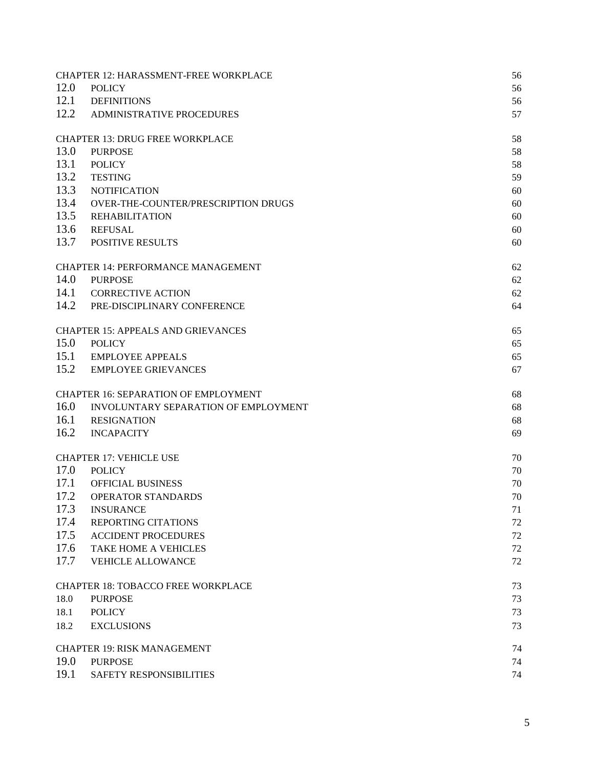| | | |
|---|---|---|
| CHAPTER 12: HARASSMENT-FREE WORKPLACE | | 56 |
| 12.0 | POLICY | 56 |
| 12.1 | DEFINITIONS | 56 |
| 12.2 | ADMINISTRATIVE PROCEDURES | 57 |
| CHAPTER 13: DRUG FREE WORKPLACE | | 58 |
| 13.0 | PURPOSE | 58 |
| 13.1 | POLICY | 58 |
| 13.2 | TESTING | 59 |
| 13.3 | NOTIFICATION | 60 |
| 13.4 | OVER-THE-COUNTER/PRESCRIPTION DRUGS | 60 |
| 13.5 | REHABILITATION | 60 |
| 13.6 | REFUSAL | 60 |
| 13.7 | POSITIVE RESULTS | 60 |
| CHAPTER 14: PERFORMANCE MANAGEMENT | | 62 |
| 14.0 | PURPOSE | 62 |
| 14.1 | CORRECTIVE ACTION | 62 |
| 14.2 | PRE-DISCIPLINARY CONFERENCE | 64 |
| CHAPTER 15: APPEALS AND GRIEVANCES | | 65 |
| 15.0 | POLICY | 65 |
| 15.1 | EMPLOYEE APPEALS | 65 |
| 15.2 | EMPLOYEE GRIEVANCES | 67 |
| CHAPTER 16: SEPARATION OF EMPLOYMENT | | 68 |
| 16.0 | INVOLUNTARY SEPARATION OF EMPLOYMENT | 68 |
| 16.1 | RESIGNATION | 68 |
| 16.2 | INCAPACITY | 69 |
| CHAPTER 17: VEHICLE USE | | 70 |
| 17.0 | POLICY | 70 |
| 17.1 | OFFICIAL BUSINESS | 70 |
| 17.2 | OPERATOR STANDARDS | 70 |
| 17.3 | INSURANCE | 71 |
| 17.4 | REPORTING CITATIONS | 72 |
| 17.5 | ACCIDENT PROCEDURES | 72 |
| 17.6 | TAKE HOME A VEHICLES | 72 |
| 17.7 | VEHICLE ALLOWANCE | 72 |
| CHAPTER 18: TOBACCO FREE WORKPLACE | | 73 |
| 18.0 | PURPOSE | 73 |
| 18.1 | POLICY | 73 |
| 18.2 | EXCLUSIONS | 73 |
| CHAPTER 19: RISK MANAGEMENT | | 74 |
| 19.0 | PURPOSE | 74 |
| 19.1 | SAFETY RESPONSIBILITIES | 74 |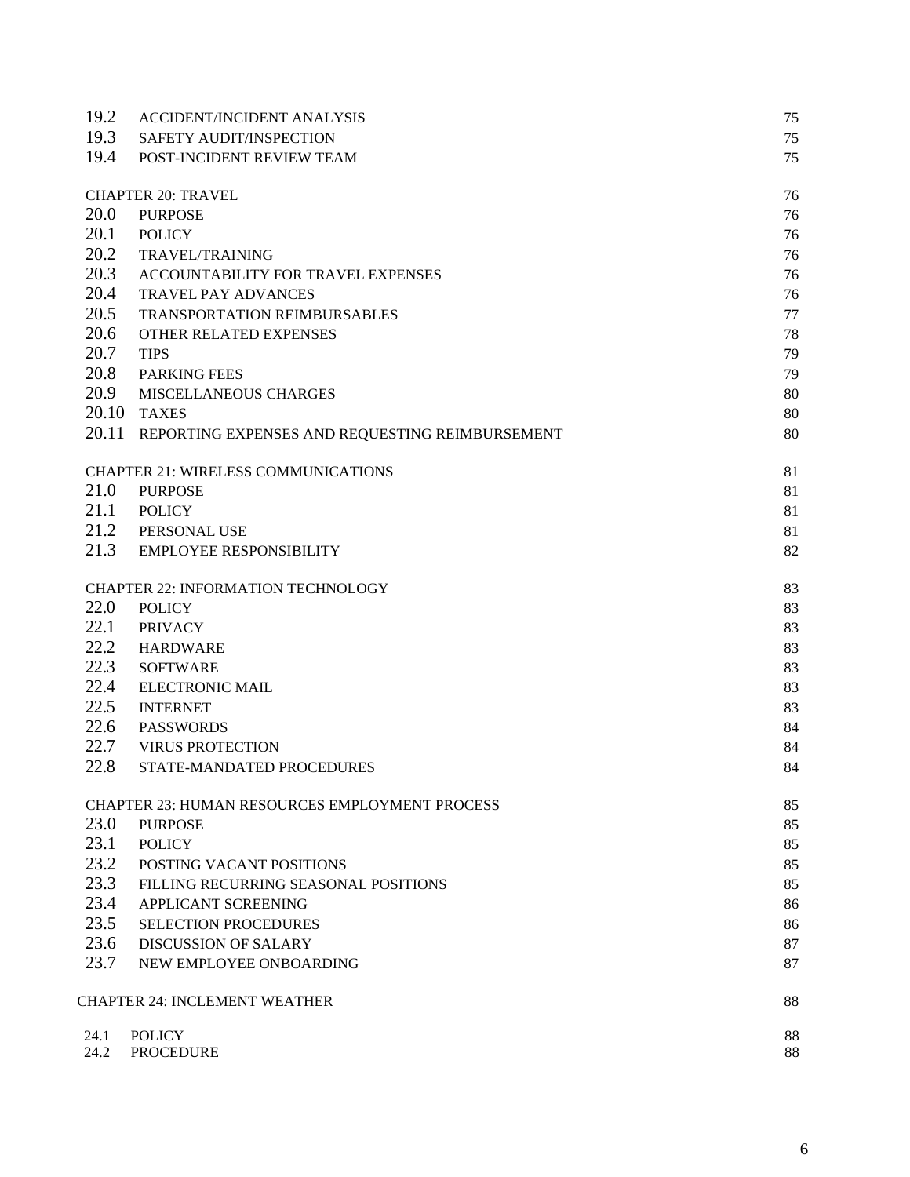| | | |
|---|---|---|
| 19.2 | ACCIDENT/INCIDENT ANALYSIS | 75 |
| 19.3 | SAFETY AUDIT/INSPECTION | 75 |
| 19.4 | POST-INCIDENT REVIEW TEAM | 75 |
| | CHAPTER 20: TRAVEL | 76 |
| 20.0 | PURPOSE | 76 |
| 20.1 | POLICY | 76 |
| 20.2 | TRAVEL/TRAINING | 76 |
| 20.3 | ACCOUNTABILITY FOR TRAVEL EXPENSES | 76 |
| 20.4 | TRAVEL PAY ADVANCES | 76 |
| 20.5 | TRANSPORTATION REIMBURSABLES | 77 |
| 20.6 | OTHER RELATED EXPENSES | 78 |
| 20.7 | TIPS | 79 |
| 20.8 | PARKING FEES | 79 |
| 20.9 | MISCELLANEOUS CHARGES | 80 |
| 20.10 | TAXES | 80 |
| 20.11 | REPORTING EXPENSES AND REQUESTING REIMBURSEMENT | 80 |
| | CHAPTER 21: WIRELESS COMMUNICATIONS | 81 |
| 21.0 | PURPOSE | 81 |
| 21.1 | POLICY | 81 |
| 21.2 | PERSONAL USE | 81 |
| 21.3 | EMPLOYEE RESPONSIBILITY | 82 |
| | CHAPTER 22: INFORMATION TECHNOLOGY | 83 |
| 22.0 | POLICY | 83 |
| 22.1 | PRIVACY | 83 |
| 22.2 | HARDWARE | 83 |
| 22.3 | SOFTWARE | 83 |
| 22.4 | ELECTRONIC MAIL | 83 |
| 22.5 | INTERNET | 83 |
| 22.6 | PASSWORDS | 84 |
| 22.7 | VIRUS PROTECTION | 84 |
| 22.8 | STATE-MANDATED PROCEDURES | 84 |
| | CHAPTER 23: HUMAN RESOURCES EMPLOYMENT PROCESS | 85 |
| 23.0 | PURPOSE | 85 |
| 23.1 | POLICY | 85 |
| 23.2 | POSTING VACANT POSITIONS | 85 |
| 23.3 | FILLING RECURRING SEASONAL POSITIONS | 85 |
| 23.4 | APPLICANT SCREENING | 86 |
| 23.5 | SELECTION PROCEDURES | 86 |
| 23.6 | DISCUSSION OF SALARY | 87 |
| 23.7 | NEW EMPLOYEE ONBOARDING | 87 |
| | CHAPTER 24: INCLEMENT WEATHER | 88 |
| 24.1 | POLICY | 88 |
| 24.2 | PROCEDURE | 88 |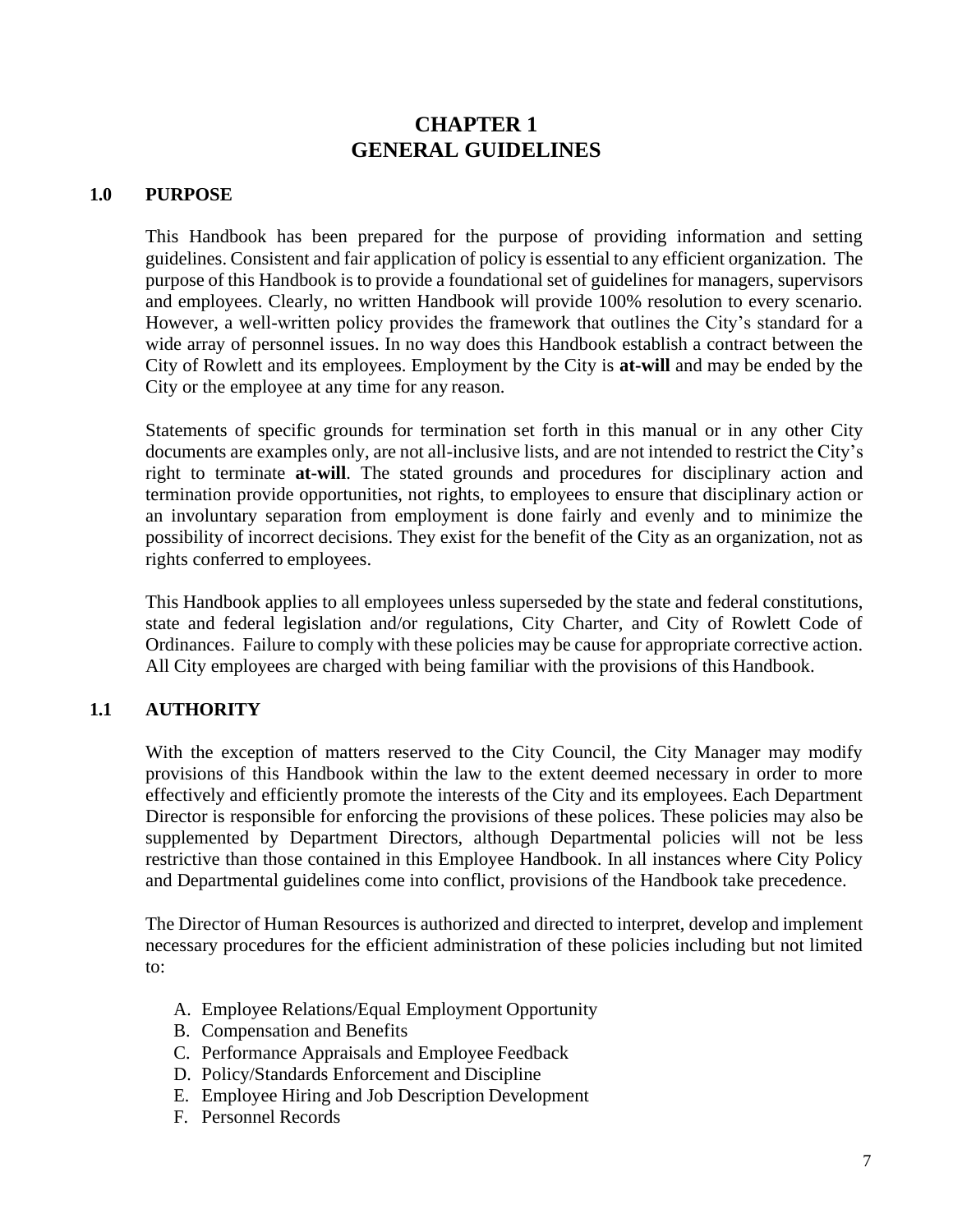# CHAPTER 1
# GENERAL GUIDELINES

## 1.0 PURPOSE

This Handbook has been prepared for the purpose of providing information and setting guidelines. Consistent and fair application of policy is essential to any efficient organization. The purpose of this Handbook is to provide a foundational set of guidelines for managers, supervisors and employees. Clearly, no written Handbook will provide 100% resolution to every scenario. However, a well-written policy provides the framework that outlines the City's standard for a wide array of personnel issues. In no way does this Handbook establish a contract between the City of Rowlett and its employees. Employment by the City is **at-will** and may be ended by the City or the employee at any time for any reason.

Statements of specific grounds for termination set forth in this manual or in any other City documents are examples only, are not all-inclusive lists, and are not intended to restrict the City's right to terminate **at-will**. The stated grounds and procedures for disciplinary action and termination provide opportunities, not rights, to employees to ensure that disciplinary action or an involuntary separation from employment is done fairly and evenly and to minimize the possibility of incorrect decisions. They exist for the benefit of the City as an organization, not as rights conferred to employees.

This Handbook applies to all employees unless superseded by the state and federal constitutions, state and federal legislation and/or regulations, City Charter, and City of Rowlett Code of Ordinances. Failure to comply with these policies may be cause for appropriate corrective action. All City employees are charged with being familiar with the provisions of this Handbook.

## 1.1 AUTHORITY

With the exception of matters reserved to the City Council, the City Manager may modify provisions of this Handbook within the law to the extent deemed necessary in order to more effectively and efficiently promote the interests of the City and its employees. Each Department Director is responsible for enforcing the provisions of these polices. These policies may also be supplemented by Department Directors, although Departmental policies will not be less restrictive than those contained in this Employee Handbook. In all instances where City Policy and Departmental guidelines come into conflict, provisions of the Handbook take precedence.

The Director of Human Resources is authorized and directed to interpret, develop and implement necessary procedures for the efficient administration of these policies including but not limited to:

A. Employee Relations/Equal Employment Opportunity
B. Compensation and Benefits
C. Performance Appraisals and Employee Feedback
D. Policy/Standards Enforcement and Discipline
E. Employee Hiring and Job Description Development
F. Personnel Records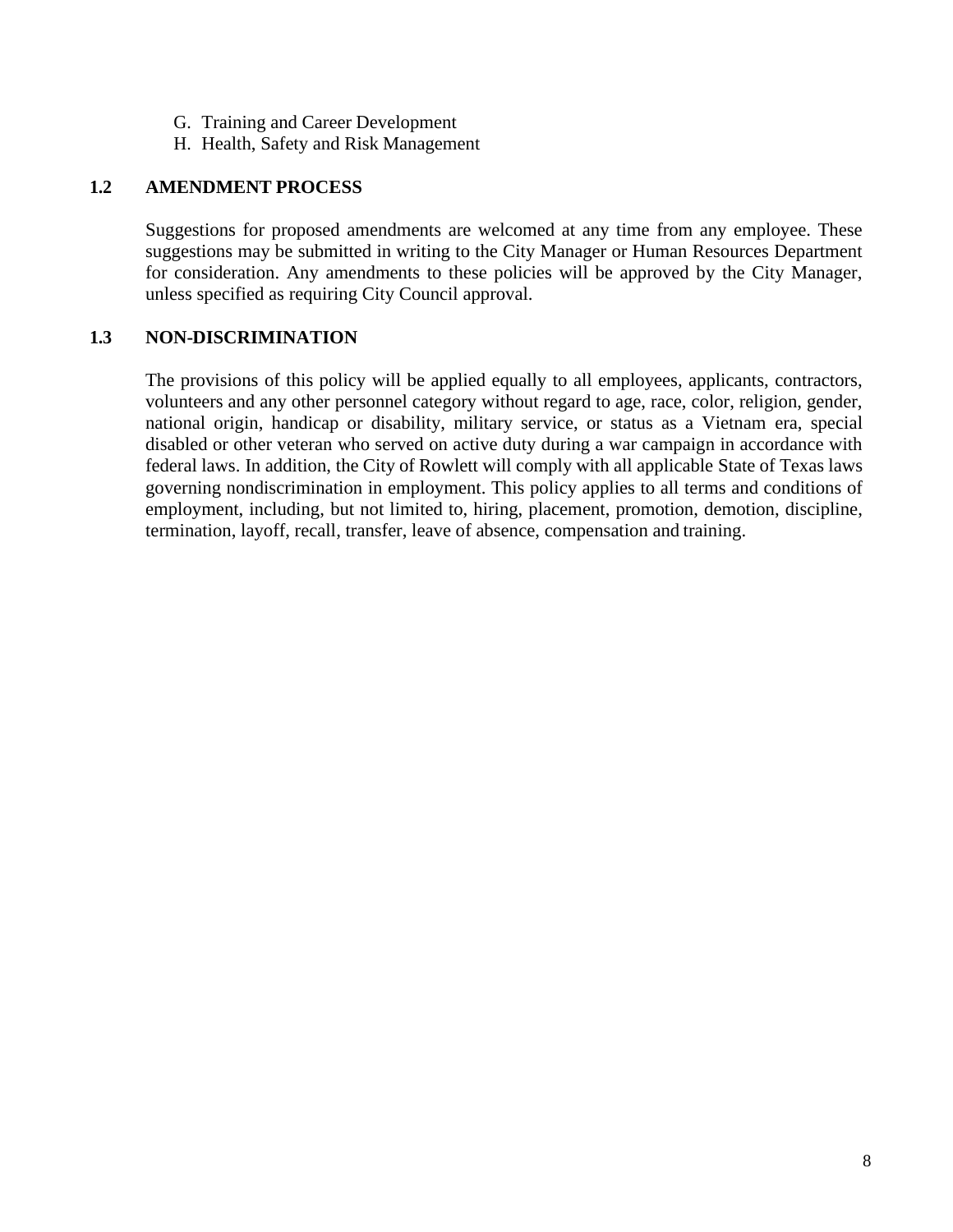G. Training and Career Development
H. Health, Safety and Risk Management

### 1.2 AMENDMENT PROCESS

Suggestions for proposed amendments are welcomed at any time from any employee. These suggestions may be submitted in writing to the City Manager or Human Resources Department for consideration. Any amendments to these policies will be approved by the City Manager, unless specified as requiring City Council approval.

### 1.3 NON-DISCRIMINATION

The provisions of this policy will be applied equally to all employees, applicants, contractors, volunteers and any other personnel category without regard to age, race, color, religion, gender, national origin, handicap or disability, military service, or status as a Vietnam era, special disabled or other veteran who served on active duty during a war campaign in accordance with federal laws. In addition, the City of Rowlett will comply with all applicable State of Texas laws governing nondiscrimination in employment. This policy applies to all terms and conditions of employment, including, but not limited to, hiring, placement, promotion, demotion, discipline, termination, layoff, recall, transfer, leave of absence, compensation and training.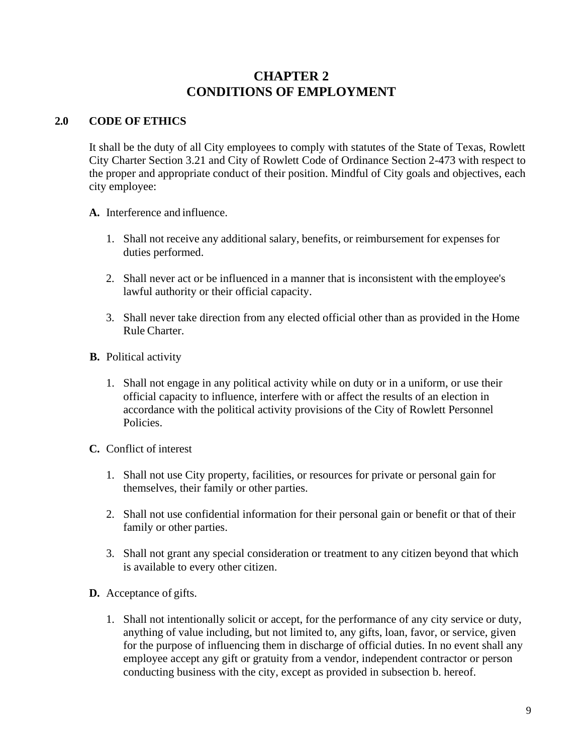# CHAPTER 2
# CONDITIONS OF EMPLOYMENT

## 2.0 CODE OF ETHICS

It shall be the duty of all City employees to comply with statutes of the State of Texas, Rowlett City Charter Section 3.21 and City of Rowlett Code of Ordinance Section 2-473 with respect to the proper and appropriate conduct of their position. Mindful of City goals and objectives, each city employee:

**A.** Interference and influence.

1. Shall not receive any additional salary, benefits, or reimbursement for expenses for duties performed.

2. Shall never act or be influenced in a manner that is inconsistent with the employee's lawful authority or their official capacity.

3. Shall never take direction from any elected official other than as provided in the Home Rule Charter.

**B.** Political activity

1. Shall not engage in any political activity while on duty or in a uniform, or use their official capacity to influence, interfere with or affect the results of an election in accordance with the political activity provisions of the City of Rowlett Personnel Policies.

**C.** Conflict of interest

1. Shall not use City property, facilities, or resources for private or personal gain for themselves, their family or other parties.

2. Shall not use confidential information for their personal gain or benefit or that of their family or other parties.

3. Shall not grant any special consideration or treatment to any citizen beyond that which is available to every other citizen.

**D.** Acceptance of gifts.

1. Shall not intentionally solicit or accept, for the performance of any city service or duty, anything of value including, but not limited to, any gifts, loan, favor, or service, given for the purpose of influencing them in discharge of official duties. In no event shall any employee accept any gift or gratuity from a vendor, independent contractor or person conducting business with the city, except as provided in subsection b. hereof.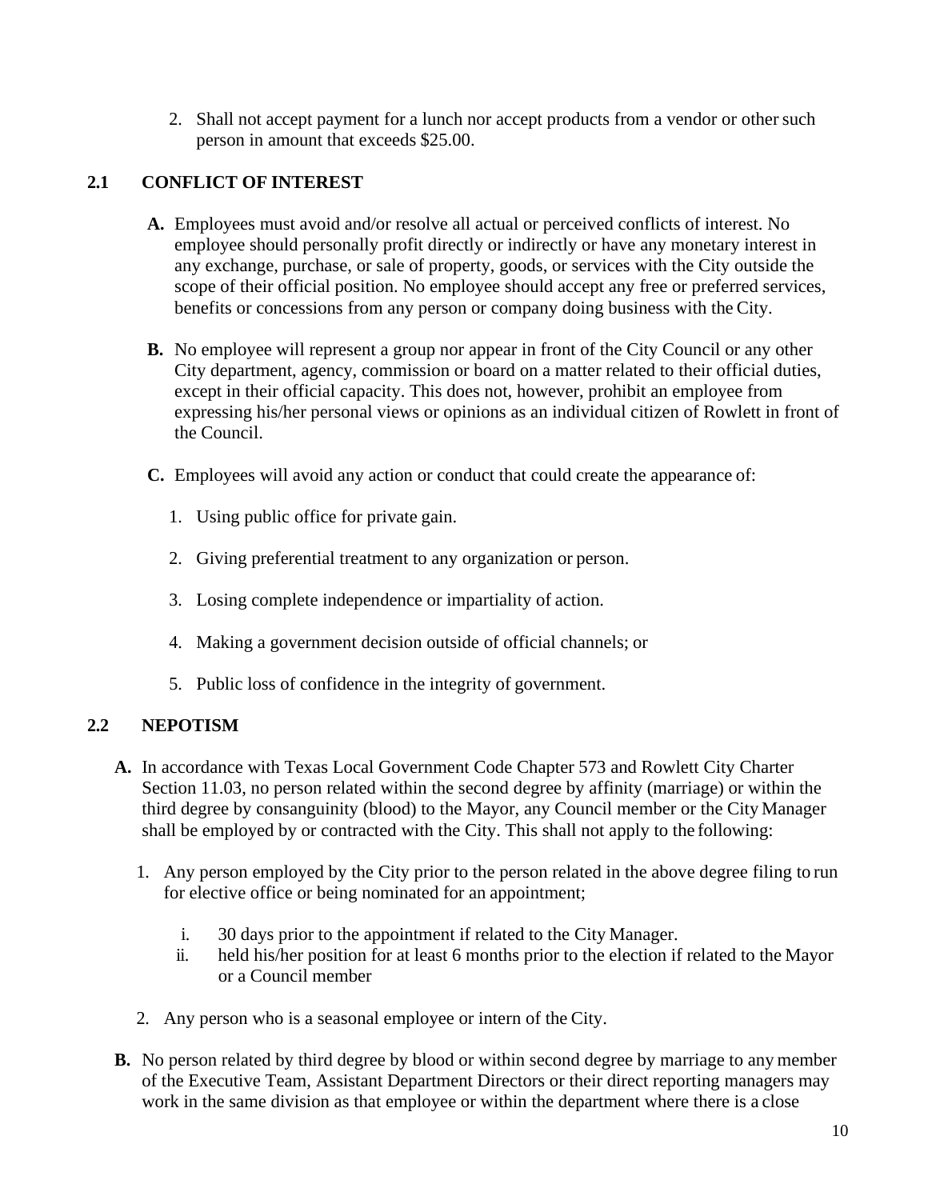2. Shall not accept payment for a lunch nor accept products from a vendor or other such person in amount that exceeds $25.00.

## 2.1 CONFLICT OF INTEREST

**A.** Employees must avoid and/or resolve all actual or perceived conflicts of interest. No employee should personally profit directly or indirectly or have any monetary interest in any exchange, purchase, or sale of property, goods, or services with the City outside the scope of their official position. No employee should accept any free or preferred services, benefits or concessions from any person or company doing business with the City.

**B.** No employee will represent a group nor appear in front of the City Council or any other City department, agency, commission or board on a matter related to their official duties, except in their official capacity. This does not, however, prohibit an employee from expressing his/her personal views or opinions as an individual citizen of Rowlett in front of the Council.

**C.** Employees will avoid any action or conduct that could create the appearance of:

1. Using public office for private gain.
2. Giving preferential treatment to any organization or person.
3. Losing complete independence or impartiality of action.
4. Making a government decision outside of official channels; or
5. Public loss of confidence in the integrity of government.

## 2.2 NEPOTISM

**A.** In accordance with Texas Local Government Code Chapter 573 and Rowlett City Charter Section 11.03, no person related within the second degree by affinity (marriage) or within the third degree by consanguinity (blood) to the Mayor, any Council member or the City Manager shall be employed by or contracted with the City. This shall not apply to the following:

1. Any person employed by the City prior to the person related in the above degree filing to run for elective office or being nominated for an appointment;
   i. 30 days prior to the appointment if related to the City Manager.
   ii. held his/her position for at least 6 months prior to the election if related to the Mayor or a Council member
2. Any person who is a seasonal employee or intern of the City.

**B.** No person related by third degree by blood or within second degree by marriage to any member of the Executive Team, Assistant Department Directors or their direct reporting managers may work in the same division as that employee or within the department where there is a close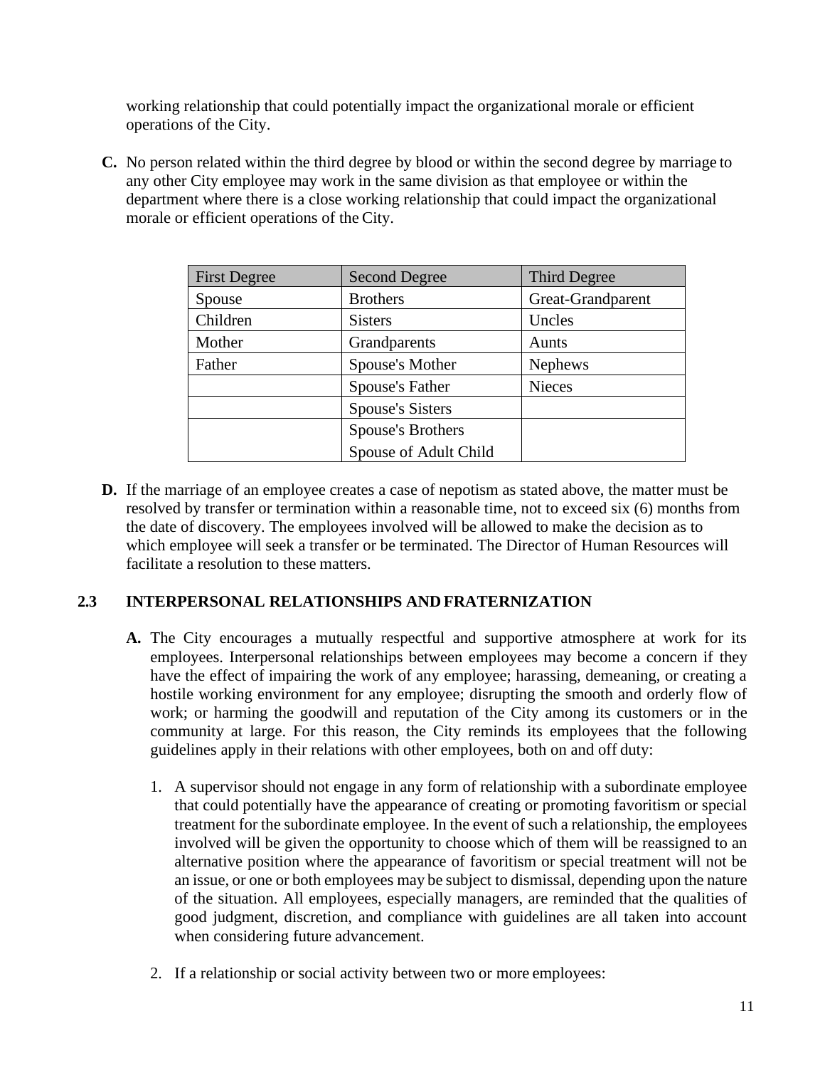working relationship that could potentially impact the organizational morale or efficient operations of the City.

**C.** No person related within the third degree by blood or within the second degree by marriage to any other City employee may work in the same division as that employee or within the department where there is a close working relationship that could impact the organizational morale or efficient operations of the City.

| First Degree | Second Degree | Third Degree |
|---|---|---|
| Spouse | Brothers | Great-Grandparent |
| Children | Sisters | Uncles |
| Mother | Grandparents | Aunts |
| Father | Spouse's Mother | Nephews |
| | Spouse's Father | Nieces |
| | Spouse's Sisters | |
| | Spouse's Brothers<br>Spouse of Adult Child | |

**D.** If the marriage of an employee creates a case of nepotism as stated above, the matter must be resolved by transfer or termination within a reasonable time, not to exceed six (6) months from the date of discovery. The employees involved will be allowed to make the decision as to which employee will seek a transfer or be terminated. The Director of Human Resources will facilitate a resolution to these matters.

## 2.3 INTERPERSONAL RELATIONSHIPS AND FRATERNIZATION

**A.** The City encourages a mutually respectful and supportive atmosphere at work for its employees. Interpersonal relationships between employees may become a concern if they have the effect of impairing the work of any employee; harassing, demeaning, or creating a hostile working environment for any employee; disrupting the smooth and orderly flow of work; or harming the goodwill and reputation of the City among its customers or in the community at large. For this reason, the City reminds its employees that the following guidelines apply in their relations with other employees, both on and off duty:

1. A supervisor should not engage in any form of relationship with a subordinate employee that could potentially have the appearance of creating or promoting favoritism or special treatment for the subordinate employee. In the event of such a relationship, the employees involved will be given the opportunity to choose which of them will be reassigned to an alternative position where the appearance of favoritism or special treatment will not be an issue, or one or both employees may be subject to dismissal, depending upon the nature of the situation. All employees, especially managers, are reminded that the qualities of good judgment, discretion, and compliance with guidelines are all taken into account when considering future advancement.

2. If a relationship or social activity between two or more employees: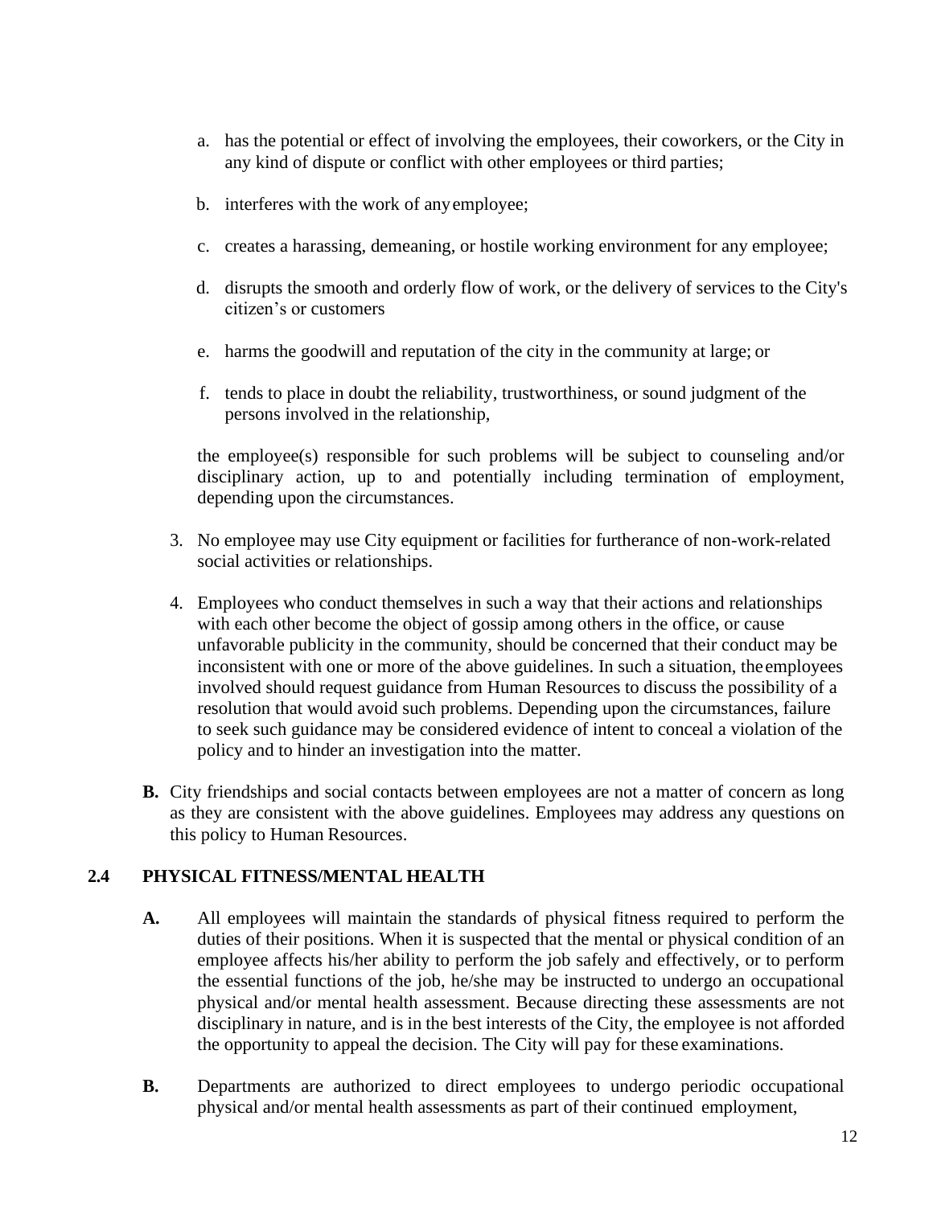a. has the potential or effect of involving the employees, their coworkers, or the City in any kind of dispute or conflict with other employees or third parties;

b. interferes with the work of any employee;

c. creates a harassing, demeaning, or hostile working environment for any employee;

d. disrupts the smooth and orderly flow of work, or the delivery of services to the City's citizen's or customers

e. harms the goodwill and reputation of the city in the community at large; or

f. tends to place in doubt the reliability, trustworthiness, or sound judgment of the persons involved in the relationship,

the employee(s) responsible for such problems will be subject to counseling and/or disciplinary action, up to and potentially including termination of employment, depending upon the circumstances.

3. No employee may use City equipment or facilities for furtherance of non-work-related social activities or relationships.

4. Employees who conduct themselves in such a way that their actions and relationships with each other become the object of gossip among others in the office, or cause unfavorable publicity in the community, should be concerned that their conduct may be inconsistent with one or more of the above guidelines. In such a situation, the employees involved should request guidance from Human Resources to discuss the possibility of a resolution that would avoid such problems. Depending upon the circumstances, failure to seek such guidance may be considered evidence of intent to conceal a violation of the policy and to hinder an investigation into the matter.

**B.** City friendships and social contacts between employees are not a matter of concern as long as they are consistent with the above guidelines. Employees may address any questions on this policy to Human Resources.

## 2.4 PHYSICAL FITNESS/MENTAL HEALTH

**A.** All employees will maintain the standards of physical fitness required to perform the duties of their positions. When it is suspected that the mental or physical condition of an employee affects his/her ability to perform the job safely and effectively, or to perform the essential functions of the job, he/she may be instructed to undergo an occupational physical and/or mental health assessment. Because directing these assessments are not disciplinary in nature, and is in the best interests of the City, the employee is not afforded the opportunity to appeal the decision. The City will pay for these examinations.

**B.** Departments are authorized to direct employees to undergo periodic occupational physical and/or mental health assessments as part of their continued employment,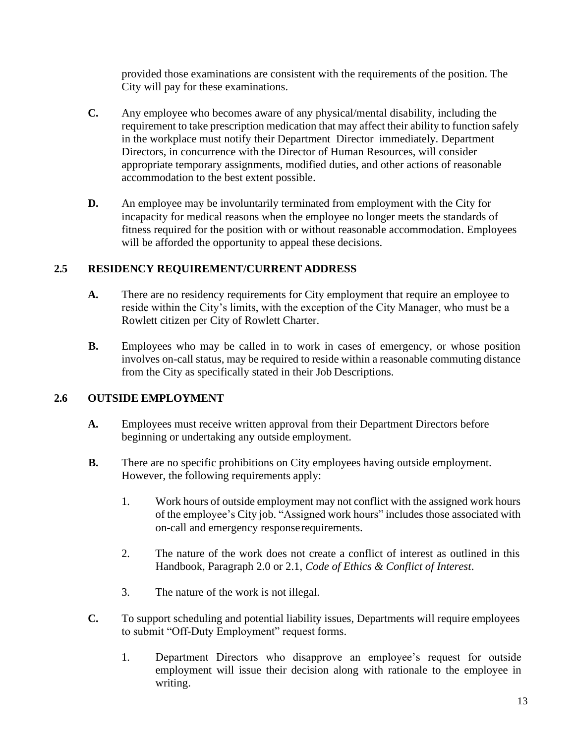provided those examinations are consistent with the requirements of the position. The City will pay for these examinations.

**C.** Any employee who becomes aware of any physical/mental disability, including the requirement to take prescription medication that may affect their ability to function safely in the workplace must notify their Department Director immediately. Department Directors, in concurrence with the Director of Human Resources, will consider appropriate temporary assignments, modified duties, and other actions of reasonable accommodation to the best extent possible.

**D.** An employee may be involuntarily terminated from employment with the City for incapacity for medical reasons when the employee no longer meets the standards of fitness required for the position with or without reasonable accommodation. Employees will be afforded the opportunity to appeal these decisions.

## 2.5 RESIDENCY REQUIREMENT/CURRENT ADDRESS

**A.** There are no residency requirements for City employment that require an employee to reside within the City's limits, with the exception of the City Manager, who must be a Rowlett citizen per City of Rowlett Charter.

**B.** Employees who may be called in to work in cases of emergency, or whose position involves on-call status, may be required to reside within a reasonable commuting distance from the City as specifically stated in their Job Descriptions.

## 2.6 OUTSIDE EMPLOYMENT

**A.** Employees must receive written approval from their Department Directors before beginning or undertaking any outside employment.

**B.** There are no specific prohibitions on City employees having outside employment. However, the following requirements apply:

1. Work hours of outside employment may not conflict with the assigned work hours of the employee's City job. "Assigned work hours" includes those associated with on-call and emergency response requirements.

2. The nature of the work does not create a conflict of interest as outlined in this Handbook, Paragraph 2.0 or 2.1, *Code of Ethics & Conflict of Interest*.

3. The nature of the work is not illegal.

**C.** To support scheduling and potential liability issues, Departments will require employees to submit "Off-Duty Employment" request forms.

1. Department Directors who disapprove an employee's request for outside employment will issue their decision along with rationale to the employee in writing.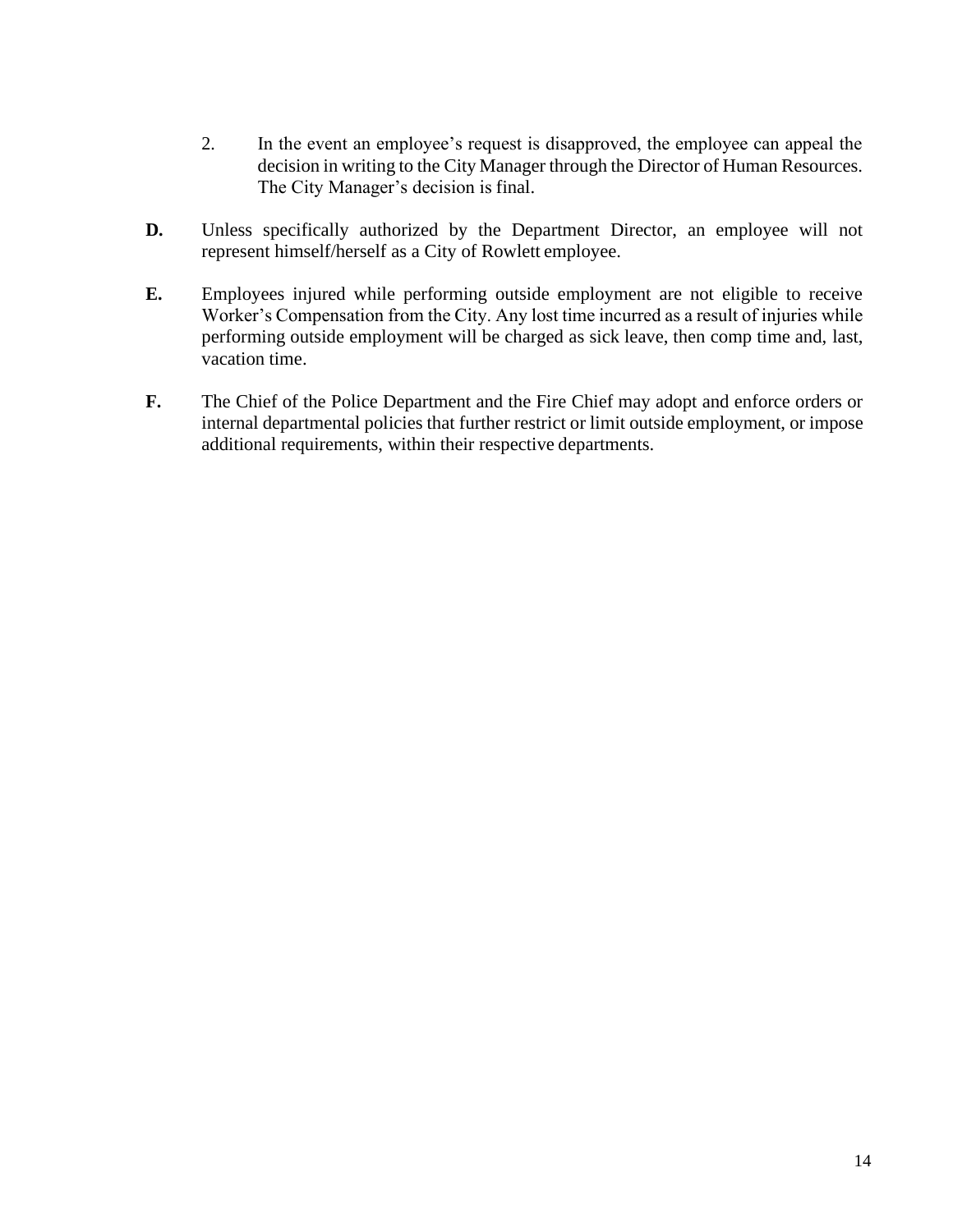2. In the event an employee's request is disapproved, the employee can appeal the decision in writing to the City Manager through the Director of Human Resources. The City Manager's decision is final.

**D.** Unless specifically authorized by the Department Director, an employee will not represent himself/herself as a City of Rowlett employee.

**E.** Employees injured while performing outside employment are not eligible to receive Worker's Compensation from the City. Any lost time incurred as a result of injuries while performing outside employment will be charged as sick leave, then comp time and, last, vacation time.

**F.** The Chief of the Police Department and the Fire Chief may adopt and enforce orders or internal departmental policies that further restrict or limit outside employment, or impose additional requirements, within their respective departments.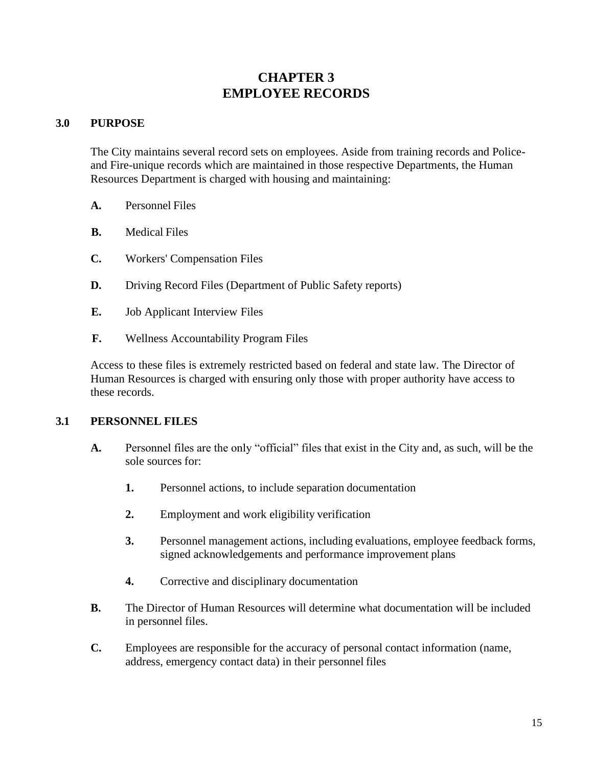# CHAPTER 3
# EMPLOYEE RECORDS

## 3.0 PURPOSE

The City maintains several record sets on employees. Aside from training records and Police- and Fire-unique records which are maintained in those respective Departments, the Human Resources Department is charged with housing and maintaining:

- **A.** Personnel Files
- **B.** Medical Files
- **C.** Workers' Compensation Files
- **D.** Driving Record Files (Department of Public Safety reports)
- **E.** Job Applicant Interview Files
- **F.** Wellness Accountability Program Files

Access to these files is extremely restricted based on federal and state law. The Director of Human Resources is charged with ensuring only those with proper authority have access to these records.

## 3.1 PERSONNEL FILES

**A.** Personnel files are the only "official" files that exist in the City and, as such, will be the sole sources for:

- **1.** Personnel actions, to include separation documentation
- **2.** Employment and work eligibility verification
- **3.** Personnel management actions, including evaluations, employee feedback forms, signed acknowledgements and performance improvement plans
- **4.** Corrective and disciplinary documentation

**B.** The Director of Human Resources will determine what documentation will be included in personnel files.

**C.** Employees are responsible for the accuracy of personal contact information (name, address, emergency contact data) in their personnel files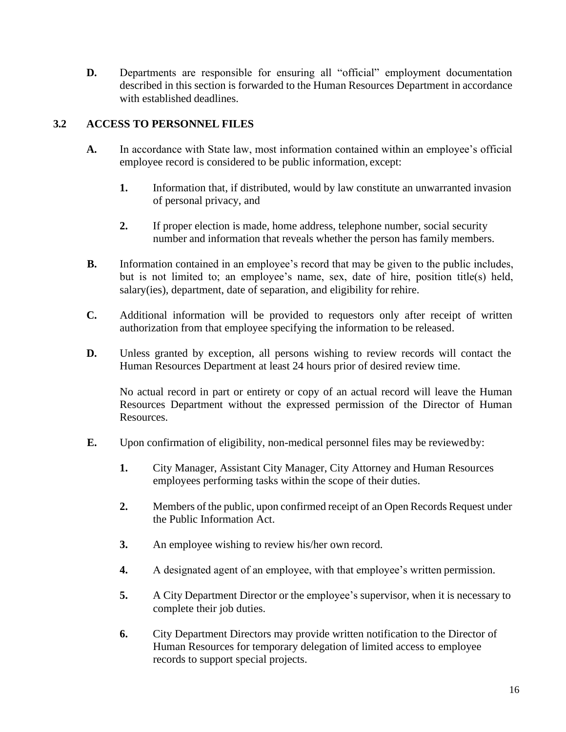**D.** Departments are responsible for ensuring all "official" employment documentation described in this section is forwarded to the Human Resources Department in accordance with established deadlines.

## 3.2 ACCESS TO PERSONNEL FILES

**A.** In accordance with State law, most information contained within an employee's official employee record is considered to be public information, except:

  **1.** Information that, if distributed, would by law constitute an unwarranted invasion of personal privacy, and

  **2.** If proper election is made, home address, telephone number, social security number and information that reveals whether the person has family members.

**B.** Information contained in an employee's record that may be given to the public includes, but is not limited to; an employee's name, sex, date of hire, position title(s) held, salary(ies), department, date of separation, and eligibility for rehire.

**C.** Additional information will be provided to requestors only after receipt of written authorization from that employee specifying the information to be released.

**D.** Unless granted by exception, all persons wishing to review records will contact the Human Resources Department at least 24 hours prior of desired review time.

No actual record in part or entirety or copy of an actual record will leave the Human Resources Department without the expressed permission of the Director of Human Resources.

**E.** Upon confirmation of eligibility, non-medical personnel files may be reviewed by:

  **1.** City Manager, Assistant City Manager, City Attorney and Human Resources employees performing tasks within the scope of their duties.

  **2.** Members of the public, upon confirmed receipt of an Open Records Request under the Public Information Act.

  **3.** An employee wishing to review his/her own record.

  **4.** A designated agent of an employee, with that employee's written permission.

  **5.** A City Department Director or the employee's supervisor, when it is necessary to complete their job duties.

  **6.** City Department Directors may provide written notification to the Director of Human Resources for temporary delegation of limited access to employee records to support special projects.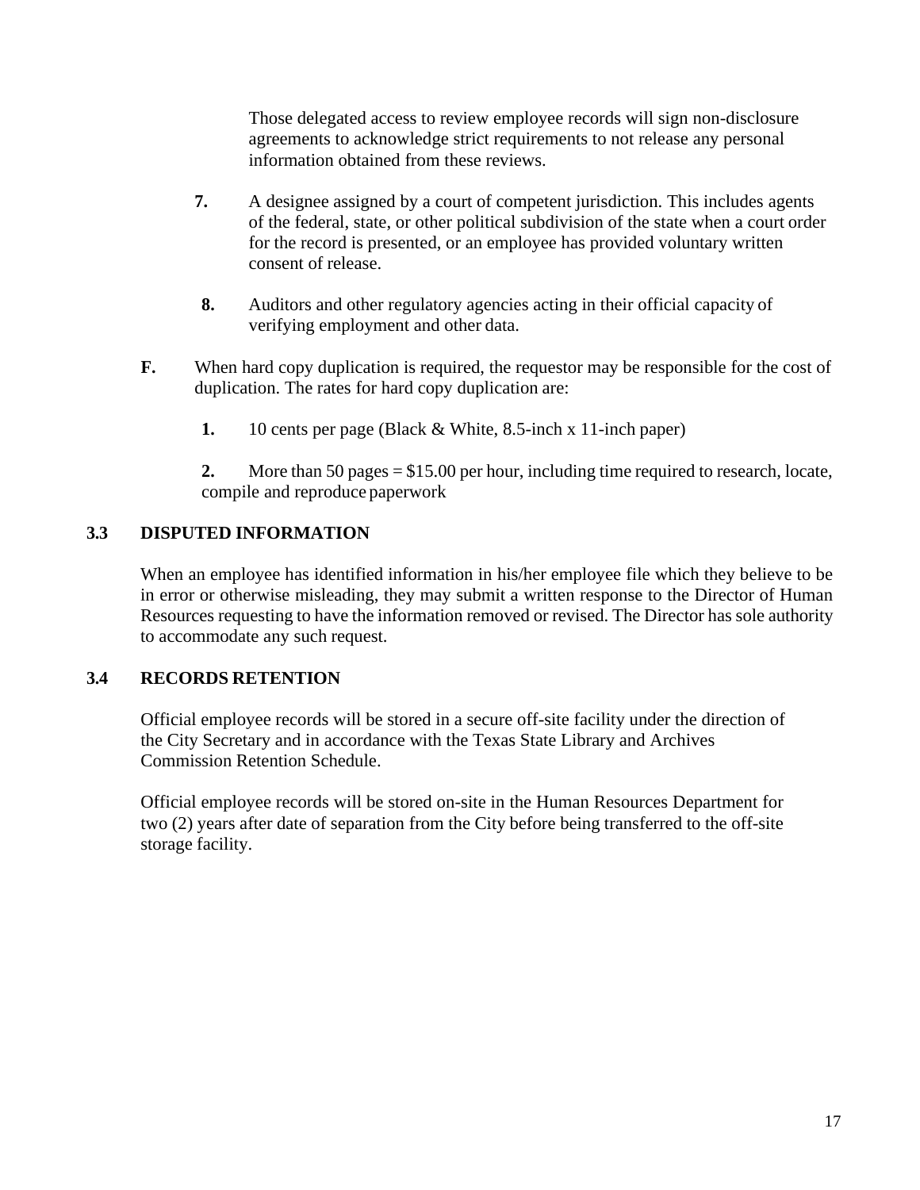Those delegated access to review employee records will sign non-disclosure agreements to acknowledge strict requirements to not release any personal information obtained from these reviews.

**7.** A designee assigned by a court of competent jurisdiction. This includes agents of the federal, state, or other political subdivision of the state when a court order for the record is presented, or an employee has provided voluntary written consent of release.

**8.** Auditors and other regulatory agencies acting in their official capacity of verifying employment and other data.

**F.** When hard copy duplication is required, the requestor may be responsible for the cost of duplication. The rates for hard copy duplication are:

**1.** 10 cents per page (Black & White, 8.5-inch x 11-inch paper)

**2.** More than 50 pages = $15.00 per hour, including time required to research, locate, compile and reproduce paperwork

### 3.3 DISPUTED INFORMATION

When an employee has identified information in his/her employee file which they believe to be in error or otherwise misleading, they may submit a written response to the Director of Human Resources requesting to have the information removed or revised. The Director has sole authority to accommodate any such request.

### 3.4 RECORDS RETENTION

Official employee records will be stored in a secure off-site facility under the direction of the City Secretary and in accordance with the Texas State Library and Archives Commission Retention Schedule.

Official employee records will be stored on-site in the Human Resources Department for two (2) years after date of separation from the City before being transferred to the off-site storage facility.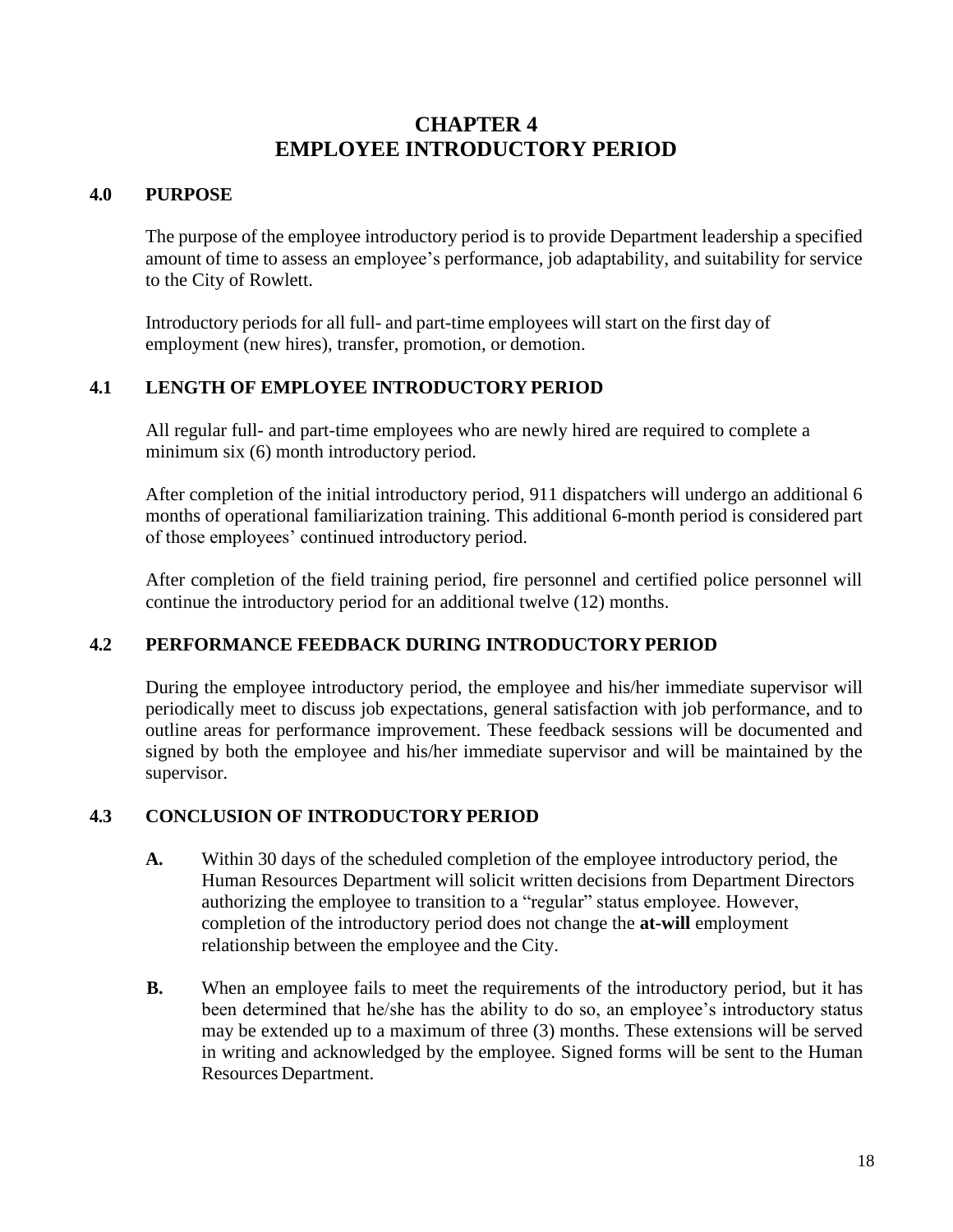# CHAPTER 4
# EMPLOYEE INTRODUCTORY PERIOD

## 4.0 PURPOSE

The purpose of the employee introductory period is to provide Department leadership a specified amount of time to assess an employee's performance, job adaptability, and suitability for service to the City of Rowlett.

Introductory periods for all full- and part-time employees will start on the first day of employment (new hires), transfer, promotion, or demotion.

## 4.1 LENGTH OF EMPLOYEE INTRODUCTORY PERIOD

All regular full- and part-time employees who are newly hired are required to complete a minimum six (6) month introductory period.

After completion of the initial introductory period, 911 dispatchers will undergo an additional 6 months of operational familiarization training. This additional 6-month period is considered part of those employees' continued introductory period.

After completion of the field training period, fire personnel and certified police personnel will continue the introductory period for an additional twelve (12) months.

## 4.2 PERFORMANCE FEEDBACK DURING INTRODUCTORY PERIOD

During the employee introductory period, the employee and his/her immediate supervisor will periodically meet to discuss job expectations, general satisfaction with job performance, and to outline areas for performance improvement. These feedback sessions will be documented and signed by both the employee and his/her immediate supervisor and will be maintained by the supervisor.

## 4.3 CONCLUSION OF INTRODUCTORY PERIOD

**A.** Within 30 days of the scheduled completion of the employee introductory period, the Human Resources Department will solicit written decisions from Department Directors authorizing the employee to transition to a "regular" status employee. However, completion of the introductory period does not change the **at-will** employment relationship between the employee and the City.

**B.** When an employee fails to meet the requirements of the introductory period, but it has been determined that he/she has the ability to do so, an employee's introductory status may be extended up to a maximum of three (3) months. These extensions will be served in writing and acknowledged by the employee. Signed forms will be sent to the Human Resources Department.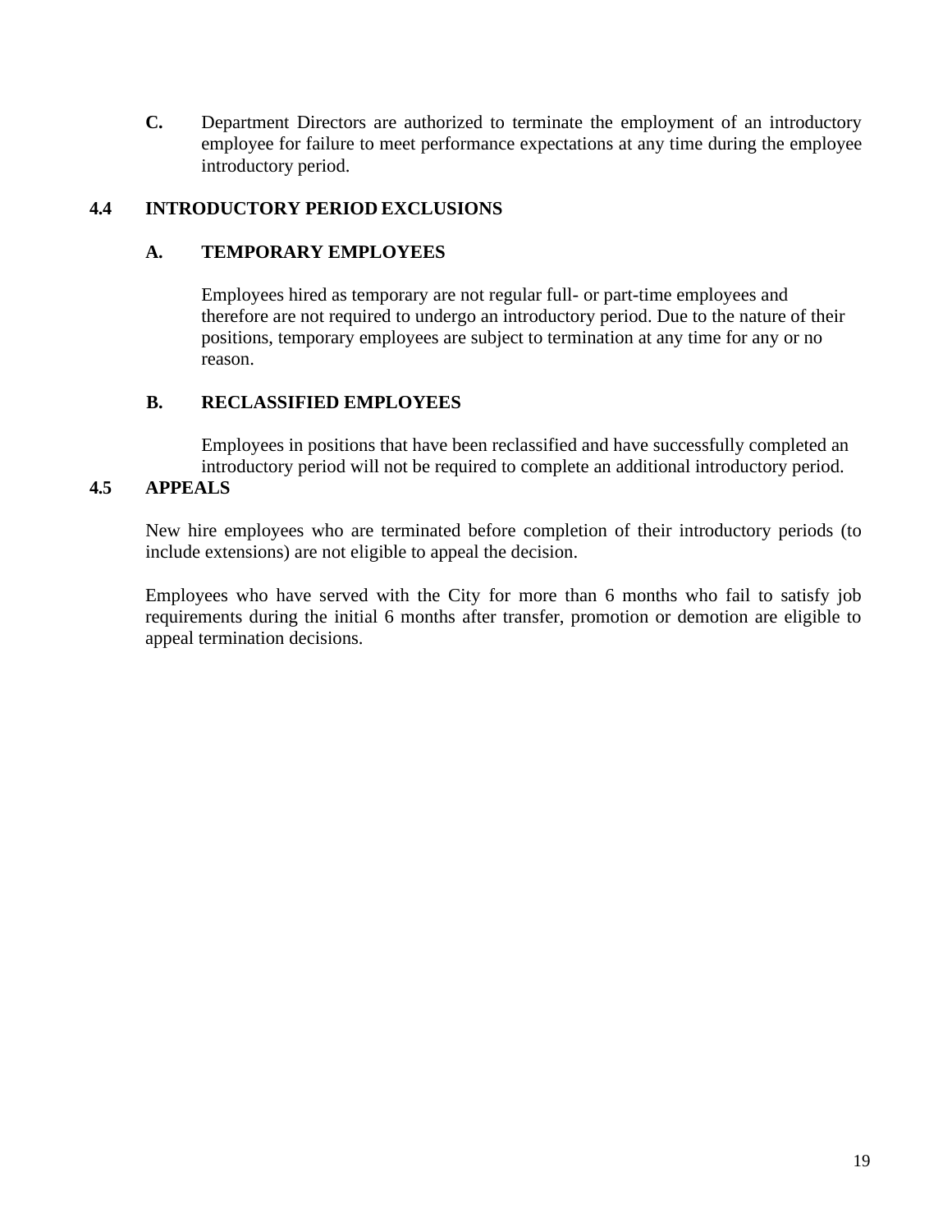**C.** Department Directors are authorized to terminate the employment of an introductory employee for failure to meet performance expectations at any time during the employee introductory period.

## 4.4 INTRODUCTORY PERIOD EXCLUSIONS

### A. TEMPORARY EMPLOYEES

Employees hired as temporary are not regular full- or part-time employees and therefore are not required to undergo an introductory period. Due to the nature of their positions, temporary employees are subject to termination at any time for any or no reason.

### B. RECLASSIFIED EMPLOYEES

Employees in positions that have been reclassified and have successfully completed an introductory period will not be required to complete an additional introductory period.

## 4.5 APPEALS

New hire employees who are terminated before completion of their introductory periods (to include extensions) are not eligible to appeal the decision.

Employees who have served with the City for more than 6 months who fail to satisfy job requirements during the initial 6 months after transfer, promotion or demotion are eligible to appeal termination decisions.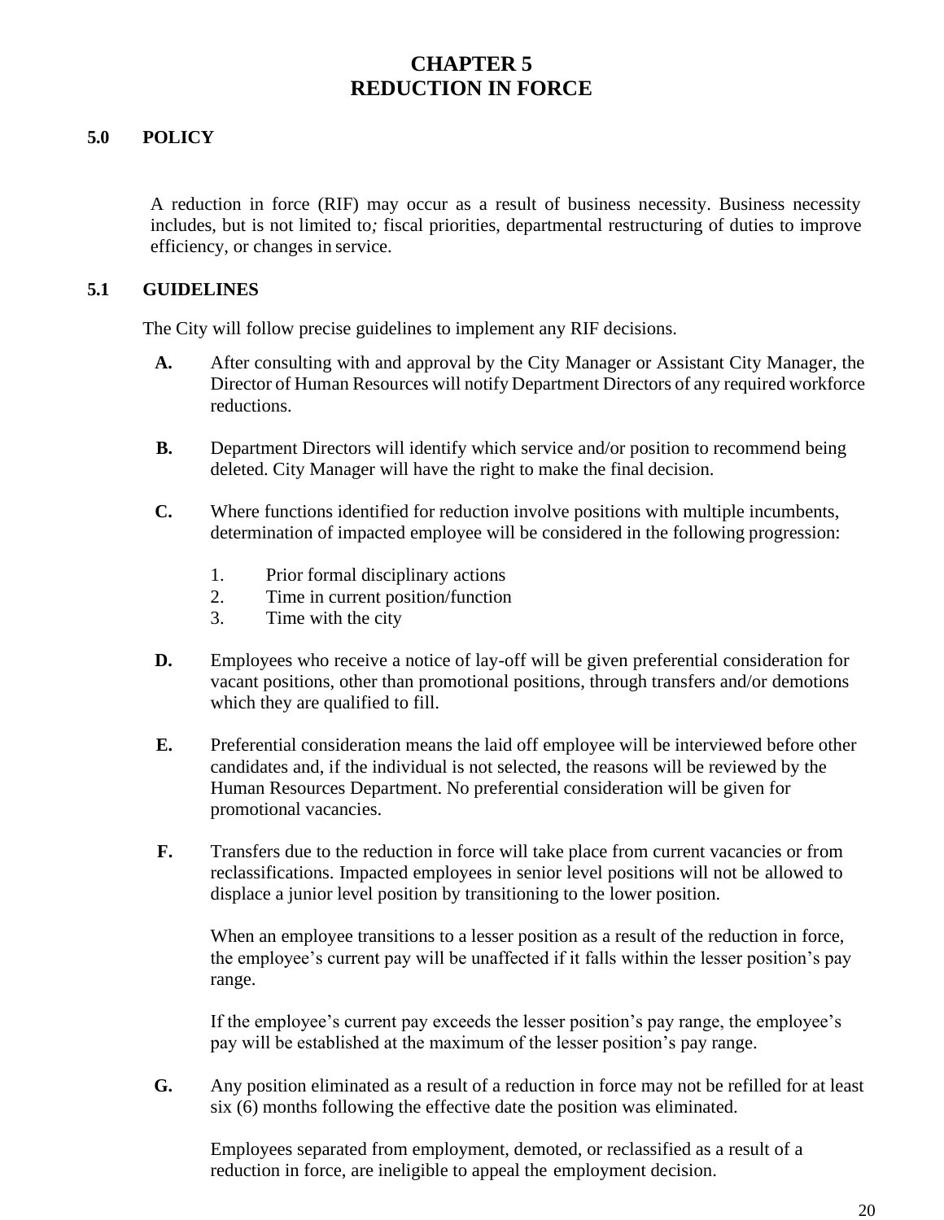# CHAPTER 5
# REDUCTION IN FORCE

## 5.0 POLICY

A reduction in force (RIF) may occur as a result of business necessity. Business necessity includes, but is not limited to*;* fiscal priorities, departmental restructuring of duties to improve efficiency, or changes in service.

## 5.1 GUIDELINES

The City will follow precise guidelines to implement any RIF decisions.

**A.** After consulting with and approval by the City Manager or Assistant City Manager, the Director of Human Resources will notify Department Directors of any required workforce reductions.

**B.** Department Directors will identify which service and/or position to recommend being deleted. City Manager will have the right to make the final decision.

**C.** Where functions identified for reduction involve positions with multiple incumbents, determination of impacted employee will be considered in the following progression:

1. Prior formal disciplinary actions
2. Time in current position/function
3. Time with the city

**D.** Employees who receive a notice of lay-off will be given preferential consideration for vacant positions, other than promotional positions, through transfers and/or demotions which they are qualified to fill.

**E.** Preferential consideration means the laid off employee will be interviewed before other candidates and, if the individual is not selected, the reasons will be reviewed by the Human Resources Department. No preferential consideration will be given for promotional vacancies.

**F.** Transfers due to the reduction in force will take place from current vacancies or from reclassifications. Impacted employees in senior level positions will not be allowed to displace a junior level position by transitioning to the lower position.

When an employee transitions to a lesser position as a result of the reduction in force, the employee's current pay will be unaffected if it falls within the lesser position's pay range.

If the employee's current pay exceeds the lesser position's pay range, the employee's pay will be established at the maximum of the lesser position's pay range.

**G.** Any position eliminated as a result of a reduction in force may not be refilled for at least six (6) months following the effective date the position was eliminated.

Employees separated from employment, demoted, or reclassified as a result of a reduction in force, are ineligible to appeal the employment decision.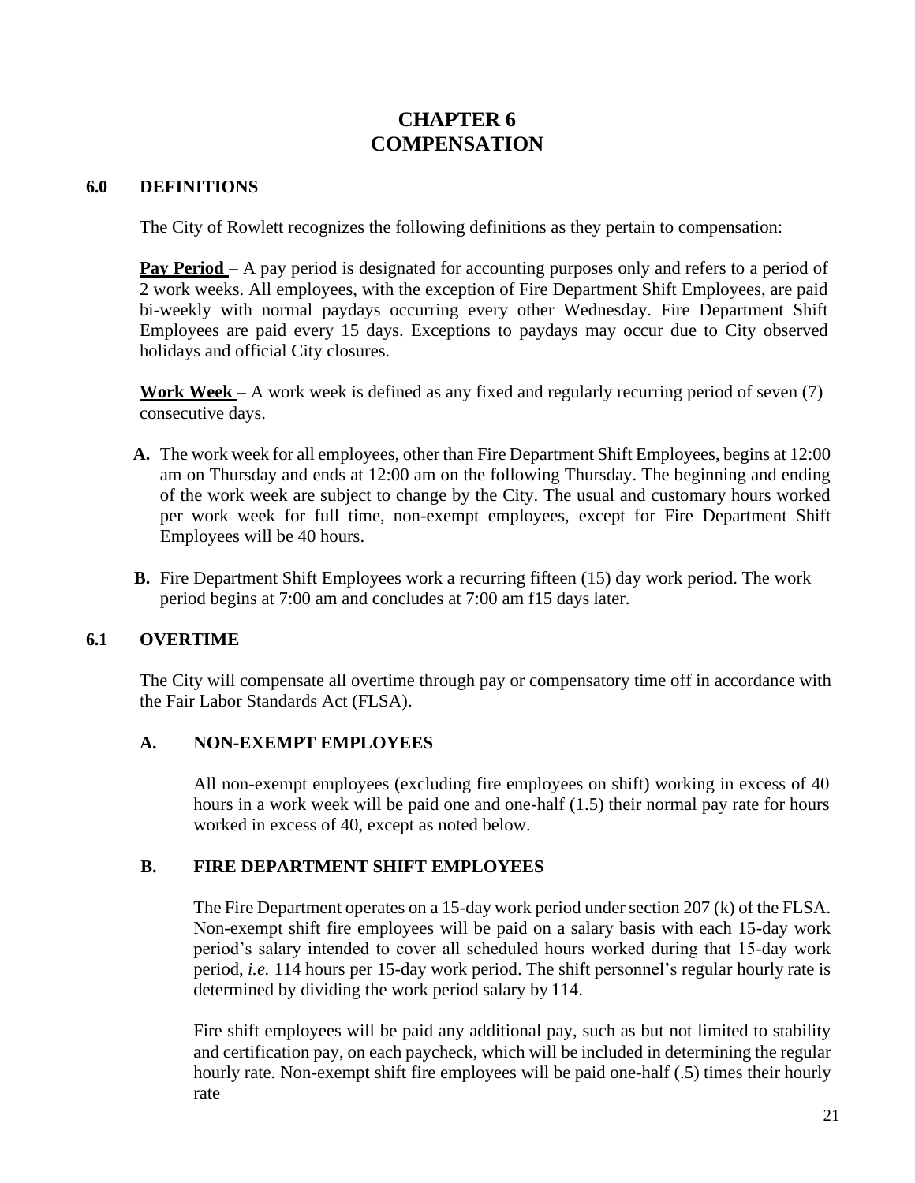# CHAPTER 6
# COMPENSATION

## 6.0 DEFINITIONS

The City of Rowlett recognizes the following definitions as they pertain to compensation:

**Pay Period** – A pay period is designated for accounting purposes only and refers to a period of 2 work weeks. All employees, with the exception of Fire Department Shift Employees, are paid bi-weekly with normal paydays occurring every other Wednesday. Fire Department Shift Employees are paid every 15 days. Exceptions to paydays may occur due to City observed holidays and official City closures.

**Work Week** – A work week is defined as any fixed and regularly recurring period of seven (7) consecutive days.

**A.** The work week for all employees, other than Fire Department Shift Employees, begins at 12:00 am on Thursday and ends at 12:00 am on the following Thursday. The beginning and ending of the work week are subject to change by the City. The usual and customary hours worked per work week for full time, non-exempt employees, except for Fire Department Shift Employees will be 40 hours.

**B.** Fire Department Shift Employees work a recurring fifteen (15) day work period. The work period begins at 7:00 am and concludes at 7:00 am f15 days later.

## 6.1 OVERTIME

The City will compensate all overtime through pay or compensatory time off in accordance with the Fair Labor Standards Act (FLSA).

### A. NON-EXEMPT EMPLOYEES

All non-exempt employees (excluding fire employees on shift) working in excess of 40 hours in a work week will be paid one and one-half (1.5) their normal pay rate for hours worked in excess of 40, except as noted below.

### B. FIRE DEPARTMENT SHIFT EMPLOYEES

The Fire Department operates on a 15-day work period under section 207 (k) of the FLSA. Non-exempt shift fire employees will be paid on a salary basis with each 15-day work period's salary intended to cover all scheduled hours worked during that 15-day work period, *i.e.* 114 hours per 15-day work period. The shift personnel's regular hourly rate is determined by dividing the work period salary by 114.

Fire shift employees will be paid any additional pay, such as but not limited to stability and certification pay, on each paycheck, which will be included in determining the regular hourly rate. Non-exempt shift fire employees will be paid one-half (.5) times their hourly rate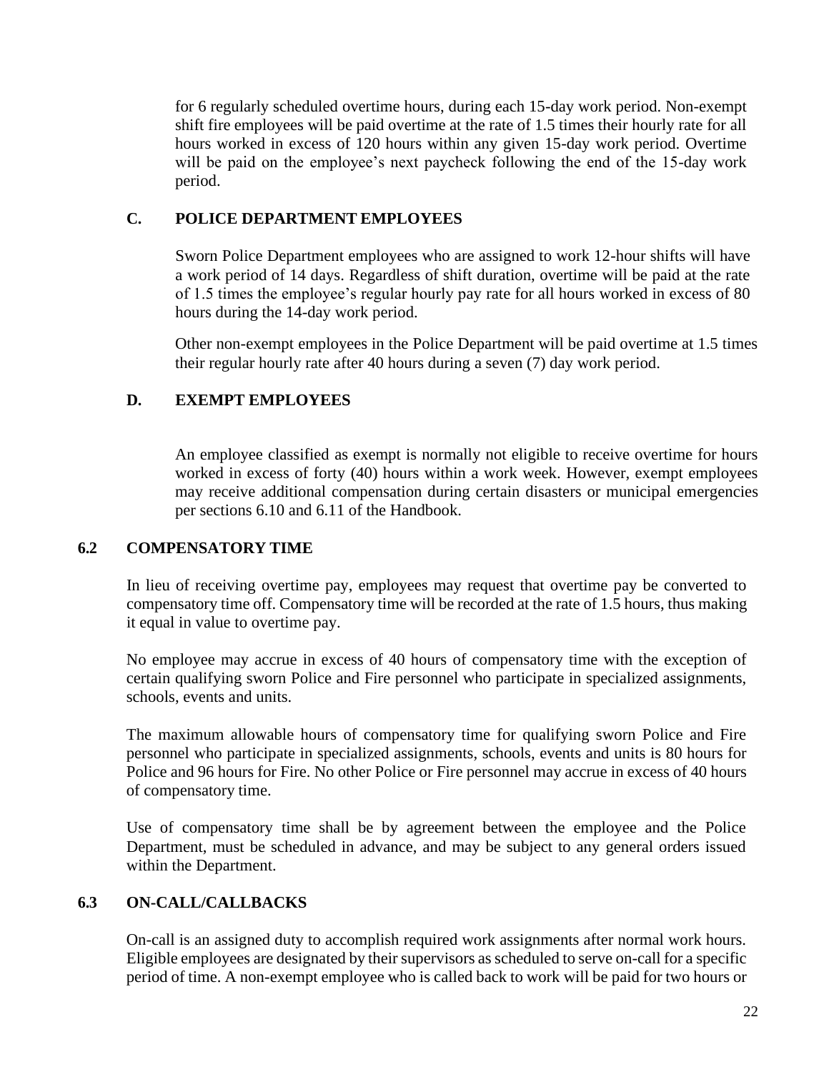for 6 regularly scheduled overtime hours, during each 15-day work period. Non-exempt shift fire employees will be paid overtime at the rate of 1.5 times their hourly rate for all hours worked in excess of 120 hours within any given 15-day work period. Overtime will be paid on the employee's next paycheck following the end of the 15-day work period.

### C. POLICE DEPARTMENT EMPLOYEES

Sworn Police Department employees who are assigned to work 12-hour shifts will have a work period of 14 days. Regardless of shift duration, overtime will be paid at the rate of 1.5 times the employee's regular hourly pay rate for all hours worked in excess of 80 hours during the 14-day work period.

Other non-exempt employees in the Police Department will be paid overtime at 1.5 times their regular hourly rate after 40 hours during a seven (7) day work period.

### D. EXEMPT EMPLOYEES

An employee classified as exempt is normally not eligible to receive overtime for hours worked in excess of forty (40) hours within a work week. However, exempt employees may receive additional compensation during certain disasters or municipal emergencies per sections 6.10 and 6.11 of the Handbook.

## 6.2 COMPENSATORY TIME

In lieu of receiving overtime pay, employees may request that overtime pay be converted to compensatory time off. Compensatory time will be recorded at the rate of 1.5 hours, thus making it equal in value to overtime pay.

No employee may accrue in excess of 40 hours of compensatory time with the exception of certain qualifying sworn Police and Fire personnel who participate in specialized assignments, schools, events and units.

The maximum allowable hours of compensatory time for qualifying sworn Police and Fire personnel who participate in specialized assignments, schools, events and units is 80 hours for Police and 96 hours for Fire. No other Police or Fire personnel may accrue in excess of 40 hours of compensatory time.

Use of compensatory time shall be by agreement between the employee and the Police Department, must be scheduled in advance, and may be subject to any general orders issued within the Department.

## 6.3 ON-CALL/CALLBACKS

On-call is an assigned duty to accomplish required work assignments after normal work hours. Eligible employees are designated by their supervisors as scheduled to serve on-call for a specific period of time. A non-exempt employee who is called back to work will be paid for two hours or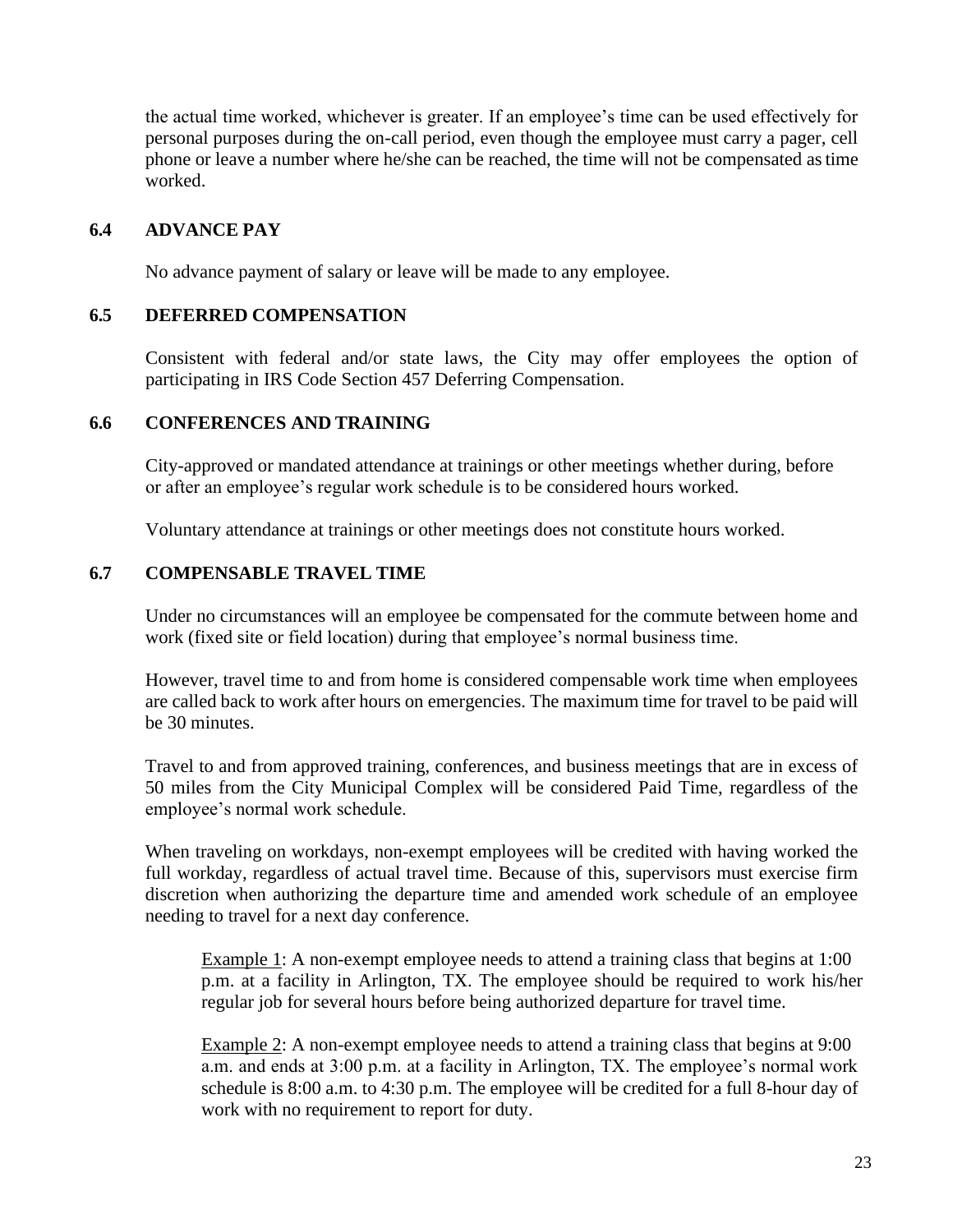the actual time worked, whichever is greater. If an employee's time can be used effectively for personal purposes during the on-call period, even though the employee must carry a pager, cell phone or leave a number where he/she can be reached, the time will not be compensated as time worked.

### 6.4 ADVANCE PAY

No advance payment of salary or leave will be made to any employee.

### 6.5 DEFERRED COMPENSATION

Consistent with federal and/or state laws, the City may offer employees the option of participating in IRS Code Section 457 Deferring Compensation.

### 6.6 CONFERENCES AND TRAINING

City-approved or mandated attendance at trainings or other meetings whether during, before or after an employee's regular work schedule is to be considered hours worked.

Voluntary attendance at trainings or other meetings does not constitute hours worked.

### 6.7 COMPENSABLE TRAVEL TIME

Under no circumstances will an employee be compensated for the commute between home and work (fixed site or field location) during that employee's normal business time.

However, travel time to and from home is considered compensable work time when employees are called back to work after hours on emergencies. The maximum time for travel to be paid will be 30 minutes.

Travel to and from approved training, conferences, and business meetings that are in excess of 50 miles from the City Municipal Complex will be considered Paid Time, regardless of the employee's normal work schedule.

When traveling on workdays, non-exempt employees will be credited with having worked the full workday, regardless of actual travel time. Because of this, supervisors must exercise firm discretion when authorizing the departure time and amended work schedule of an employee needing to travel for a next day conference.

> Example 1: A non-exempt employee needs to attend a training class that begins at 1:00 p.m. at a facility in Arlington, TX. The employee should be required to work his/her regular job for several hours before being authorized departure for travel time.
>
> Example 2: A non-exempt employee needs to attend a training class that begins at 9:00 a.m. and ends at 3:00 p.m. at a facility in Arlington, TX. The employee's normal work schedule is 8:00 a.m. to 4:30 p.m. The employee will be credited for a full 8-hour day of work with no requirement to report for duty.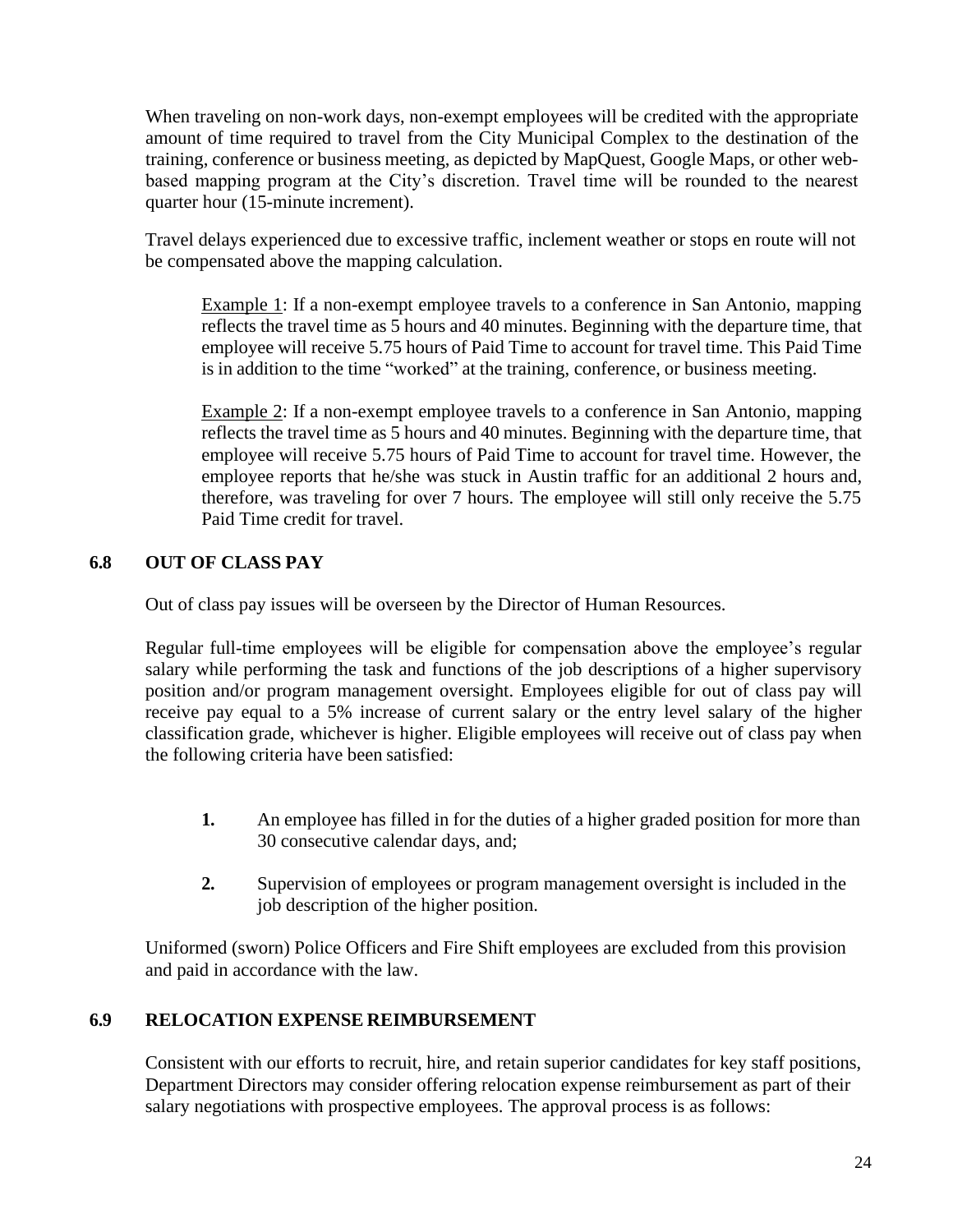When traveling on non-work days, non-exempt employees will be credited with the appropriate amount of time required to travel from the City Municipal Complex to the destination of the training, conference or business meeting, as depicted by MapQuest, Google Maps, or other web-based mapping program at the City's discretion. Travel time will be rounded to the nearest quarter hour (15-minute increment).

Travel delays experienced due to excessive traffic, inclement weather or stops en route will not be compensated above the mapping calculation.

> Example 1: If a non-exempt employee travels to a conference in San Antonio, mapping reflects the travel time as 5 hours and 40 minutes. Beginning with the departure time, that employee will receive 5.75 hours of Paid Time to account for travel time. This Paid Time is in addition to the time "worked" at the training, conference, or business meeting.
>
> Example 2: If a non-exempt employee travels to a conference in San Antonio, mapping reflects the travel time as 5 hours and 40 minutes. Beginning with the departure time, that employee will receive 5.75 hours of Paid Time to account for travel time. However, the employee reports that he/she was stuck in Austin traffic for an additional 2 hours and, therefore, was traveling for over 7 hours. The employee will still only receive the 5.75 Paid Time credit for travel.

## 6.8 OUT OF CLASS PAY

Out of class pay issues will be overseen by the Director of Human Resources.

Regular full-time employees will be eligible for compensation above the employee's regular salary while performing the task and functions of the job descriptions of a higher supervisory position and/or program management oversight. Employees eligible for out of class pay will receive pay equal to a 5% increase of current salary or the entry level salary of the higher classification grade, whichever is higher. Eligible employees will receive out of class pay when the following criteria have been satisfied:

1. An employee has filled in for the duties of a higher graded position for more than 30 consecutive calendar days, and;
2. Supervision of employees or program management oversight is included in the job description of the higher position.

Uniformed (sworn) Police Officers and Fire Shift employees are excluded from this provision and paid in accordance with the law.

## 6.9 RELOCATION EXPENSE REIMBURSEMENT

Consistent with our efforts to recruit, hire, and retain superior candidates for key staff positions, Department Directors may consider offering relocation expense reimbursement as part of their salary negotiations with prospective employees. The approval process is as follows: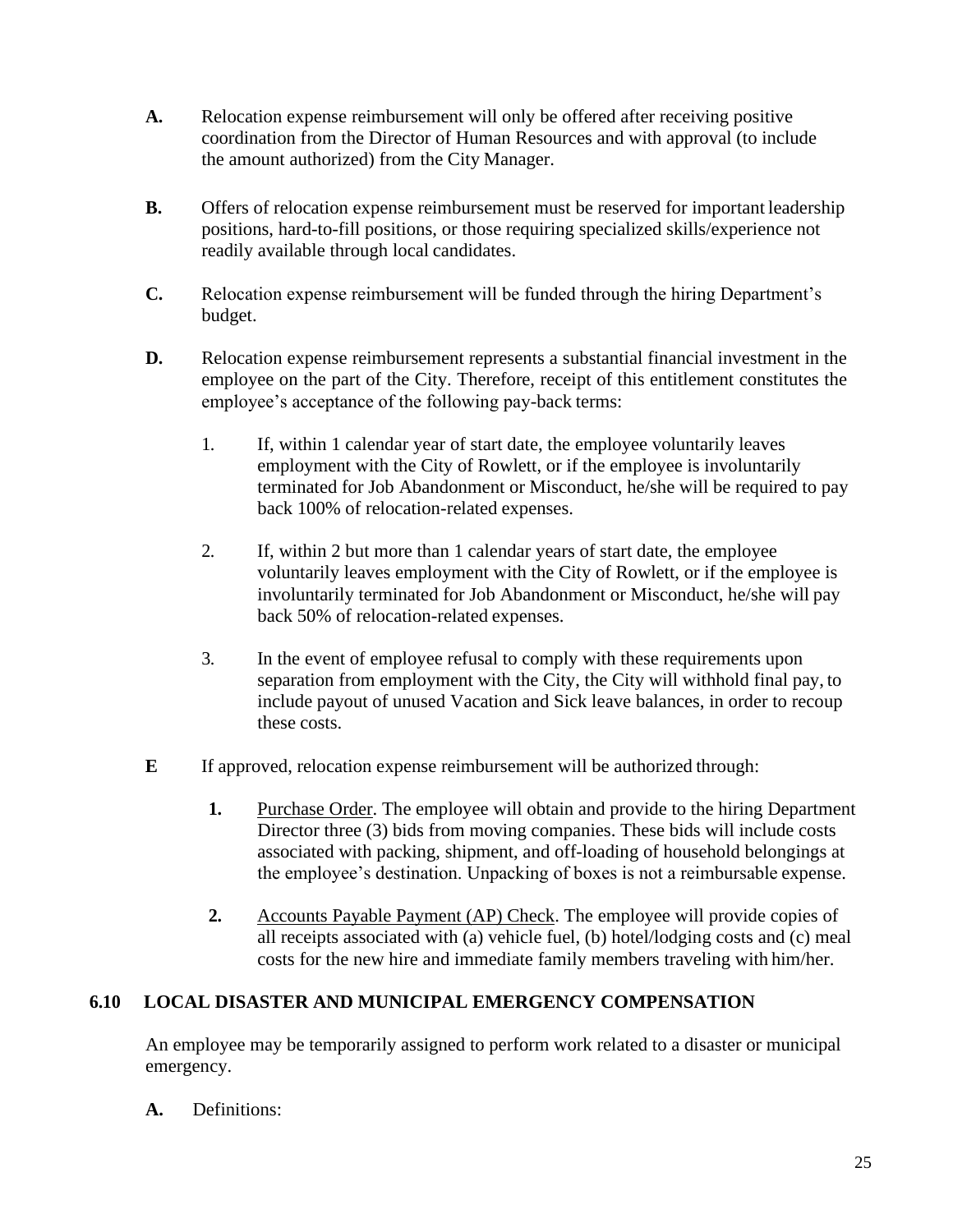**A.** Relocation expense reimbursement will only be offered after receiving positive coordination from the Director of Human Resources and with approval (to include the amount authorized) from the City Manager.

**B.** Offers of relocation expense reimbursement must be reserved for important leadership positions, hard-to-fill positions, or those requiring specialized skills/experience not readily available through local candidates.

**C.** Relocation expense reimbursement will be funded through the hiring Department's budget.

**D.** Relocation expense reimbursement represents a substantial financial investment in the employee on the part of the City. Therefore, receipt of this entitlement constitutes the employee's acceptance of the following pay-back terms:

1. If, within 1 calendar year of start date, the employee voluntarily leaves employment with the City of Rowlett, or if the employee is involuntarily terminated for Job Abandonment or Misconduct, he/she will be required to pay back 100% of relocation-related expenses.
2. If, within 2 but more than 1 calendar years of start date, the employee voluntarily leaves employment with the City of Rowlett, or if the employee is involuntarily terminated for Job Abandonment or Misconduct, he/she will pay back 50% of relocation-related expenses.
3. In the event of employee refusal to comply with these requirements upon separation from employment with the City, the City will withhold final pay, to include payout of unused Vacation and Sick leave balances, in order to recoup these costs.

**E** If approved, relocation expense reimbursement will be authorized through:

1. <u>Purchase Order</u>. The employee will obtain and provide to the hiring Department Director three (3) bids from moving companies. These bids will include costs associated with packing, shipment, and off-loading of household belongings at the employee's destination. Unpacking of boxes is not a reimbursable expense.
2. <u>Accounts Payable Payment (AP) Check</u>. The employee will provide copies of all receipts associated with (a) vehicle fuel, (b) hotel/lodging costs and (c) meal costs for the new hire and immediate family members traveling with him/her.

## 6.10 LOCAL DISASTER AND MUNICIPAL EMERGENCY COMPENSATION

An employee may be temporarily assigned to perform work related to a disaster or municipal emergency.

**A.** Definitions: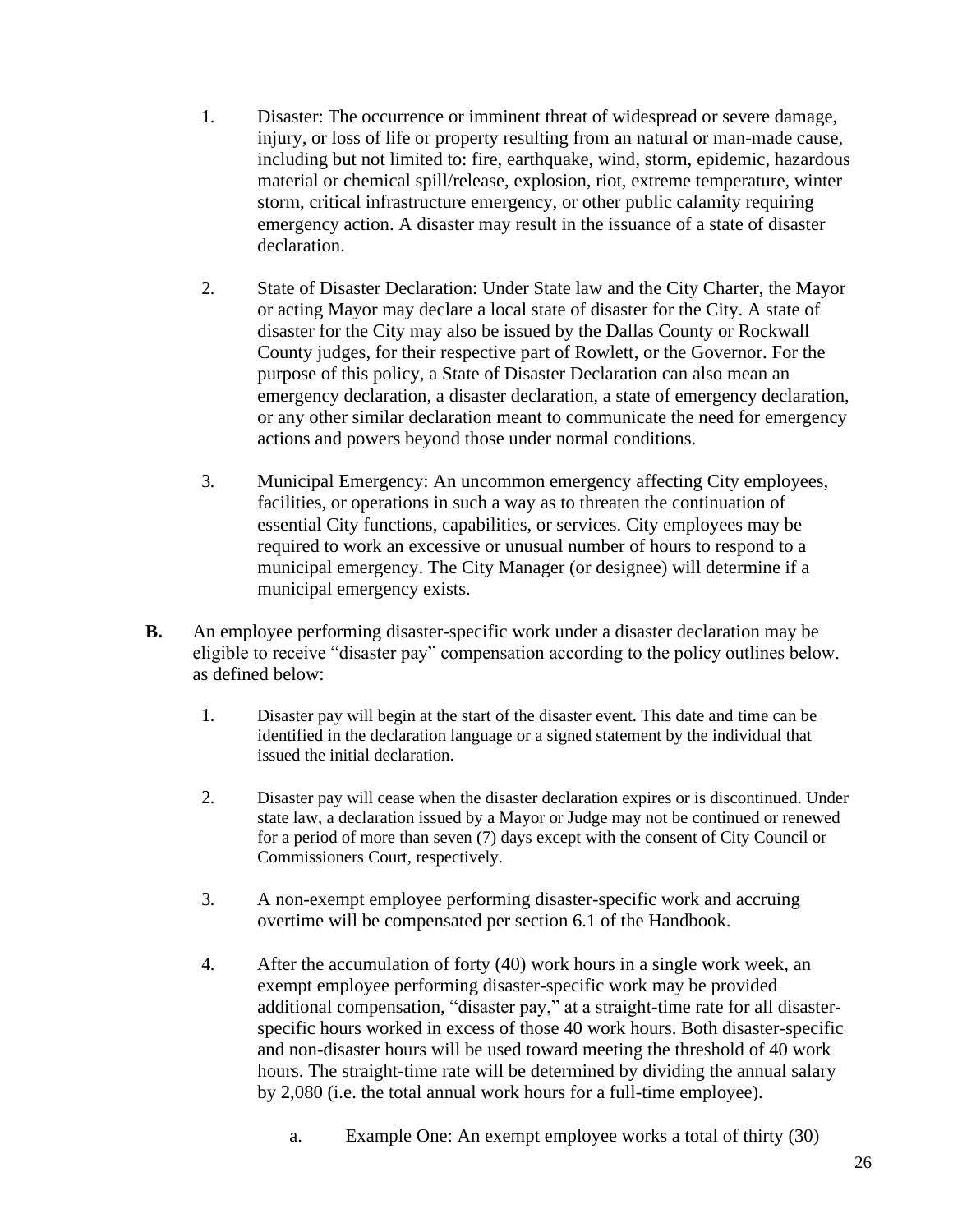1. Disaster: The occurrence or imminent threat of widespread or severe damage, injury, or loss of life or property resulting from an natural or man-made cause, including but not limited to: fire, earthquake, wind, storm, epidemic, hazardous material or chemical spill/release, explosion, riot, extreme temperature, winter storm, critical infrastructure emergency, or other public calamity requiring emergency action. A disaster may result in the issuance of a state of disaster declaration.

2. State of Disaster Declaration: Under State law and the City Charter, the Mayor or acting Mayor may declare a local state of disaster for the City. A state of disaster for the City may also be issued by the Dallas County or Rockwall County judges, for their respective part of Rowlett, or the Governor. For the purpose of this policy, a State of Disaster Declaration can also mean an emergency declaration, a disaster declaration, a state of emergency declaration, or any other similar declaration meant to communicate the need for emergency actions and powers beyond those under normal conditions.

3. Municipal Emergency: An uncommon emergency affecting City employees, facilities, or operations in such a way as to threaten the continuation of essential City functions, capabilities, or services. City employees may be required to work an excessive or unusual number of hours to respond to a municipal emergency. The City Manager (or designee) will determine if a municipal emergency exists.

**B.** An employee performing disaster-specific work under a disaster declaration may be eligible to receive "disaster pay" compensation according to the policy outlines below. as defined below:

1. Disaster pay will begin at the start of the disaster event. This date and time can be identified in the declaration language or a signed statement by the individual that issued the initial declaration.

2. Disaster pay will cease when the disaster declaration expires or is discontinued. Under state law, a declaration issued by a Mayor or Judge may not be continued or renewed for a period of more than seven (7) days except with the consent of City Council or Commissioners Court, respectively.

3. A non-exempt employee performing disaster-specific work and accruing overtime will be compensated per section 6.1 of the Handbook.

4. After the accumulation of forty (40) work hours in a single work week, an exempt employee performing disaster-specific work may be provided additional compensation, "disaster pay," at a straight-time rate for all disaster-specific hours worked in excess of those 40 work hours. Both disaster-specific and non-disaster hours will be used toward meeting the threshold of 40 work hours. The straight-time rate will be determined by dividing the annual salary by 2,080 (i.e. the total annual work hours for a full-time employee).

   a. Example One: An exempt employee works a total of thirty (30)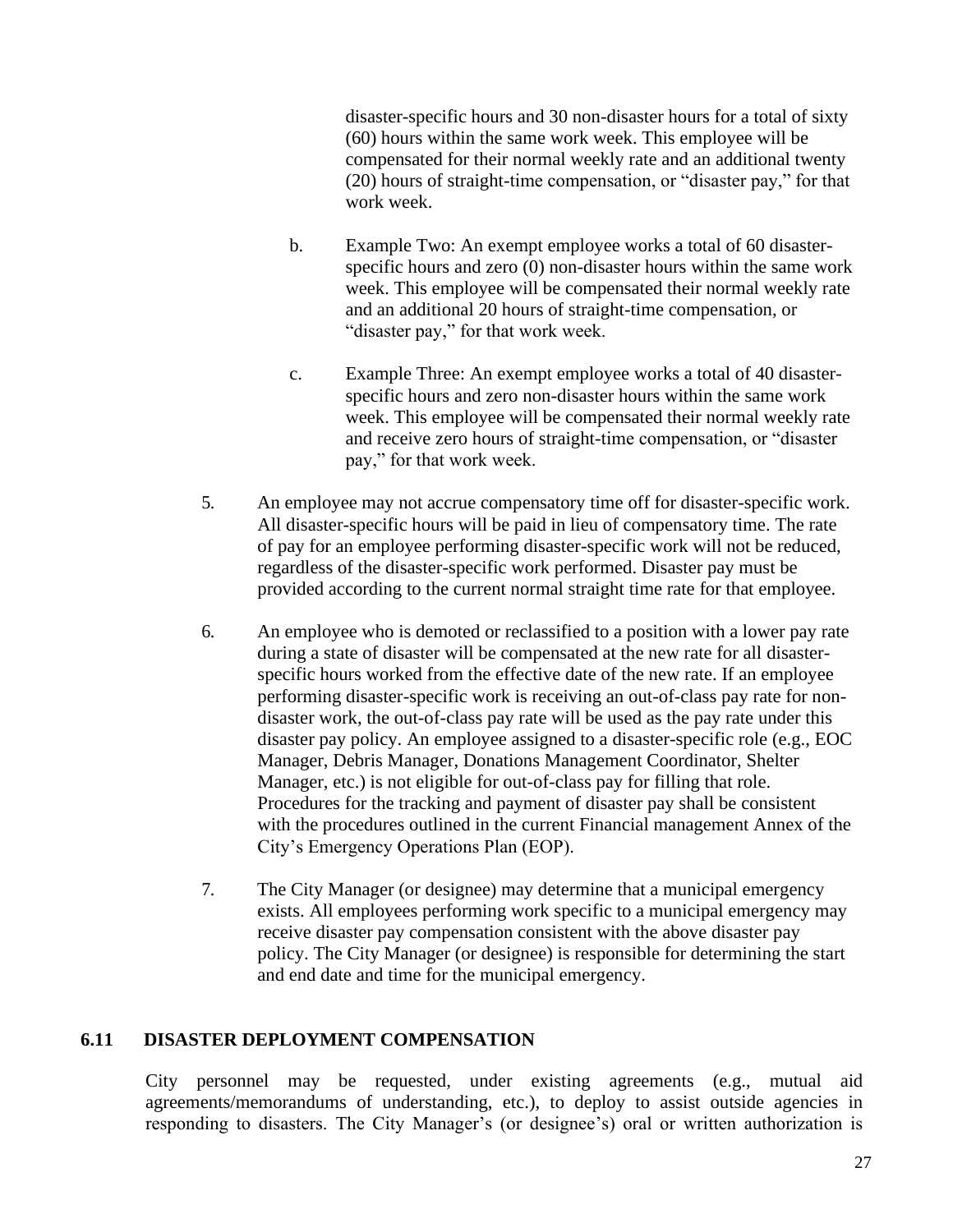disaster-specific hours and 30 non-disaster hours for a total of sixty (60) hours within the same work week. This employee will be compensated for their normal weekly rate and an additional twenty (20) hours of straight-time compensation, or "disaster pay," for that work week.

b. Example Two: An exempt employee works a total of 60 disaster-specific hours and zero (0) non-disaster hours within the same work week. This employee will be compensated their normal weekly rate and an additional 20 hours of straight-time compensation, or "disaster pay," for that work week.

c. Example Three: An exempt employee works a total of 40 disaster-specific hours and zero non-disaster hours within the same work week. This employee will be compensated their normal weekly rate and receive zero hours of straight-time compensation, or "disaster pay," for that work week.

5. An employee may not accrue compensatory time off for disaster-specific work. All disaster-specific hours will be paid in lieu of compensatory time. The rate of pay for an employee performing disaster-specific work will not be reduced, regardless of the disaster-specific work performed. Disaster pay must be provided according to the current normal straight time rate for that employee.

6. An employee who is demoted or reclassified to a position with a lower pay rate during a state of disaster will be compensated at the new rate for all disaster-specific hours worked from the effective date of the new rate. If an employee performing disaster-specific work is receiving an out-of-class pay rate for non-disaster work, the out-of-class pay rate will be used as the pay rate under this disaster pay policy. An employee assigned to a disaster-specific role (e.g., EOC Manager, Debris Manager, Donations Management Coordinator, Shelter Manager, etc.) is not eligible for out-of-class pay for filling that role. Procedures for the tracking and payment of disaster pay shall be consistent with the procedures outlined in the current Financial management Annex of the City's Emergency Operations Plan (EOP).

7. The City Manager (or designee) may determine that a municipal emergency exists. All employees performing work specific to a municipal emergency may receive disaster pay compensation consistent with the above disaster pay policy. The City Manager (or designee) is responsible for determining the start and end date and time for the municipal emergency.

## 6.11 DISASTER DEPLOYMENT COMPENSATION

City personnel may be requested, under existing agreements (e.g., mutual aid agreements/memorandums of understanding, etc.), to deploy to assist outside agencies in responding to disasters. The City Manager's (or designee's) oral or written authorization is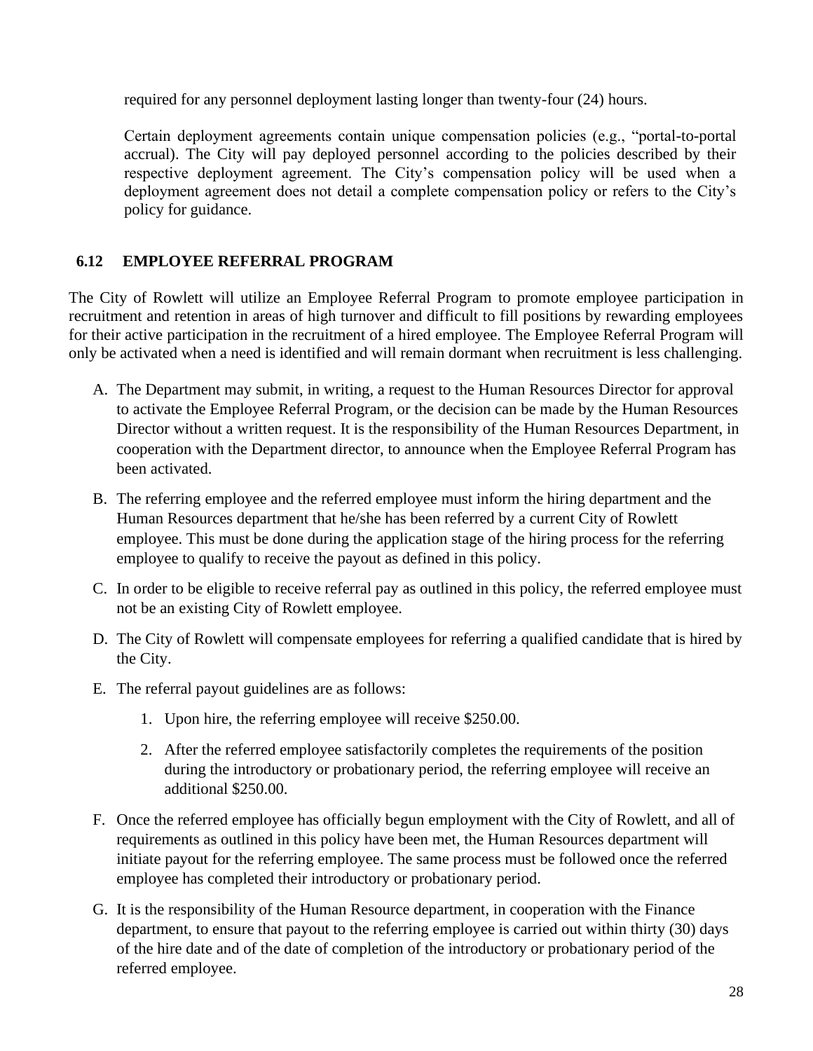required for any personnel deployment lasting longer than twenty-four (24) hours.

Certain deployment agreements contain unique compensation policies (e.g., "portal-to-portal accrual). The City will pay deployed personnel according to the policies described by their respective deployment agreement. The City's compensation policy will be used when a deployment agreement does not detail a complete compensation policy or refers to the City's policy for guidance.

## 6.12 EMPLOYEE REFERRAL PROGRAM

The City of Rowlett will utilize an Employee Referral Program to promote employee participation in recruitment and retention in areas of high turnover and difficult to fill positions by rewarding employees for their active participation in the recruitment of a hired employee. The Employee Referral Program will only be activated when a need is identified and will remain dormant when recruitment is less challenging.

A. The Department may submit, in writing, a request to the Human Resources Director for approval to activate the Employee Referral Program, or the decision can be made by the Human Resources Director without a written request. It is the responsibility of the Human Resources Department, in cooperation with the Department director, to announce when the Employee Referral Program has been activated.

B. The referring employee and the referred employee must inform the hiring department and the Human Resources department that he/she has been referred by a current City of Rowlett employee. This must be done during the application stage of the hiring process for the referring employee to qualify to receive the payout as defined in this policy.

C. In order to be eligible to receive referral pay as outlined in this policy, the referred employee must not be an existing City of Rowlett employee.

D. The City of Rowlett will compensate employees for referring a qualified candidate that is hired by the City.

E. The referral payout guidelines are as follows:

   1. Upon hire, the referring employee will receive $250.00.

   2. After the referred employee satisfactorily completes the requirements of the position during the introductory or probationary period, the referring employee will receive an additional $250.00.

F. Once the referred employee has officially begun employment with the City of Rowlett, and all of requirements as outlined in this policy have been met, the Human Resources department will initiate payout for the referring employee. The same process must be followed once the referred employee has completed their introductory or probationary period.

G. It is the responsibility of the Human Resource department, in cooperation with the Finance department, to ensure that payout to the referring employee is carried out within thirty (30) days of the hire date and of the date of completion of the introductory or probationary period of the referred employee.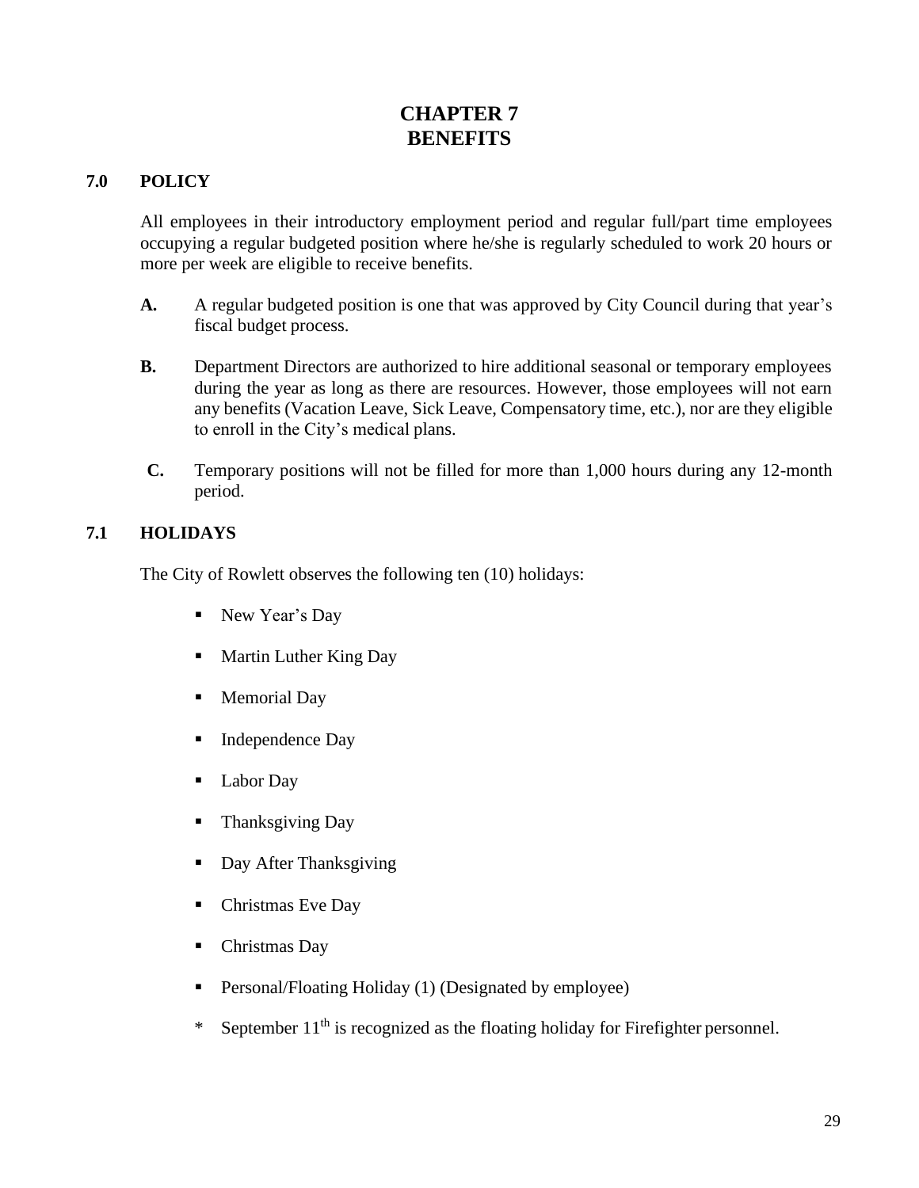# CHAPTER 7
# BENEFITS

## 7.0 POLICY

All employees in their introductory employment period and regular full/part time employees occupying a regular budgeted position where he/she is regularly scheduled to work 20 hours or more per week are eligible to receive benefits.

**A.** A regular budgeted position is one that was approved by City Council during that year's fiscal budget process.

**B.** Department Directors are authorized to hire additional seasonal or temporary employees during the year as long as there are resources. However, those employees will not earn any benefits (Vacation Leave, Sick Leave, Compensatory time, etc.), nor are they eligible to enroll in the City's medical plans.

**C.** Temporary positions will not be filled for more than 1,000 hours during any 12-month period.

## 7.1 HOLIDAYS

The City of Rowlett observes the following ten (10) holidays:

- New Year's Day
- Martin Luther King Day
- Memorial Day
- Independence Day
- Labor Day
- Thanksgiving Day
- Day After Thanksgiving
- Christmas Eve Day
- Christmas Day
- Personal/Floating Holiday (1) (Designated by employee)

\* September 11th is recognized as the floating holiday for Firefighter personnel.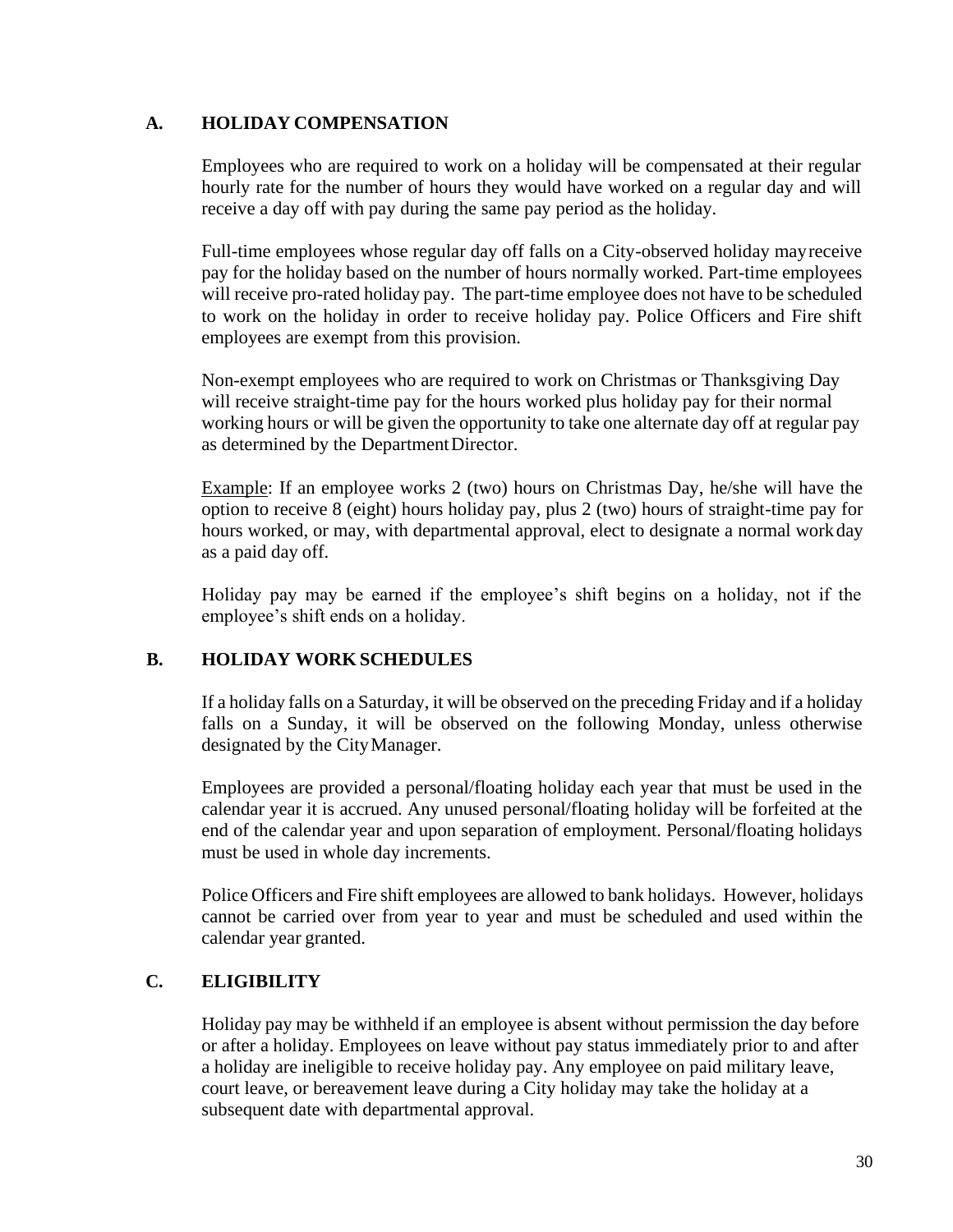## A. HOLIDAY COMPENSATION

Employees who are required to work on a holiday will be compensated at their regular hourly rate for the number of hours they would have worked on a regular day and will receive a day off with pay during the same pay period as the holiday.

Full-time employees whose regular day off falls on a City-observed holiday may receive pay for the holiday based on the number of hours normally worked. Part-time employees will receive pro-rated holiday pay. The part-time employee does not have to be scheduled to work on the holiday in order to receive holiday pay. Police Officers and Fire shift employees are exempt from this provision.

Non-exempt employees who are required to work on Christmas or Thanksgiving Day will receive straight-time pay for the hours worked plus holiday pay for their normal working hours or will be given the opportunity to take one alternate day off at regular pay as determined by the Department Director.

Example: If an employee works 2 (two) hours on Christmas Day, he/she will have the option to receive 8 (eight) hours holiday pay, plus 2 (two) hours of straight-time pay for hours worked, or may, with departmental approval, elect to designate a normal work day as a paid day off.

Holiday pay may be earned if the employee's shift begins on a holiday, not if the employee's shift ends on a holiday.

## B. HOLIDAY WORK SCHEDULES

If a holiday falls on a Saturday, it will be observed on the preceding Friday and if a holiday falls on a Sunday, it will be observed on the following Monday, unless otherwise designated by the City Manager.

Employees are provided a personal/floating holiday each year that must be used in the calendar year it is accrued. Any unused personal/floating holiday will be forfeited at the end of the calendar year and upon separation of employment. Personal/floating holidays must be used in whole day increments.

Police Officers and Fire shift employees are allowed to bank holidays. However, holidays cannot be carried over from year to year and must be scheduled and used within the calendar year granted.

## C. ELIGIBILITY

Holiday pay may be withheld if an employee is absent without permission the day before or after a holiday. Employees on leave without pay status immediately prior to and after a holiday are ineligible to receive holiday pay. Any employee on paid military leave, court leave, or bereavement leave during a City holiday may take the holiday at a subsequent date with departmental approval.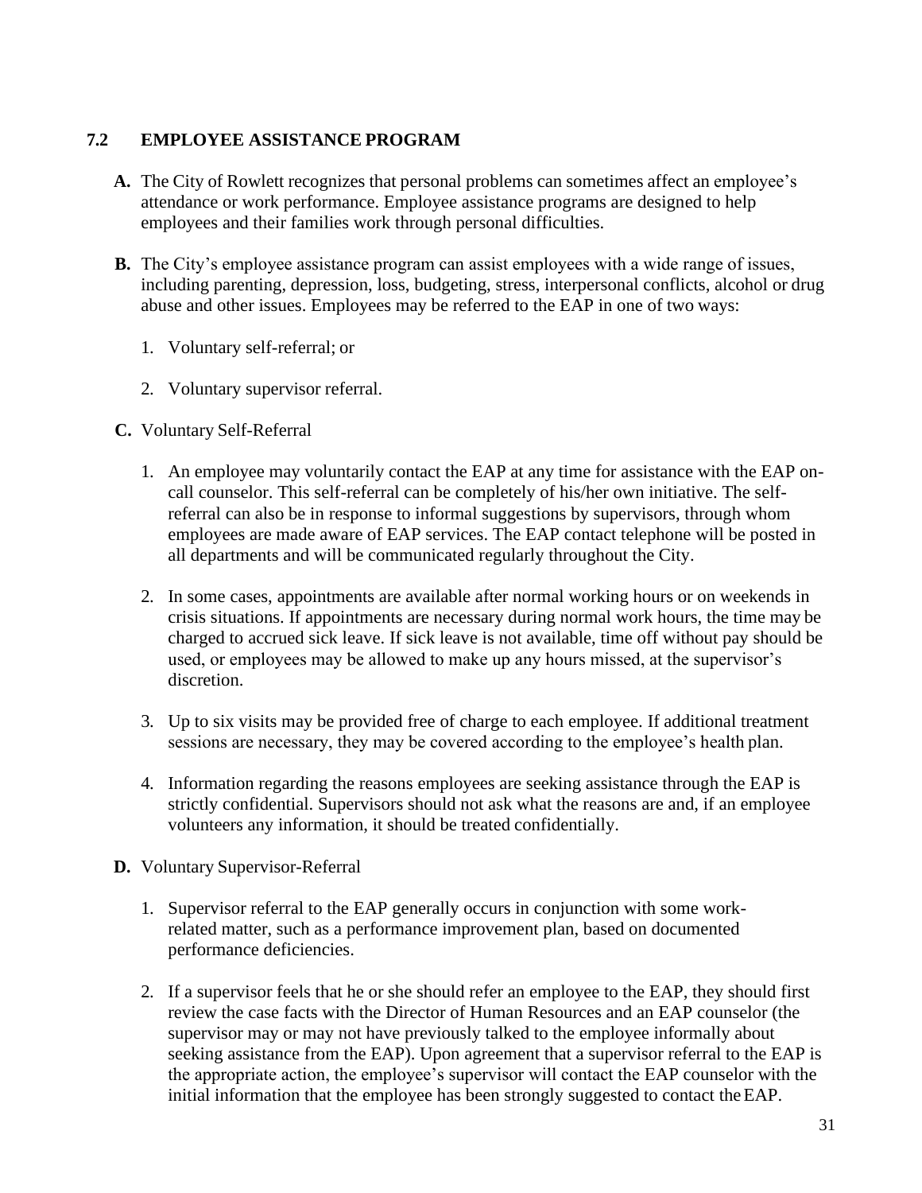## 7.2 EMPLOYEE ASSISTANCE PROGRAM

**A.** The City of Rowlett recognizes that personal problems can sometimes affect an employee's attendance or work performance. Employee assistance programs are designed to help employees and their families work through personal difficulties.

**B.** The City's employee assistance program can assist employees with a wide range of issues, including parenting, depression, loss, budgeting, stress, interpersonal conflicts, alcohol or drug abuse and other issues. Employees may be referred to the EAP in one of two ways:

1. Voluntary self-referral; or
2. Voluntary supervisor referral.

**C.** Voluntary Self-Referral

1. An employee may voluntarily contact the EAP at any time for assistance with the EAP on-call counselor. This self-referral can be completely of his/her own initiative. The self-referral can also be in response to informal suggestions by supervisors, through whom employees are made aware of EAP services. The EAP contact telephone will be posted in all departments and will be communicated regularly throughout the City.
2. In some cases, appointments are available after normal working hours or on weekends in crisis situations. If appointments are necessary during normal work hours, the time may be charged to accrued sick leave. If sick leave is not available, time off without pay should be used, or employees may be allowed to make up any hours missed, at the supervisor's discretion.
3. Up to six visits may be provided free of charge to each employee. If additional treatment sessions are necessary, they may be covered according to the employee's health plan.
4. Information regarding the reasons employees are seeking assistance through the EAP is strictly confidential. Supervisors should not ask what the reasons are and, if an employee volunteers any information, it should be treated confidentially.

**D.** Voluntary Supervisor-Referral

1. Supervisor referral to the EAP generally occurs in conjunction with some work-related matter, such as a performance improvement plan, based on documented performance deficiencies.
2. If a supervisor feels that he or she should refer an employee to the EAP, they should first review the case facts with the Director of Human Resources and an EAP counselor (the supervisor may or may not have previously talked to the employee informally about seeking assistance from the EAP). Upon agreement that a supervisor referral to the EAP is the appropriate action, the employee's supervisor will contact the EAP counselor with the initial information that the employee has been strongly suggested to contact the EAP.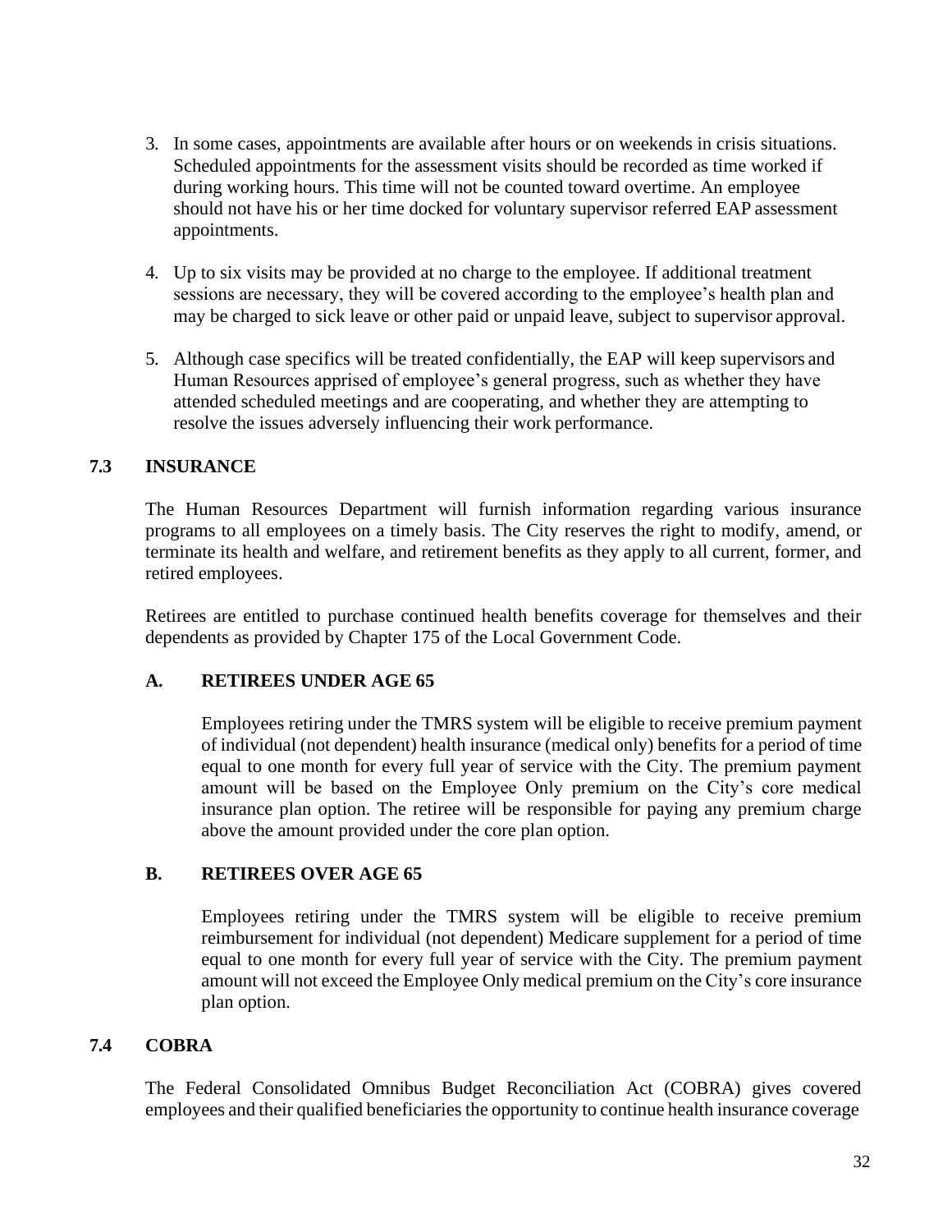3. In some cases, appointments are available after hours or on weekends in crisis situations. Scheduled appointments for the assessment visits should be recorded as time worked if during working hours. This time will not be counted toward overtime. An employee should not have his or her time docked for voluntary supervisor referred EAP assessment appointments.

4. Up to six visits may be provided at no charge to the employee. If additional treatment sessions are necessary, they will be covered according to the employee's health plan and may be charged to sick leave or other paid or unpaid leave, subject to supervisor approval.

5. Although case specifics will be treated confidentially, the EAP will keep supervisors and Human Resources apprised of employee's general progress, such as whether they have attended scheduled meetings and are cooperating, and whether they are attempting to resolve the issues adversely influencing their work performance.

## 7.3 INSURANCE

The Human Resources Department will furnish information regarding various insurance programs to all employees on a timely basis. The City reserves the right to modify, amend, or terminate its health and welfare, and retirement benefits as they apply to all current, former, and retired employees.

Retirees are entitled to purchase continued health benefits coverage for themselves and their dependents as provided by Chapter 175 of the Local Government Code.

### A. RETIREES UNDER AGE 65

Employees retiring under the TMRS system will be eligible to receive premium payment of individual (not dependent) health insurance (medical only) benefits for a period of time equal to one month for every full year of service with the City. The premium payment amount will be based on the Employee Only premium on the City's core medical insurance plan option. The retiree will be responsible for paying any premium charge above the amount provided under the core plan option.

### B. RETIREES OVER AGE 65

Employees retiring under the TMRS system will be eligible to receive premium reimbursement for individual (not dependent) Medicare supplement for a period of time equal to one month for every full year of service with the City. The premium payment amount will not exceed the Employee Only medical premium on the City's core insurance plan option.

## 7.4 COBRA

The Federal Consolidated Omnibus Budget Reconciliation Act (COBRA) gives covered employees and their qualified beneficiaries the opportunity to continue health insurance coverage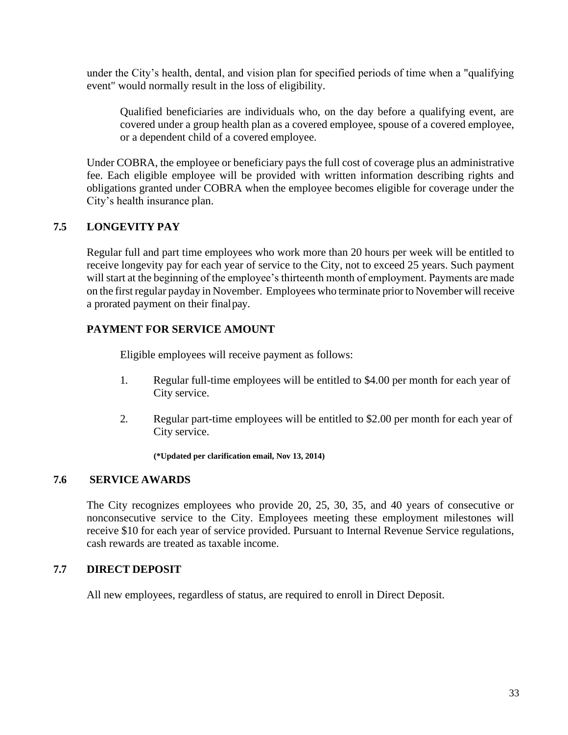under the City's health, dental, and vision plan for specified periods of time when a "qualifying event" would normally result in the loss of eligibility.

> Qualified beneficiaries are individuals who, on the day before a qualifying event, are covered under a group health plan as a covered employee, spouse of a covered employee, or a dependent child of a covered employee.

Under COBRA, the employee or beneficiary pays the full cost of coverage plus an administrative fee. Each eligible employee will be provided with written information describing rights and obligations granted under COBRA when the employee becomes eligible for coverage under the City's health insurance plan.

## 7.5 LONGEVITY PAY

Regular full and part time employees who work more than 20 hours per week will be entitled to receive longevity pay for each year of service to the City, not to exceed 25 years. Such payment will start at the beginning of the employee's thirteenth month of employment. Payments are made on the first regular payday in November. Employees who terminate prior to November will receive a prorated payment on their final pay.

### PAYMENT FOR SERVICE AMOUNT

Eligible employees will receive payment as follows:

1. Regular full-time employees will be entitled to $4.00 per month for each year of City service.

2. Regular part-time employees will be entitled to $2.00 per month for each year of City service.

**(*Updated per clarification email, Nov 13, 2014)**

## 7.6 SERVICE AWARDS

The City recognizes employees who provide 20, 25, 30, 35, and 40 years of consecutive or nonconsecutive service to the City. Employees meeting these employment milestones will receive $10 for each year of service provided. Pursuant to Internal Revenue Service regulations, cash rewards are treated as taxable income.

## 7.7 DIRECT DEPOSIT

All new employees, regardless of status, are required to enroll in Direct Deposit.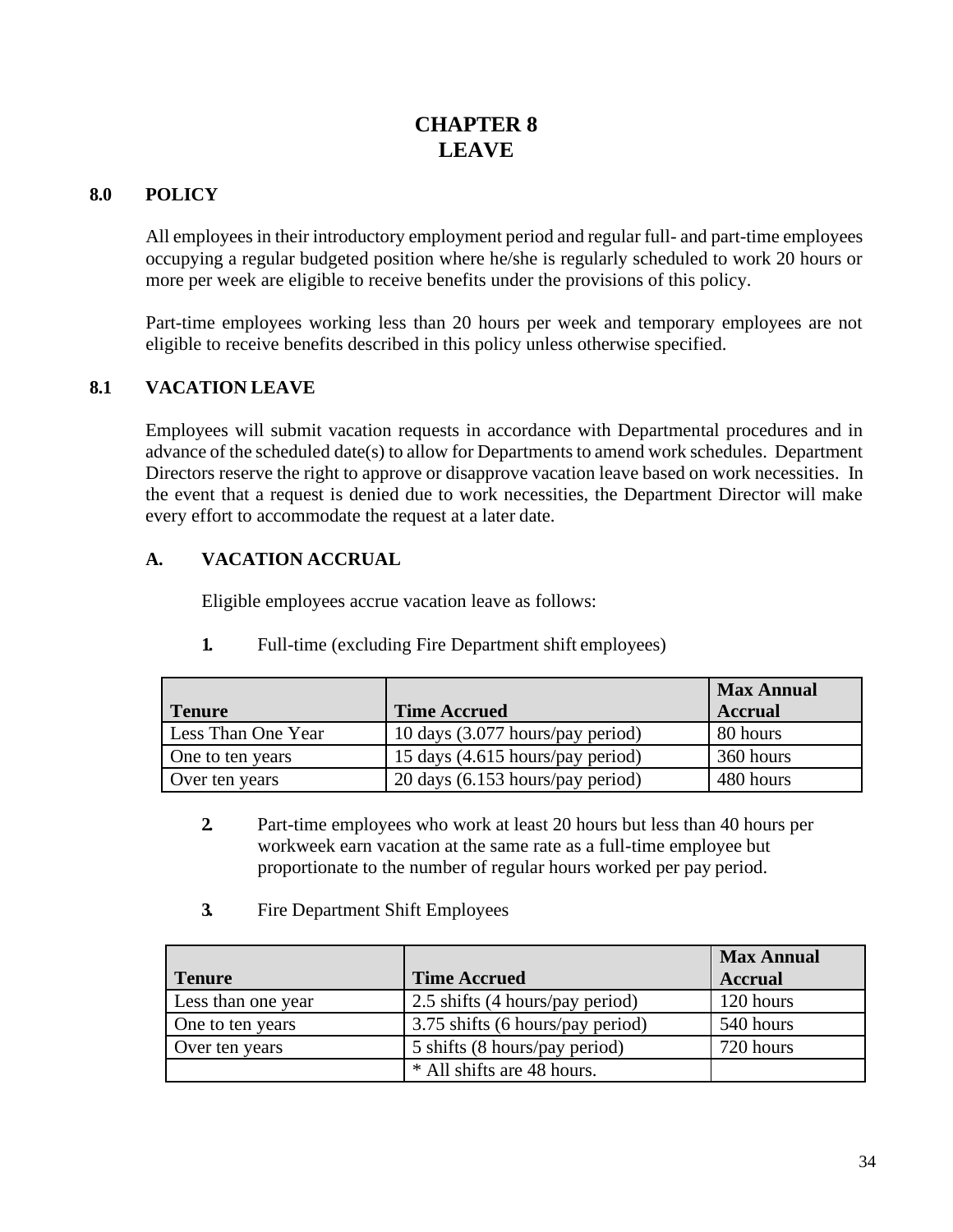# CHAPTER 8
# LEAVE

## 8.0 POLICY

All employees in their introductory employment period and regular full- and part-time employees occupying a regular budgeted position where he/she is regularly scheduled to work 20 hours or more per week are eligible to receive benefits under the provisions of this policy.

Part-time employees working less than 20 hours per week and temporary employees are not eligible to receive benefits described in this policy unless otherwise specified.

## 8.1 VACATION LEAVE

Employees will submit vacation requests in accordance with Departmental procedures and in advance of the scheduled date(s) to allow for Departments to amend work schedules. Department Directors reserve the right to approve or disapprove vacation leave based on work necessities. In the event that a request is denied due to work necessities, the Department Director will make every effort to accommodate the request at a later date.

### A. VACATION ACCRUAL

Eligible employees accrue vacation leave as follows:

1. Full-time (excluding Fire Department shift employees)

| Tenure | Time Accrued | Max Annual Accrual |
|---|---|---|
| Less Than One Year | 10 days (3.077 hours/pay period) | 80 hours |
| One to ten years | 15 days (4.615 hours/pay period) | 360 hours |
| Over ten years | 20 days (6.153 hours/pay period) | 480 hours |

2. Part-time employees who work at least 20 hours but less than 40 hours per workweek earn vacation at the same rate as a full-time employee but proportionate to the number of regular hours worked per pay period.

3. Fire Department Shift Employees

| Tenure | Time Accrued | Max Annual Accrual |
|---|---|---|
| Less than one year | 2.5 shifts (4 hours/pay period) | 120 hours |
| One to ten years | 3.75 shifts (6 hours/pay period) | 540 hours |
| Over ten years | 5 shifts (8 hours/pay period) | 720 hours |
| | * All shifts are 48 hours. | |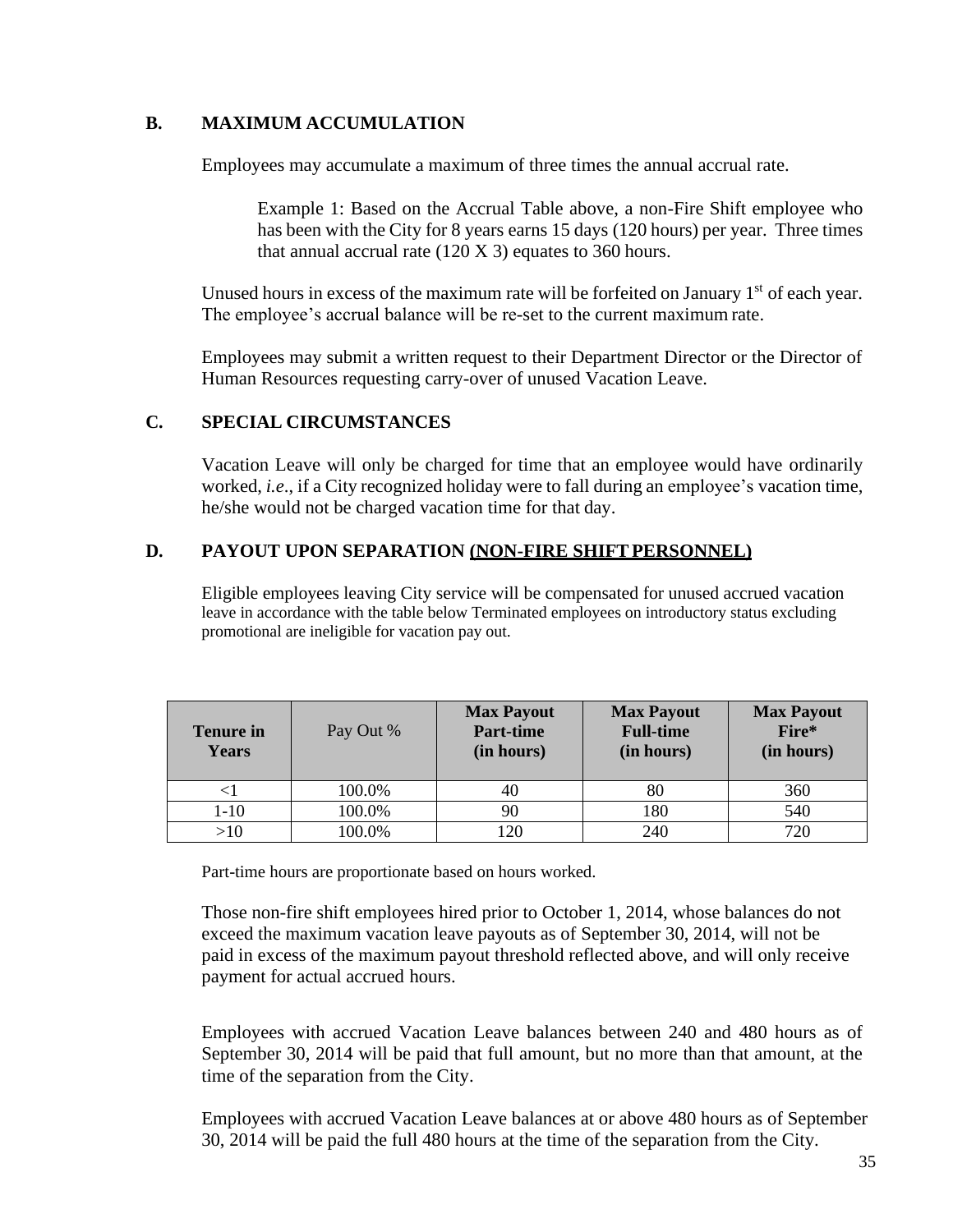### B. MAXIMUM ACCUMULATION

Employees may accumulate a maximum of three times the annual accrual rate.

> Example 1: Based on the Accrual Table above, a non-Fire Shift employee who has been with the City for 8 years earns 15 days (120 hours) per year. Three times that annual accrual rate (120 X 3) equates to 360 hours.

Unused hours in excess of the maximum rate will be forfeited on January 1st of each year. The employee's accrual balance will be re-set to the current maximum rate.

Employees may submit a written request to their Department Director or the Director of Human Resources requesting carry-over of unused Vacation Leave.

### C. SPECIAL CIRCUMSTANCES

Vacation Leave will only be charged for time that an employee would have ordinarily worked, *i.e*., if a City recognized holiday were to fall during an employee's vacation time, he/she would not be charged vacation time for that day.

### D. PAYOUT UPON SEPARATION (NON-FIRE SHIFT PERSONNEL)

Eligible employees leaving City service will be compensated for unused accrued vacation leave in accordance with the table below Terminated employees on introductory status excluding promotional are ineligible for vacation pay out.

| Tenure in Years | Pay Out % | Max Payout Part-time (in hours) | Max Payout Full-time (in hours) | Max Payout Fire* (in hours) |
|---|---|---|---|---|
| <1 | 100.0% | 40 | 80 | 360 |
| 1-10 | 100.0% | 90 | 180 | 540 |
| >10 | 100.0% | 120 | 240 | 720 |

Part-time hours are proportionate based on hours worked.

Those non-fire shift employees hired prior to October 1, 2014, whose balances do not exceed the maximum vacation leave payouts as of September 30, 2014, will not be paid in excess of the maximum payout threshold reflected above, and will only receive payment for actual accrued hours.

Employees with accrued Vacation Leave balances between 240 and 480 hours as of September 30, 2014 will be paid that full amount, but no more than that amount, at the time of the separation from the City.

Employees with accrued Vacation Leave balances at or above 480 hours as of September 30, 2014 will be paid the full 480 hours at the time of the separation from the City.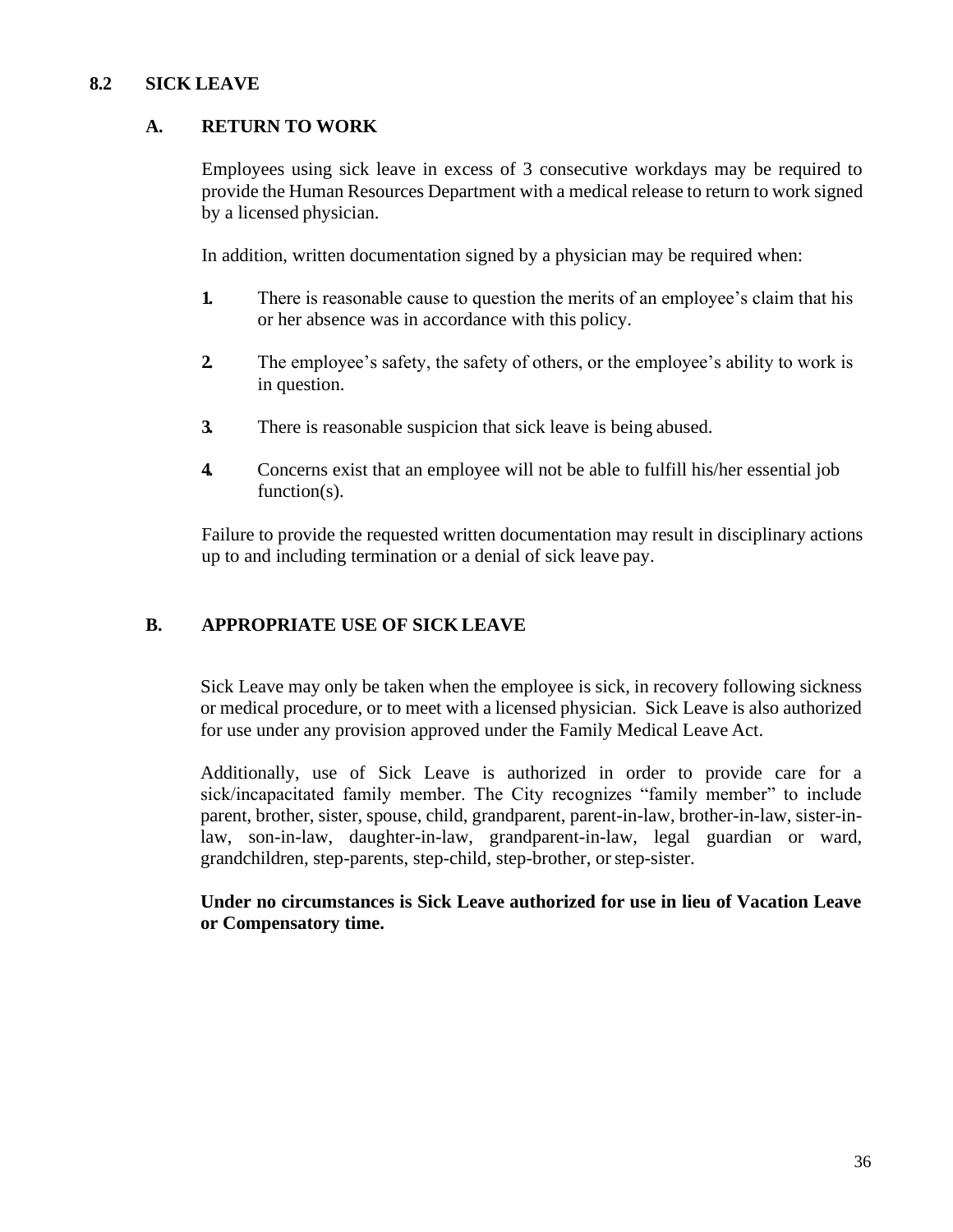## 8.2 SICK LEAVE

### A. RETURN TO WORK

Employees using sick leave in excess of 3 consecutive workdays may be required to provide the Human Resources Department with a medical release to return to work signed by a licensed physician.

In addition, written documentation signed by a physician may be required when:

1. There is reasonable cause to question the merits of an employee's claim that his or her absence was in accordance with this policy.
2. The employee's safety, the safety of others, or the employee's ability to work is in question.
3. There is reasonable suspicion that sick leave is being abused.
4. Concerns exist that an employee will not be able to fulfill his/her essential job function(s).

Failure to provide the requested written documentation may result in disciplinary actions up to and including termination or a denial of sick leave pay.

### B. APPROPRIATE USE OF SICK LEAVE

Sick Leave may only be taken when the employee is sick, in recovery following sickness or medical procedure, or to meet with a licensed physician. Sick Leave is also authorized for use under any provision approved under the Family Medical Leave Act.

Additionally, use of Sick Leave is authorized in order to provide care for a sick/incapacitated family member. The City recognizes "family member" to include parent, brother, sister, spouse, child, grandparent, parent-in-law, brother-in-law, sister-in-law, son-in-law, daughter-in-law, grandparent-in-law, legal guardian or ward, grandchildren, step-parents, step-child, step-brother, or step-sister.

**Under no circumstances is Sick Leave authorized for use in lieu of Vacation Leave or Compensatory time.**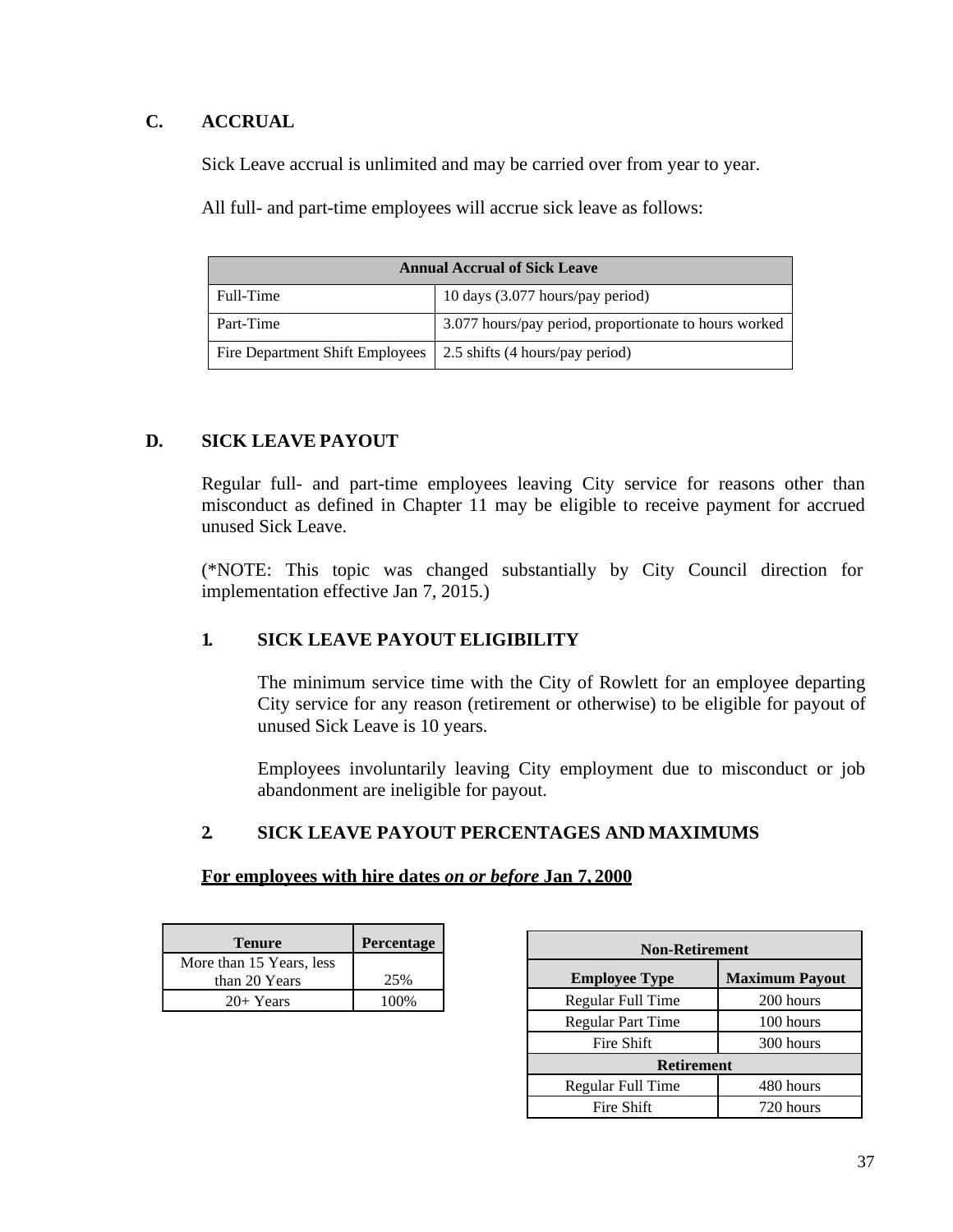### C. ACCRUAL

Sick Leave accrual is unlimited and may be carried over from year to year.

All full- and part-time employees will accrue sick leave as follows:

| Annual Accrual of Sick Leave | |
|---|---|
| Full-Time | 10 days (3.077 hours/pay period) |
| Part-Time | 3.077 hours/pay period, proportionate to hours worked |
| Fire Department Shift Employees | 2.5 shifts (4 hours/pay period) |

### D. SICK LEAVE PAYOUT

Regular full- and part-time employees leaving City service for reasons other than misconduct as defined in Chapter 11 may be eligible to receive payment for accrued unused Sick Leave.

(*NOTE: This topic was changed substantially by City Council direction for implementation effective Jan 7, 2015.)

#### 1. SICK LEAVE PAYOUT ELIGIBILITY

The minimum service time with the City of Rowlett for an employee departing City service for any reason (retirement or otherwise) to be eligible for payout of unused Sick Leave is 10 years.

Employees involuntarily leaving City employment due to misconduct or job abandonment are ineligible for payout.

#### 2. SICK LEAVE PAYOUT PERCENTAGES AND MAXIMUMS

**<u>For employees with hire dates *on or before* Jan 7, 2000</u>**

| Tenure | Percentage |
|---|---|
| More than 15 Years, less than 20 Years | 25% |
| 20+ Years | 100% |

| Non-Retirement | |
|---|---|
| **Employee Type** | **Maximum Payout** |
| Regular Full Time | 200 hours |
| Regular Part Time | 100 hours |
| Fire Shift | 300 hours |
| **Retirement** | |
| Regular Full Time | 480 hours |
| Fire Shift | 720 hours |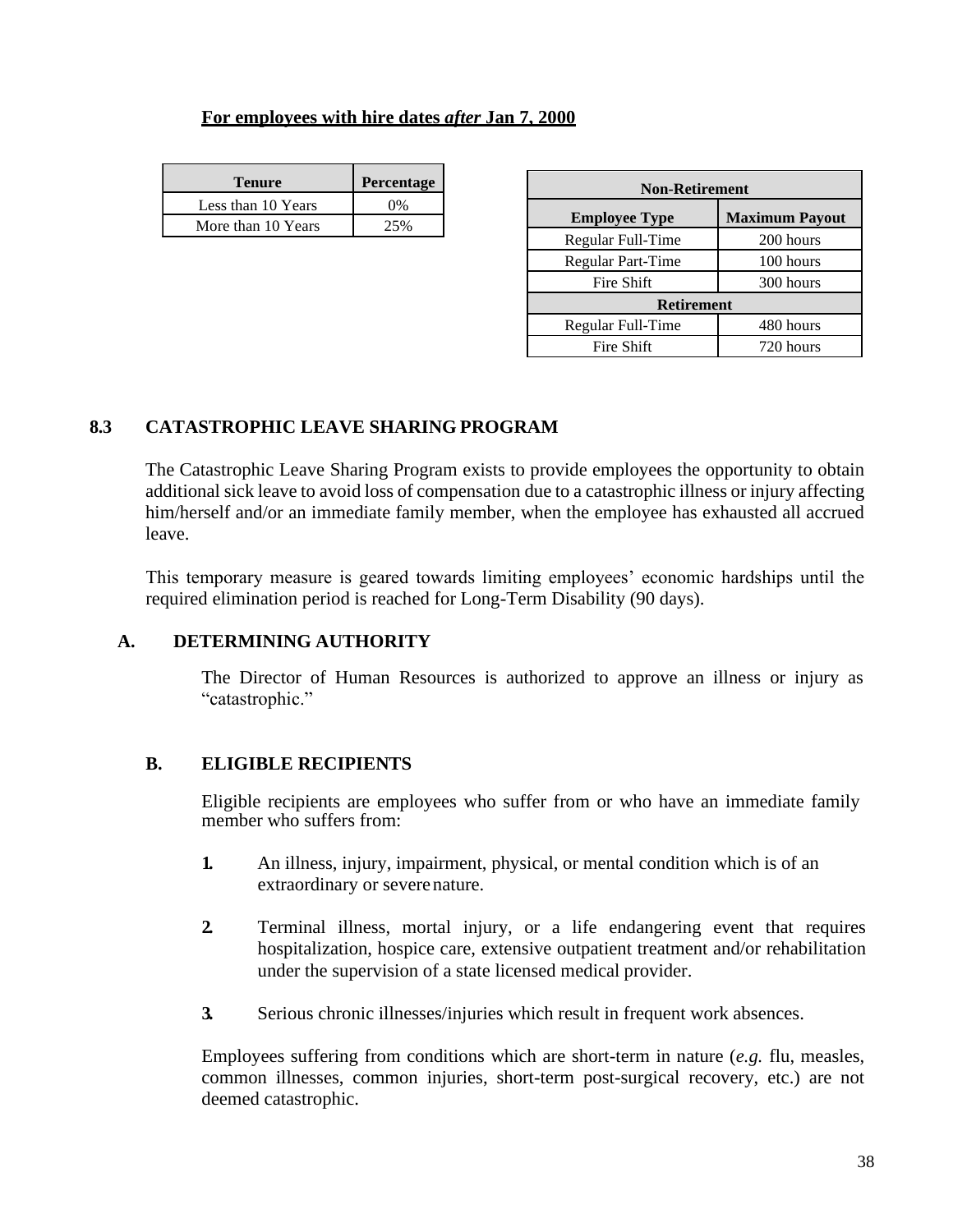**For employees with hire dates *after* Jan 7, 2000**

| Tenure | Percentage |
| --- | --- |
| Less than 10 Years | 0% |
| More than 10 Years | 25% |

| Non-Retirement | |
| --- | --- |
| **Employee Type** | **Maximum Payout** |
| Regular Full-Time | 200 hours |
| Regular Part-Time | 100 hours |
| Fire Shift | 300 hours |
| **Retirement** | |
| Regular Full-Time | 480 hours |
| Fire Shift | 720 hours |

## 8.3 CATASTROPHIC LEAVE SHARING PROGRAM

The Catastrophic Leave Sharing Program exists to provide employees the opportunity to obtain additional sick leave to avoid loss of compensation due to a catastrophic illness or injury affecting him/herself and/or an immediate family member, when the employee has exhausted all accrued leave.

This temporary measure is geared towards limiting employees' economic hardships until the required elimination period is reached for Long-Term Disability (90 days).

### A. DETERMINING AUTHORITY

The Director of Human Resources is authorized to approve an illness or injury as "catastrophic."

### B. ELIGIBLE RECIPIENTS

Eligible recipients are employees who suffer from or who have an immediate family member who suffers from:

1. An illness, injury, impairment, physical, or mental condition which is of an extraordinary or severe nature.

2. Terminal illness, mortal injury, or a life endangering event that requires hospitalization, hospice care, extensive outpatient treatment and/or rehabilitation under the supervision of a state licensed medical provider.

3. Serious chronic illnesses/injuries which result in frequent work absences.

Employees suffering from conditions which are short-term in nature (*e.g.* flu, measles, common illnesses, common injuries, short-term post-surgical recovery, etc.) are not deemed catastrophic.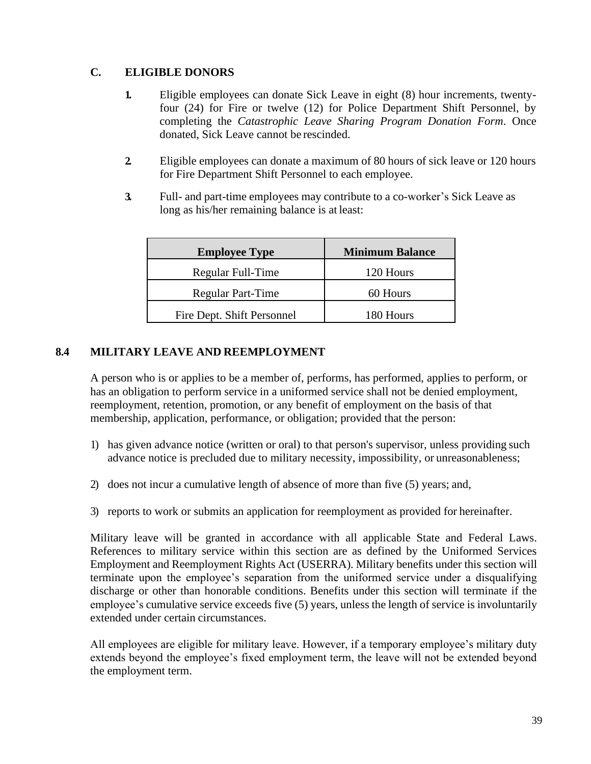### C. ELIGIBLE DONORS

1. Eligible employees can donate Sick Leave in eight (8) hour increments, twenty-four (24) for Fire or twelve (12) for Police Department Shift Personnel, by completing the *Catastrophic Leave Sharing Program Donation Form*. Once donated, Sick Leave cannot be rescinded.

2. Eligible employees can donate a maximum of 80 hours of sick leave or 120 hours for Fire Department Shift Personnel to each employee.

3. Full- and part-time employees may contribute to a co-worker's Sick Leave as long as his/her remaining balance is at least:

| Employee Type | Minimum Balance |
|---|---|
| Regular Full-Time | 120 Hours |
| Regular Part-Time | 60 Hours |
| Fire Dept. Shift Personnel | 180 Hours |

## 8.4 MILITARY LEAVE AND REEMPLOYMENT

A person who is or applies to be a member of, performs, has performed, applies to perform, or has an obligation to perform service in a uniformed service shall not be denied employment, reemployment, retention, promotion, or any benefit of employment on the basis of that membership, application, performance, or obligation; provided that the person:

1) has given advance notice (written or oral) to that person's supervisor, unless providing such advance notice is precluded due to military necessity, impossibility, or unreasonableness;

2) does not incur a cumulative length of absence of more than five (5) years; and,

3) reports to work or submits an application for reemployment as provided for hereinafter.

Military leave will be granted in accordance with all applicable State and Federal Laws. References to military service within this section are as defined by the Uniformed Services Employment and Reemployment Rights Act (USERRA). Military benefits under this section will terminate upon the employee's separation from the uniformed service under a disqualifying discharge or other than honorable conditions. Benefits under this section will terminate if the employee's cumulative service exceeds five (5) years, unless the length of service is involuntarily extended under certain circumstances.

All employees are eligible for military leave. However, if a temporary employee's military duty extends beyond the employee's fixed employment term, the leave will not be extended beyond the employment term.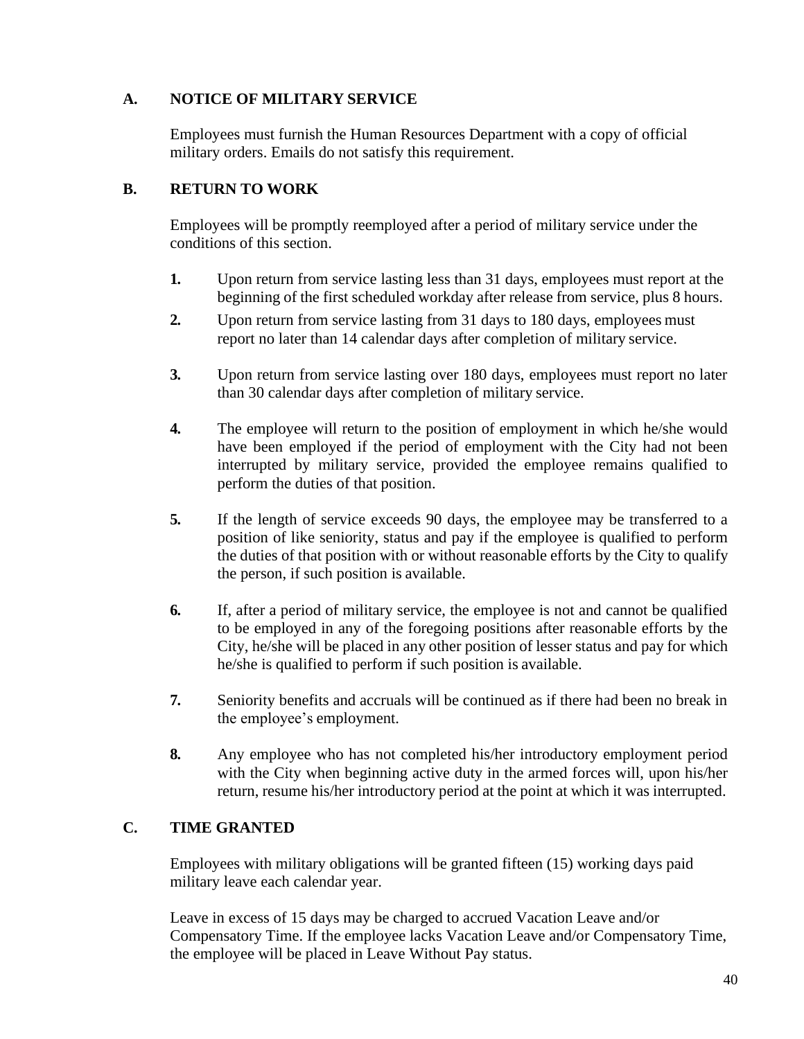## A. NOTICE OF MILITARY SERVICE

Employees must furnish the Human Resources Department with a copy of official military orders. Emails do not satisfy this requirement.

## B. RETURN TO WORK

Employees will be promptly reemployed after a period of military service under the conditions of this section.

1. Upon return from service lasting less than 31 days, employees must report at the beginning of the first scheduled workday after release from service, plus 8 hours.
2. Upon return from service lasting from 31 days to 180 days, employees must report no later than 14 calendar days after completion of military service.
3. Upon return from service lasting over 180 days, employees must report no later than 30 calendar days after completion of military service.
4. The employee will return to the position of employment in which he/she would have been employed if the period of employment with the City had not been interrupted by military service, provided the employee remains qualified to perform the duties of that position.
5. If the length of service exceeds 90 days, the employee may be transferred to a position of like seniority, status and pay if the employee is qualified to perform the duties of that position with or without reasonable efforts by the City to qualify the person, if such position is available.
6. If, after a period of military service, the employee is not and cannot be qualified to be employed in any of the foregoing positions after reasonable efforts by the City, he/she will be placed in any other position of lesser status and pay for which he/she is qualified to perform if such position is available.
7. Seniority benefits and accruals will be continued as if there had been no break in the employee's employment.
8. Any employee who has not completed his/her introductory employment period with the City when beginning active duty in the armed forces will, upon his/her return, resume his/her introductory period at the point at which it was interrupted.

## C. TIME GRANTED

Employees with military obligations will be granted fifteen (15) working days paid military leave each calendar year.

Leave in excess of 15 days may be charged to accrued Vacation Leave and/or Compensatory Time. If the employee lacks Vacation Leave and/or Compensatory Time, the employee will be placed in Leave Without Pay status.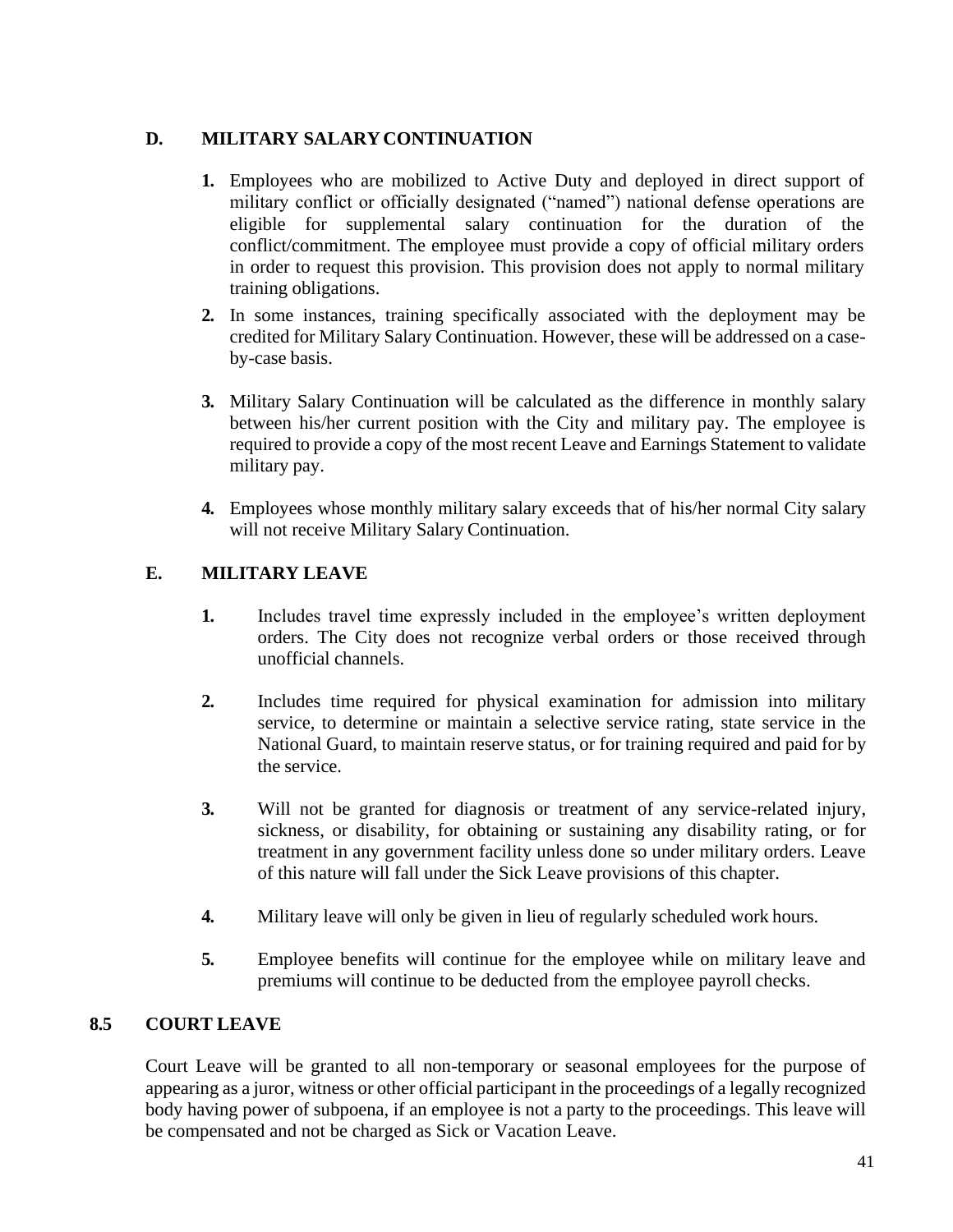### D. MILITARY SALARY CONTINUATION

1. Employees who are mobilized to Active Duty and deployed in direct support of military conflict or officially designated ("named") national defense operations are eligible for supplemental salary continuation for the duration of the conflict/commitment. The employee must provide a copy of official military orders in order to request this provision. This provision does not apply to normal military training obligations.
2. In some instances, training specifically associated with the deployment may be credited for Military Salary Continuation. However, these will be addressed on a case-by-case basis.
3. Military Salary Continuation will be calculated as the difference in monthly salary between his/her current position with the City and military pay. The employee is required to provide a copy of the most recent Leave and Earnings Statement to validate military pay.
4. Employees whose monthly military salary exceeds that of his/her normal City salary will not receive Military Salary Continuation.

### E. MILITARY LEAVE

1. Includes travel time expressly included in the employee's written deployment orders. The City does not recognize verbal orders or those received through unofficial channels.
2. Includes time required for physical examination for admission into military service, to determine or maintain a selective service rating, state service in the National Guard, to maintain reserve status, or for training required and paid for by the service.
3. Will not be granted for diagnosis or treatment of any service-related injury, sickness, or disability, for obtaining or sustaining any disability rating, or for treatment in any government facility unless done so under military orders. Leave of this nature will fall under the Sick Leave provisions of this chapter.
4. Military leave will only be given in lieu of regularly scheduled work hours.
5. Employee benefits will continue for the employee while on military leave and premiums will continue to be deducted from the employee payroll checks.

## 8.5 COURT LEAVE

Court Leave will be granted to all non-temporary or seasonal employees for the purpose of appearing as a juror, witness or other official participant in the proceedings of a legally recognized body having power of subpoena, if an employee is not a party to the proceedings. This leave will be compensated and not be charged as Sick or Vacation Leave.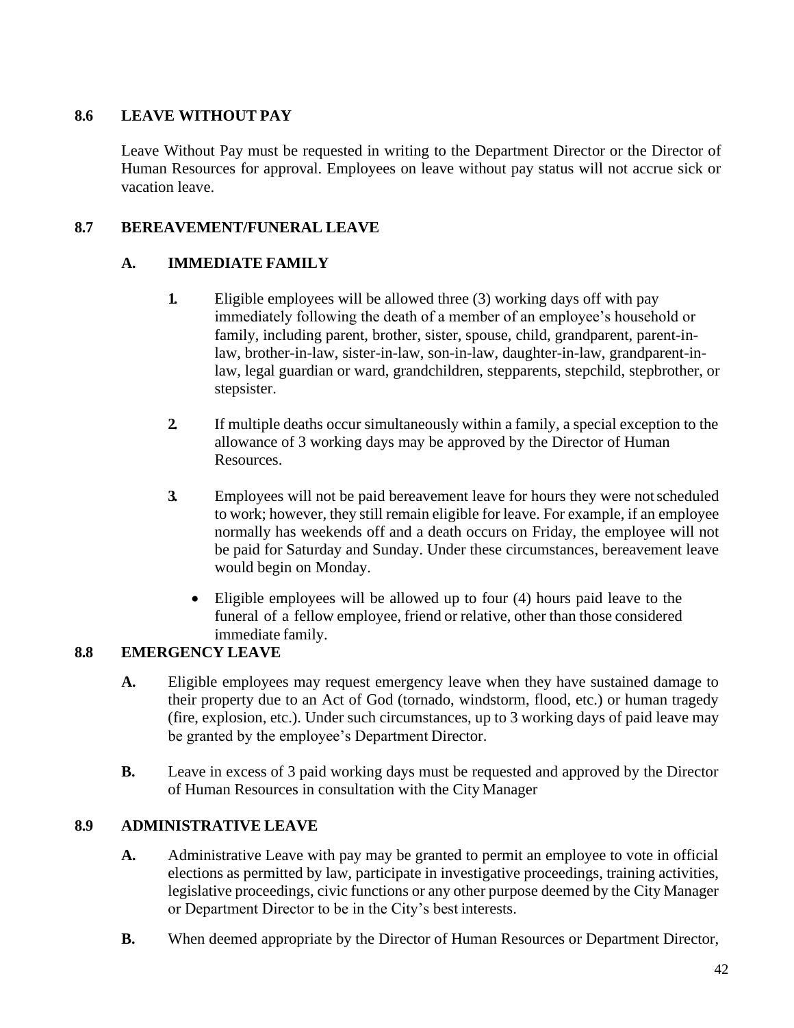## 8.6 LEAVE WITHOUT PAY

Leave Without Pay must be requested in writing to the Department Director or the Director of Human Resources for approval. Employees on leave without pay status will not accrue sick or vacation leave.

## 8.7 BEREAVEMENT/FUNERAL LEAVE

### A. IMMEDIATE FAMILY

1. Eligible employees will be allowed three (3) working days off with pay immediately following the death of a member of an employee's household or family, including parent, brother, sister, spouse, child, grandparent, parent-in-law, brother-in-law, sister-in-law, son-in-law, daughter-in-law, grandparent-in-law, legal guardian or ward, grandchildren, stepparents, stepchild, stepbrother, or stepsister.

2. If multiple deaths occur simultaneously within a family, a special exception to the allowance of 3 working days may be approved by the Director of Human Resources.

3. Employees will not be paid bereavement leave for hours they were not scheduled to work; however, they still remain eligible for leave. For example, if an employee normally has weekends off and a death occurs on Friday, the employee will not be paid for Saturday and Sunday. Under these circumstances, bereavement leave would begin on Monday.

   - Eligible employees will be allowed up to four (4) hours paid leave to the funeral of a fellow employee, friend or relative, other than those considered immediate family.

## 8.8 EMERGENCY LEAVE

**A.** Eligible employees may request emergency leave when they have sustained damage to their property due to an Act of God (tornado, windstorm, flood, etc.) or human tragedy (fire, explosion, etc.). Under such circumstances, up to 3 working days of paid leave may be granted by the employee's Department Director.

**B.** Leave in excess of 3 paid working days must be requested and approved by the Director of Human Resources in consultation with the City Manager

## 8.9 ADMINISTRATIVE LEAVE

**A.** Administrative Leave with pay may be granted to permit an employee to vote in official elections as permitted by law, participate in investigative proceedings, training activities, legislative proceedings, civic functions or any other purpose deemed by the City Manager or Department Director to be in the City's best interests.

**B.** When deemed appropriate by the Director of Human Resources or Department Director,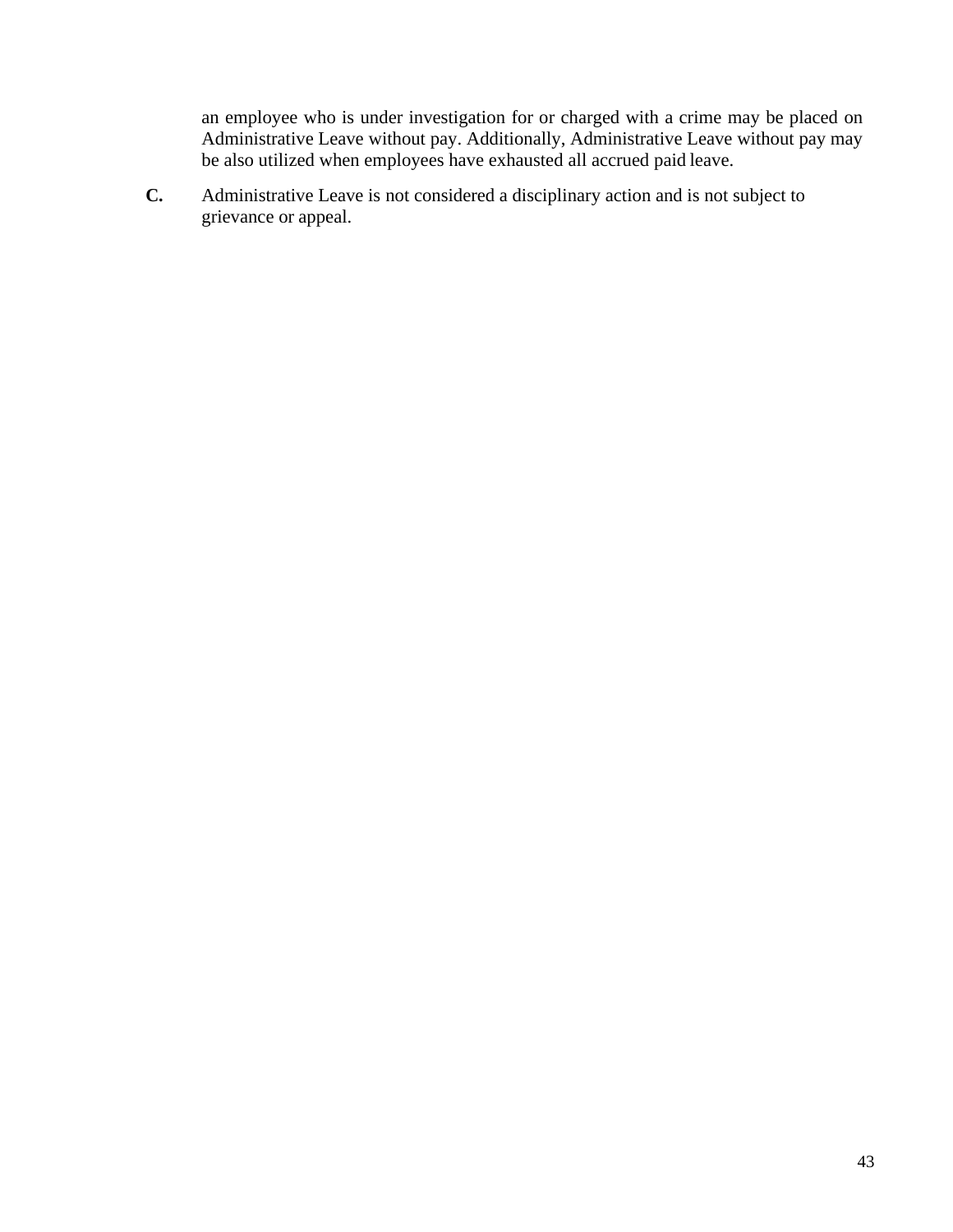an employee who is under investigation for or charged with a crime may be placed on Administrative Leave without pay. Additionally, Administrative Leave without pay may be also utilized when employees have exhausted all accrued paid leave.

**C.** Administrative Leave is not considered a disciplinary action and is not subject to grievance or appeal.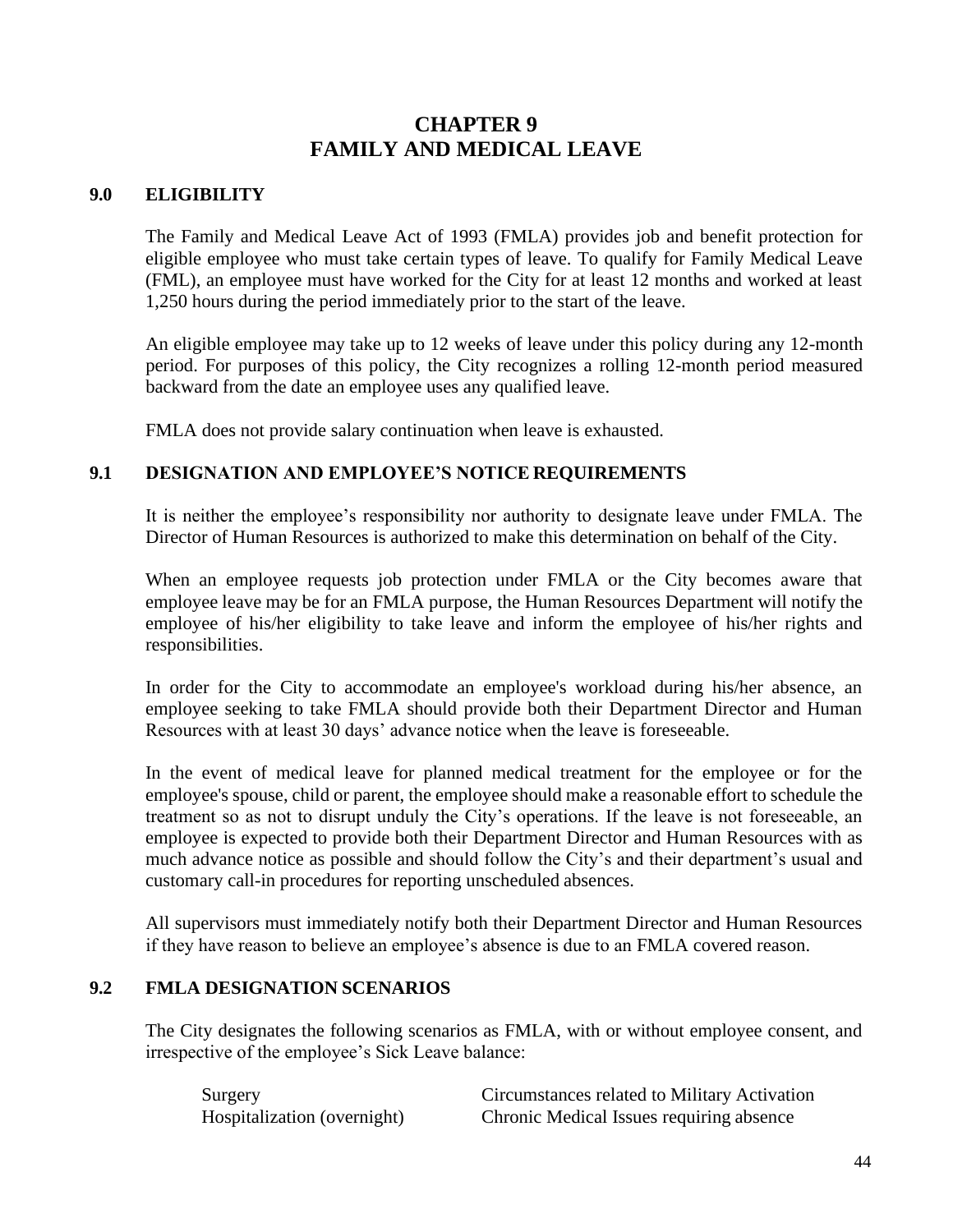# CHAPTER 9
# FAMILY AND MEDICAL LEAVE

## 9.0 ELIGIBILITY

The Family and Medical Leave Act of 1993 (FMLA) provides job and benefit protection for eligible employee who must take certain types of leave. To qualify for Family Medical Leave (FML), an employee must have worked for the City for at least 12 months and worked at least 1,250 hours during the period immediately prior to the start of the leave.

An eligible employee may take up to 12 weeks of leave under this policy during any 12-month period. For purposes of this policy, the City recognizes a rolling 12-month period measured backward from the date an employee uses any qualified leave.

FMLA does not provide salary continuation when leave is exhausted.

## 9.1 DESIGNATION AND EMPLOYEE'S NOTICE REQUIREMENTS

It is neither the employee's responsibility nor authority to designate leave under FMLA. The Director of Human Resources is authorized to make this determination on behalf of the City.

When an employee requests job protection under FMLA or the City becomes aware that employee leave may be for an FMLA purpose, the Human Resources Department will notify the employee of his/her eligibility to take leave and inform the employee of his/her rights and responsibilities.

In order for the City to accommodate an employee's workload during his/her absence, an employee seeking to take FMLA should provide both their Department Director and Human Resources with at least 30 days' advance notice when the leave is foreseeable.

In the event of medical leave for planned medical treatment for the employee or for the employee's spouse, child or parent, the employee should make a reasonable effort to schedule the treatment so as not to disrupt unduly the City's operations. If the leave is not foreseeable, an employee is expected to provide both their Department Director and Human Resources with as much advance notice as possible and should follow the City's and their department's usual and customary call-in procedures for reporting unscheduled absences.

All supervisors must immediately notify both their Department Director and Human Resources if they have reason to believe an employee's absence is due to an FMLA covered reason.

## 9.2 FMLA DESIGNATION SCENARIOS

The City designates the following scenarios as FMLA, with or without employee consent, and irrespective of the employee's Sick Leave balance:

- Surgery
- Hospitalization (overnight)
- Circumstances related to Military Activation
- Chronic Medical Issues requiring absence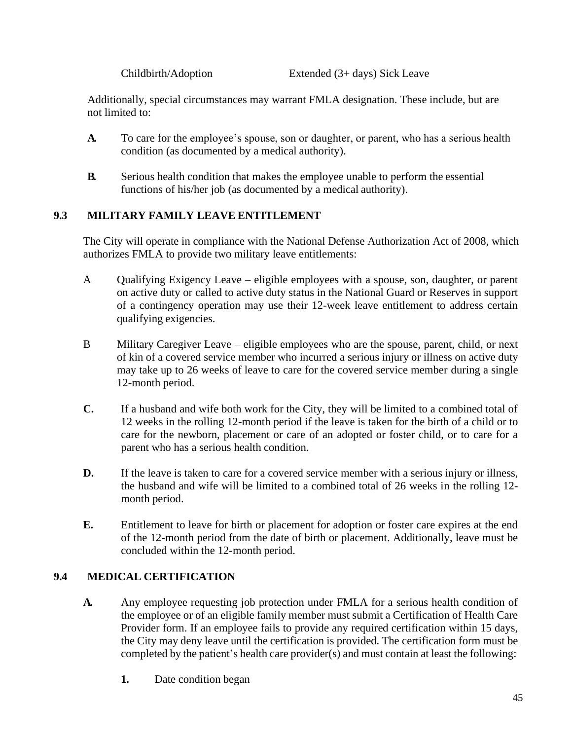| Childbirth/Adoption | Extended (3+ days) Sick Leave |
|---|---|

Additionally, special circumstances may warrant FMLA designation. These include, but are not limited to:

**A.** To care for the employee's spouse, son or daughter, or parent, who has a serious health condition (as documented by a medical authority).

**B.** Serious health condition that makes the employee unable to perform the essential functions of his/her job (as documented by a medical authority).

## 9.3 MILITARY FAMILY LEAVE ENTITLEMENT

The City will operate in compliance with the National Defense Authorization Act of 2008, which authorizes FMLA to provide two military leave entitlements:

A Qualifying Exigency Leave – eligible employees with a spouse, son, daughter, or parent on active duty or called to active duty status in the National Guard or Reserves in support of a contingency operation may use their 12-week leave entitlement to address certain qualifying exigencies.

B Military Caregiver Leave – eligible employees who are the spouse, parent, child, or next of kin of a covered service member who incurred a serious injury or illness on active duty may take up to 26 weeks of leave to care for the covered service member during a single 12-month period.

**C.** If a husband and wife both work for the City, they will be limited to a combined total of 12 weeks in the rolling 12-month period if the leave is taken for the birth of a child or to care for the newborn, placement or care of an adopted or foster child, or to care for a parent who has a serious health condition.

**D.** If the leave is taken to care for a covered service member with a serious injury or illness, the husband and wife will be limited to a combined total of 26 weeks in the rolling 12-month period.

**E.** Entitlement to leave for birth or placement for adoption or foster care expires at the end of the 12-month period from the date of birth or placement. Additionally, leave must be concluded within the 12-month period.

## 9.4 MEDICAL CERTIFICATION

**A.** Any employee requesting job protection under FMLA for a serious health condition of the employee or of an eligible family member must submit a Certification of Health Care Provider form. If an employee fails to provide any required certification within 15 days, the City may deny leave until the certification is provided. The certification form must be completed by the patient's health care provider(s) and must contain at least the following:

1. Date condition began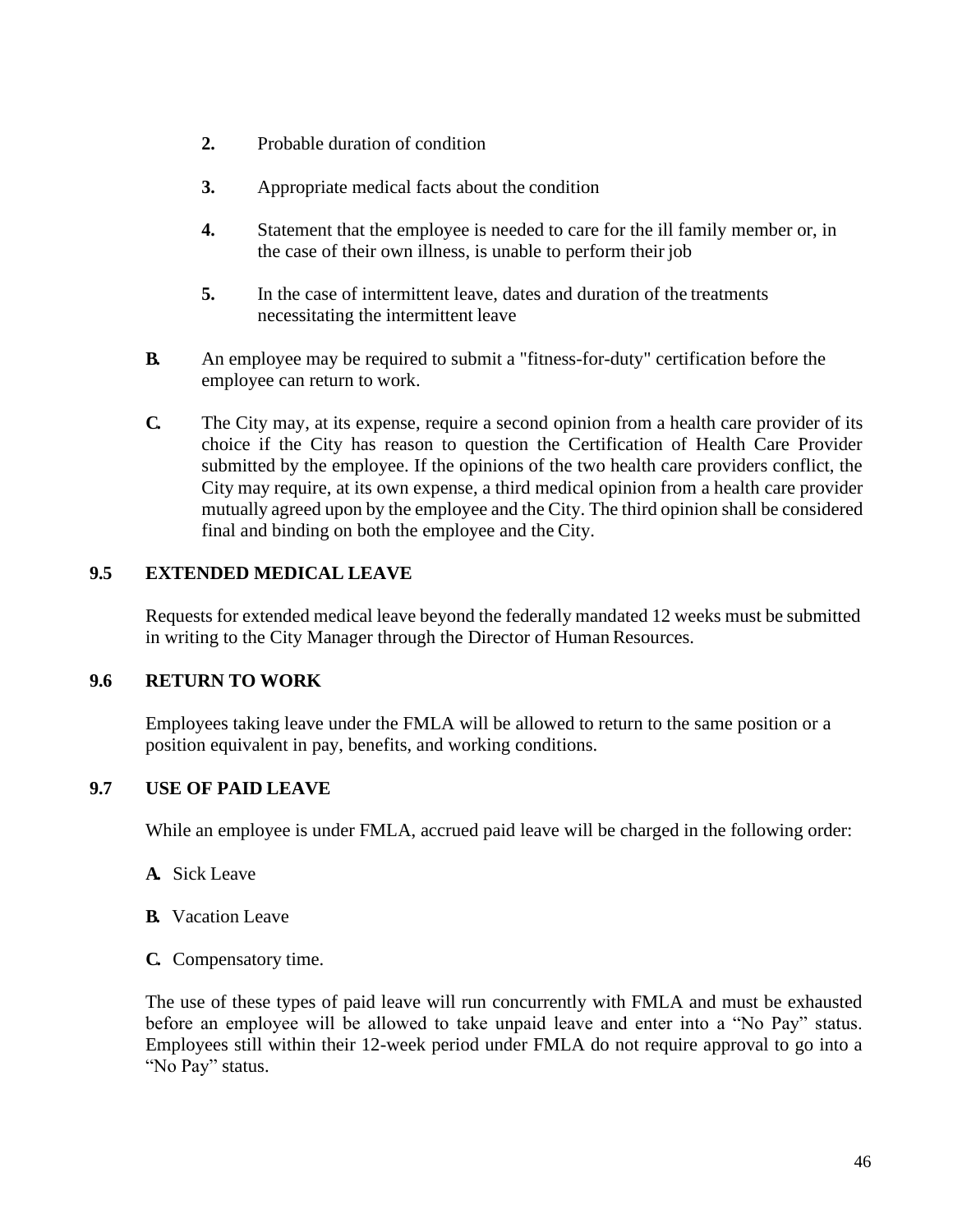2. Probable duration of condition

3. Appropriate medical facts about the condition

4. Statement that the employee is needed to care for the ill family member or, in the case of their own illness, is unable to perform their job

5. In the case of intermittent leave, dates and duration of the treatments necessitating the intermittent leave

**B.** An employee may be required to submit a "fitness-for-duty" certification before the employee can return to work.

**C.** The City may, at its expense, require a second opinion from a health care provider of its choice if the City has reason to question the Certification of Health Care Provider submitted by the employee. If the opinions of the two health care providers conflict, the City may require, at its own expense, a third medical opinion from a health care provider mutually agreed upon by the employee and the City. The third opinion shall be considered final and binding on both the employee and the City.

### 9.5 EXTENDED MEDICAL LEAVE

Requests for extended medical leave beyond the federally mandated 12 weeks must be submitted in writing to the City Manager through the Director of Human Resources.

### 9.6 RETURN TO WORK

Employees taking leave under the FMLA will be allowed to return to the same position or a position equivalent in pay, benefits, and working conditions.

### 9.7 USE OF PAID LEAVE

While an employee is under FMLA, accrued paid leave will be charged in the following order:

**A.** Sick Leave

**B.** Vacation Leave

**C.** Compensatory time.

The use of these types of paid leave will run concurrently with FMLA and must be exhausted before an employee will be allowed to take unpaid leave and enter into a "No Pay" status. Employees still within their 12-week period under FMLA do not require approval to go into a "No Pay" status.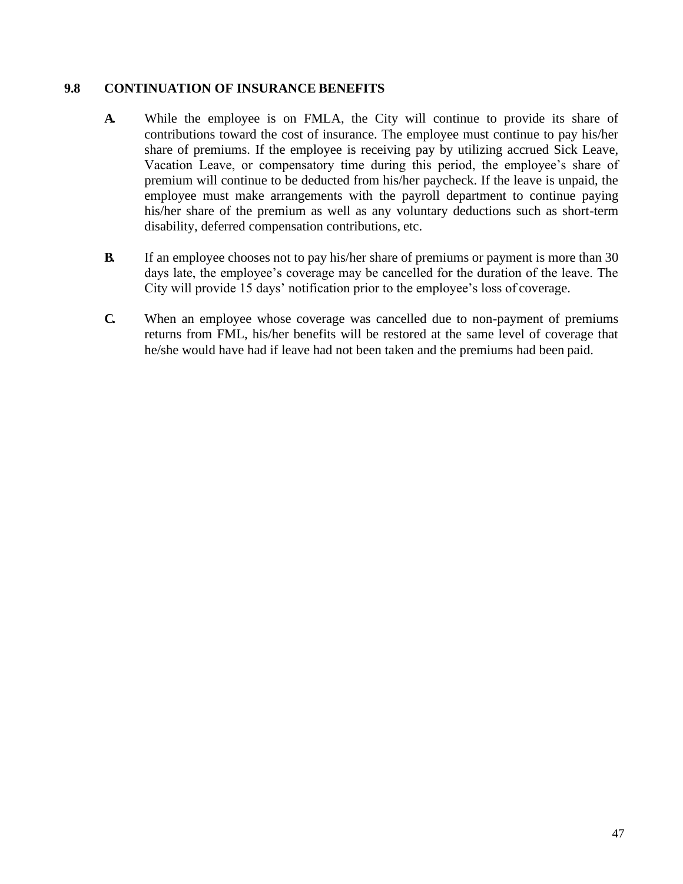### 9.8 CONTINUATION OF INSURANCE BENEFITS

**A.** While the employee is on FMLA, the City will continue to provide its share of contributions toward the cost of insurance. The employee must continue to pay his/her share of premiums. If the employee is receiving pay by utilizing accrued Sick Leave, Vacation Leave, or compensatory time during this period, the employee's share of premium will continue to be deducted from his/her paycheck. If the leave is unpaid, the employee must make arrangements with the payroll department to continue paying his/her share of the premium as well as any voluntary deductions such as short-term disability, deferred compensation contributions, etc.

**B.** If an employee chooses not to pay his/her share of premiums or payment is more than 30 days late, the employee's coverage may be cancelled for the duration of the leave. The City will provide 15 days' notification prior to the employee's loss of coverage.

**C.** When an employee whose coverage was cancelled due to non-payment of premiums returns from FML, his/her benefits will be restored at the same level of coverage that he/she would have had if leave had not been taken and the premiums had been paid.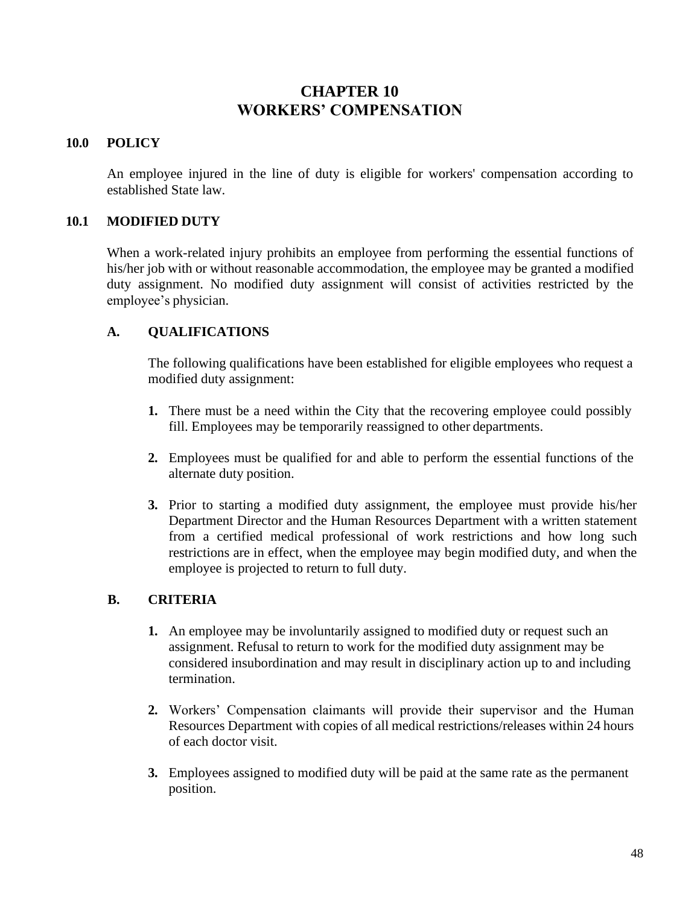# CHAPTER 10
# WORKERS' COMPENSATION

## 10.0 POLICY

An employee injured in the line of duty is eligible for workers' compensation according to established State law.

## 10.1 MODIFIED DUTY

When a work-related injury prohibits an employee from performing the essential functions of his/her job with or without reasonable accommodation, the employee may be granted a modified duty assignment. No modified duty assignment will consist of activities restricted by the employee's physician.

### A. QUALIFICATIONS

The following qualifications have been established for eligible employees who request a modified duty assignment:

1. There must be a need within the City that the recovering employee could possibly fill. Employees may be temporarily reassigned to other departments.

2. Employees must be qualified for and able to perform the essential functions of the alternate duty position.

3. Prior to starting a modified duty assignment, the employee must provide his/her Department Director and the Human Resources Department with a written statement from a certified medical professional of work restrictions and how long such restrictions are in effect, when the employee may begin modified duty, and when the employee is projected to return to full duty.

### B. CRITERIA

1. An employee may be involuntarily assigned to modified duty or request such an assignment. Refusal to return to work for the modified duty assignment may be considered insubordination and may result in disciplinary action up to and including termination.

2. Workers' Compensation claimants will provide their supervisor and the Human Resources Department with copies of all medical restrictions/releases within 24 hours of each doctor visit.

3. Employees assigned to modified duty will be paid at the same rate as the permanent position.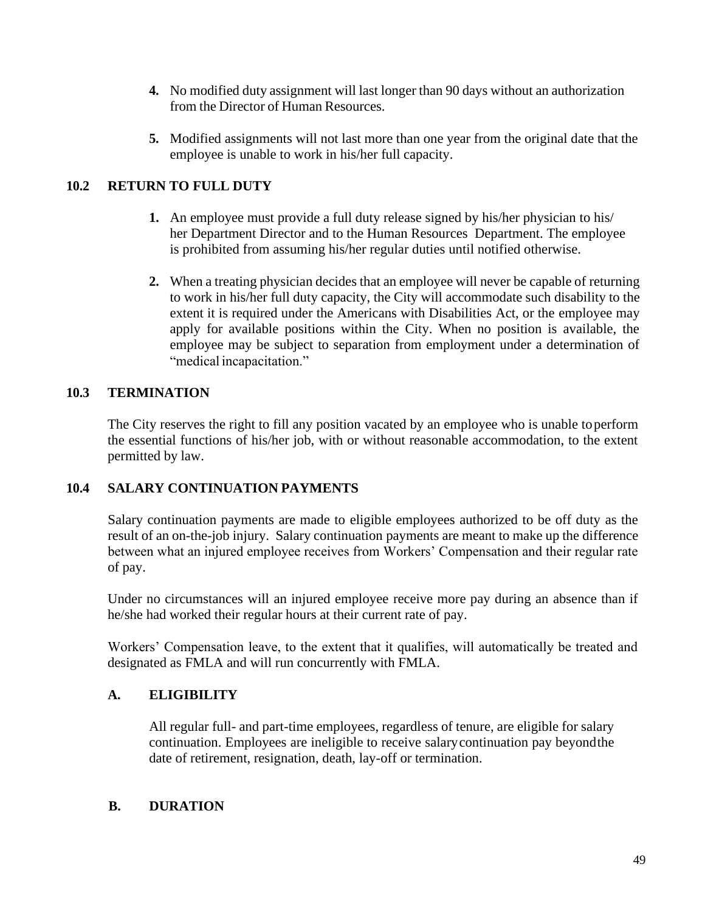4. No modified duty assignment will last longer than 90 days without an authorization from the Director of Human Resources.

5. Modified assignments will not last more than one year from the original date that the employee is unable to work in his/her full capacity.

## 10.2 RETURN TO FULL DUTY

1. An employee must provide a full duty release signed by his/her physician to his/her Department Director and to the Human Resources Department. The employee is prohibited from assuming his/her regular duties until notified otherwise.

2. When a treating physician decides that an employee will never be capable of returning to work in his/her full duty capacity, the City will accommodate such disability to the extent it is required under the Americans with Disabilities Act, or the employee may apply for available positions within the City. When no position is available, the employee may be subject to separation from employment under a determination of "medical incapacitation."

## 10.3 TERMINATION

The City reserves the right to fill any position vacated by an employee who is unable to perform the essential functions of his/her job, with or without reasonable accommodation, to the extent permitted by law.

## 10.4 SALARY CONTINUATION PAYMENTS

Salary continuation payments are made to eligible employees authorized to be off duty as the result of an on-the-job injury. Salary continuation payments are meant to make up the difference between what an injured employee receives from Workers' Compensation and their regular rate of pay.

Under no circumstances will an injured employee receive more pay during an absence than if he/she had worked their regular hours at their current rate of pay.

Workers' Compensation leave, to the extent that it qualifies, will automatically be treated and designated as FMLA and will run concurrently with FMLA.

### A. ELIGIBILITY

All regular full- and part-time employees, regardless of tenure, are eligible for salary continuation. Employees are ineligible to receive salary continuation pay beyond the date of retirement, resignation, death, lay-off or termination.

### B. DURATION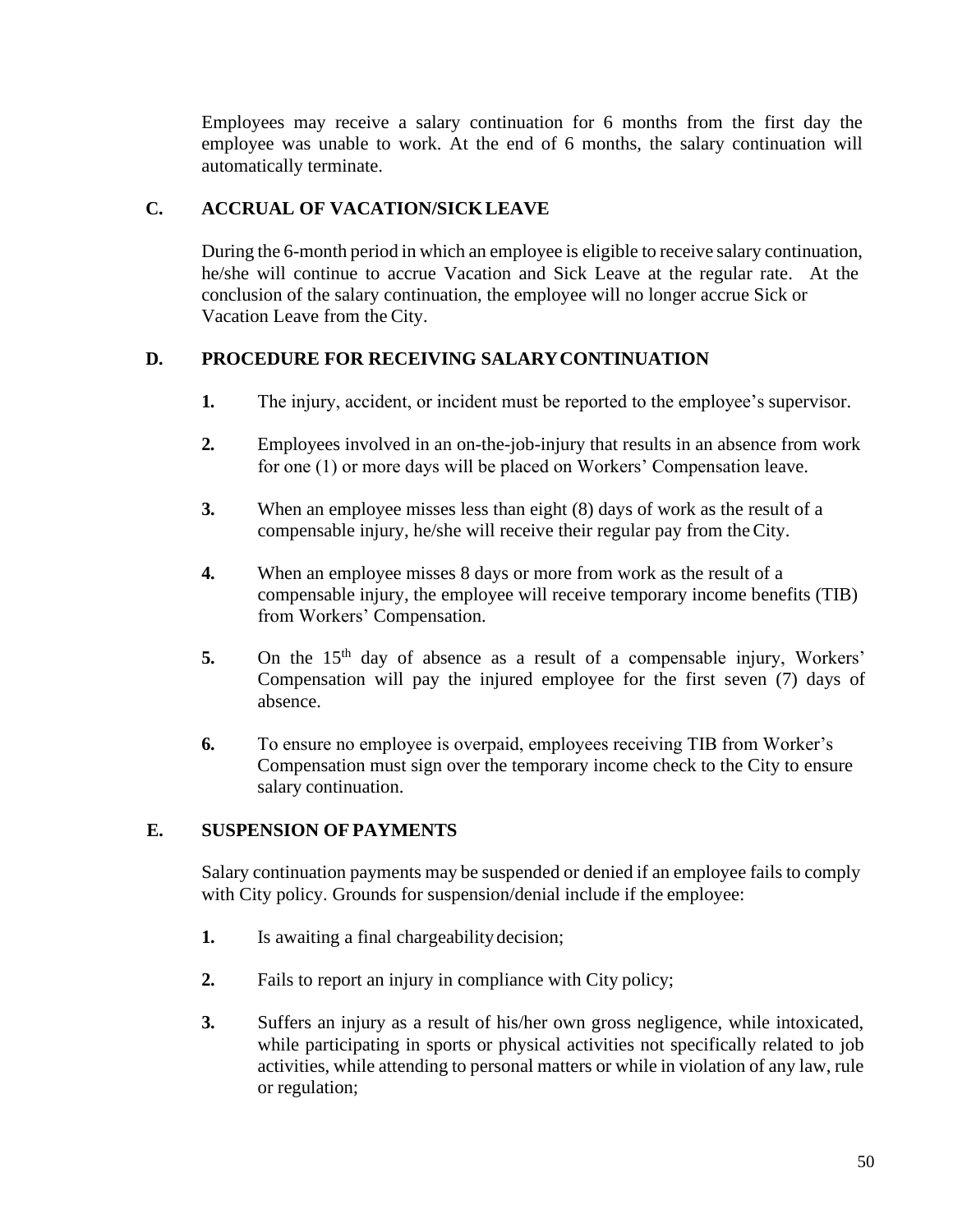Employees may receive a salary continuation for 6 months from the first day the employee was unable to work. At the end of 6 months, the salary continuation will automatically terminate.

### C. ACCRUAL OF VACATION/SICK LEAVE

During the 6-month period in which an employee is eligible to receive salary continuation, he/she will continue to accrue Vacation and Sick Leave at the regular rate. At the conclusion of the salary continuation, the employee will no longer accrue Sick or Vacation Leave from the City.

### D. PROCEDURE FOR RECEIVING SALARY CONTINUATION

1. The injury, accident, or incident must be reported to the employee's supervisor.

2. Employees involved in an on-the-job-injury that results in an absence from work for one (1) or more days will be placed on Workers' Compensation leave.

3. When an employee misses less than eight (8) days of work as the result of a compensable injury, he/she will receive their regular pay from the City.

4. When an employee misses 8 days or more from work as the result of a compensable injury, the employee will receive temporary income benefits (TIB) from Workers' Compensation.

5. On the 15th day of absence as a result of a compensable injury, Workers' Compensation will pay the injured employee for the first seven (7) days of absence.

6. To ensure no employee is overpaid, employees receiving TIB from Worker's Compensation must sign over the temporary income check to the City to ensure salary continuation.

### E. SUSPENSION OF PAYMENTS

Salary continuation payments may be suspended or denied if an employee fails to comply with City policy. Grounds for suspension/denial include if the employee:

1. Is awaiting a final chargeability decision;

2. Fails to report an injury in compliance with City policy;

3. Suffers an injury as a result of his/her own gross negligence, while intoxicated, while participating in sports or physical activities not specifically related to job activities, while attending to personal matters or while in violation of any law, rule or regulation;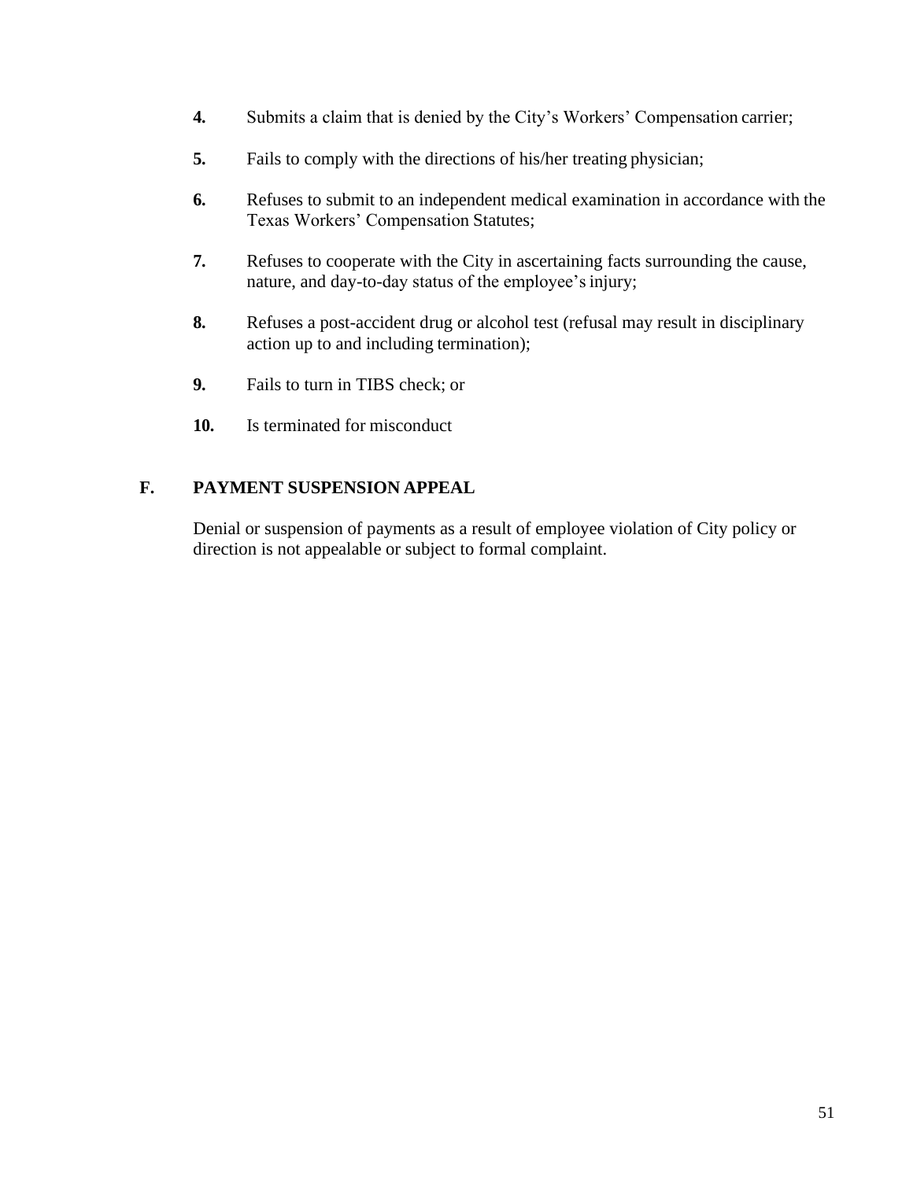4. Submits a claim that is denied by the City's Workers' Compensation carrier;
5. Fails to comply with the directions of his/her treating physician;
6. Refuses to submit to an independent medical examination in accordance with the Texas Workers' Compensation Statutes;
7. Refuses to cooperate with the City in ascertaining facts surrounding the cause, nature, and day-to-day status of the employee's injury;
8. Refuses a post-accident drug or alcohol test (refusal may result in disciplinary action up to and including termination);
9. Fails to turn in TIBS check; or
10. Is terminated for misconduct

## F. PAYMENT SUSPENSION APPEAL

Denial or suspension of payments as a result of employee violation of City policy or direction is not appealable or subject to formal complaint.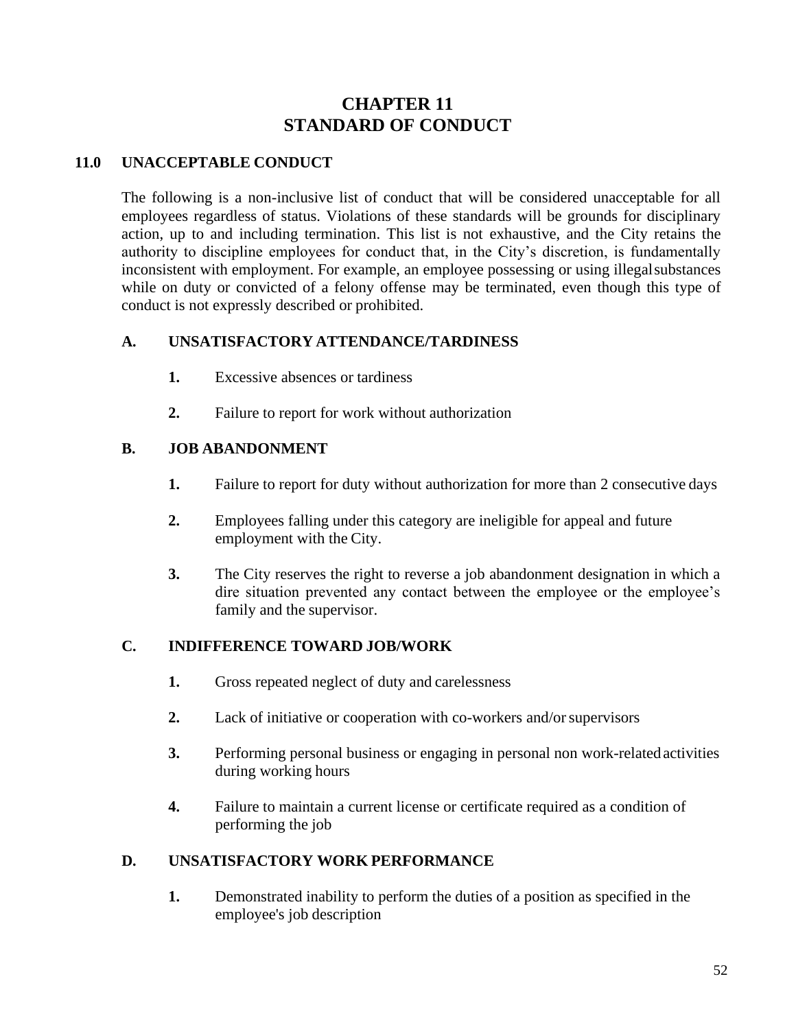# CHAPTER 11
# STANDARD OF CONDUCT

## 11.0 UNACCEPTABLE CONDUCT

The following is a non-inclusive list of conduct that will be considered unacceptable for all employees regardless of status. Violations of these standards will be grounds for disciplinary action, up to and including termination. This list is not exhaustive, and the City retains the authority to discipline employees for conduct that, in the City's discretion, is fundamentally inconsistent with employment. For example, an employee possessing or using illegal substances while on duty or convicted of a felony offense may be terminated, even though this type of conduct is not expressly described or prohibited.

### A. UNSATISFACTORY ATTENDANCE/TARDINESS

1. Excessive absences or tardiness
2. Failure to report for work without authorization

### B. JOB ABANDONMENT

1. Failure to report for duty without authorization for more than 2 consecutive days
2. Employees falling under this category are ineligible for appeal and future employment with the City.
3. The City reserves the right to reverse a job abandonment designation in which a dire situation prevented any contact between the employee or the employee's family and the supervisor.

### C. INDIFFERENCE TOWARD JOB/WORK

1. Gross repeated neglect of duty and carelessness
2. Lack of initiative or cooperation with co-workers and/or supervisors
3. Performing personal business or engaging in personal non work-related activities during working hours
4. Failure to maintain a current license or certificate required as a condition of performing the job

### D. UNSATISFACTORY WORK PERFORMANCE

1. Demonstrated inability to perform the duties of a position as specified in the employee's job description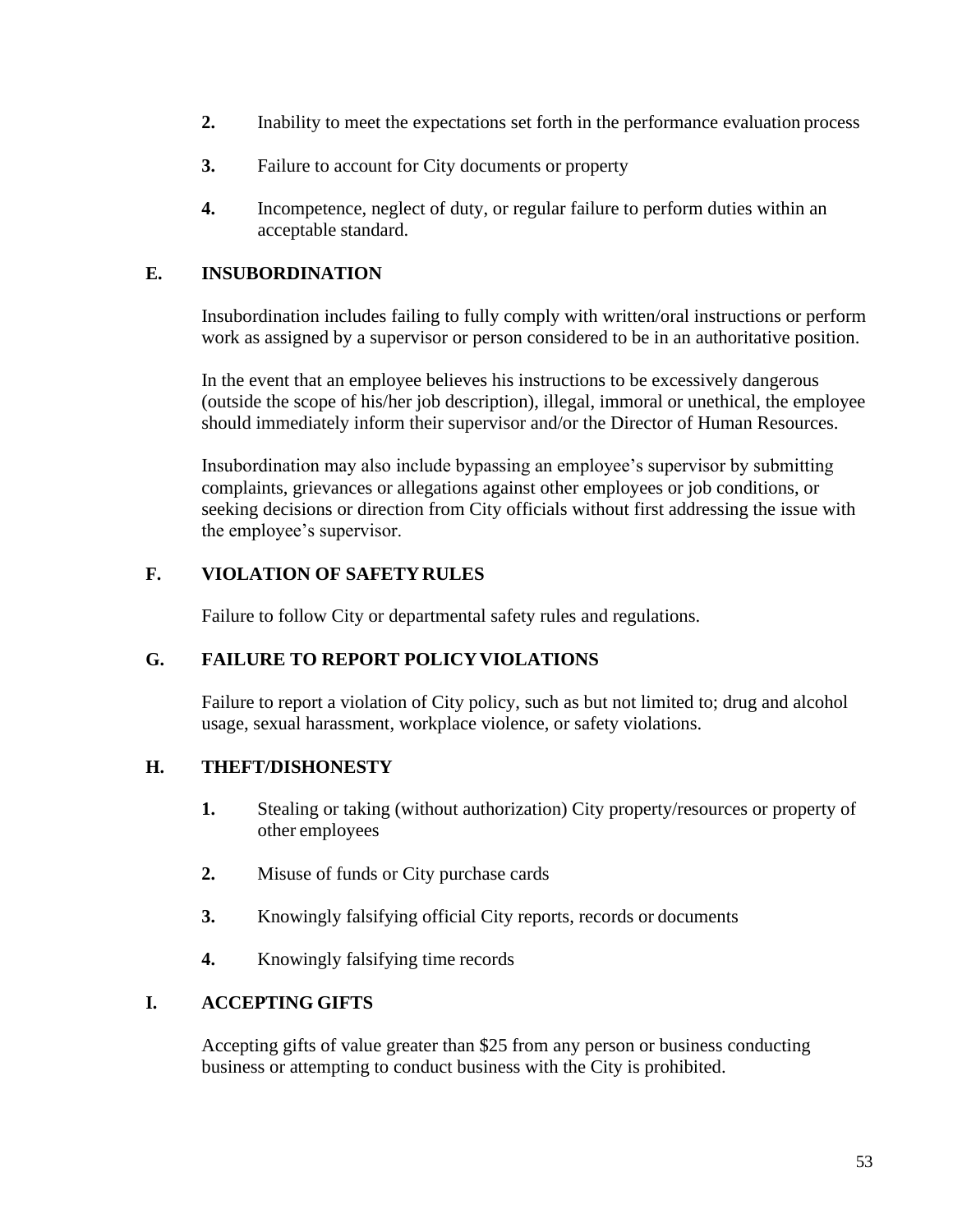2. Inability to meet the expectations set forth in the performance evaluation process

3. Failure to account for City documents or property

4. Incompetence, neglect of duty, or regular failure to perform duties within an acceptable standard.

## E. INSUBORDINATION

Insubordination includes failing to fully comply with written/oral instructions or perform work as assigned by a supervisor or person considered to be in an authoritative position.

In the event that an employee believes his instructions to be excessively dangerous (outside the scope of his/her job description), illegal, immoral or unethical, the employee should immediately inform their supervisor and/or the Director of Human Resources.

Insubordination may also include bypassing an employee's supervisor by submitting complaints, grievances or allegations against other employees or job conditions, or seeking decisions or direction from City officials without first addressing the issue with the employee's supervisor.

## F. VIOLATION OF SAFETY RULES

Failure to follow City or departmental safety rules and regulations.

## G. FAILURE TO REPORT POLICY VIOLATIONS

Failure to report a violation of City policy, such as but not limited to; drug and alcohol usage, sexual harassment, workplace violence, or safety violations.

## H. THEFT/DISHONESTY

1. Stealing or taking (without authorization) City property/resources or property of other employees

2. Misuse of funds or City purchase cards

3. Knowingly falsifying official City reports, records or documents

4. Knowingly falsifying time records

## I. ACCEPTING GIFTS

Accepting gifts of value greater than $25 from any person or business conducting business or attempting to conduct business with the City is prohibited.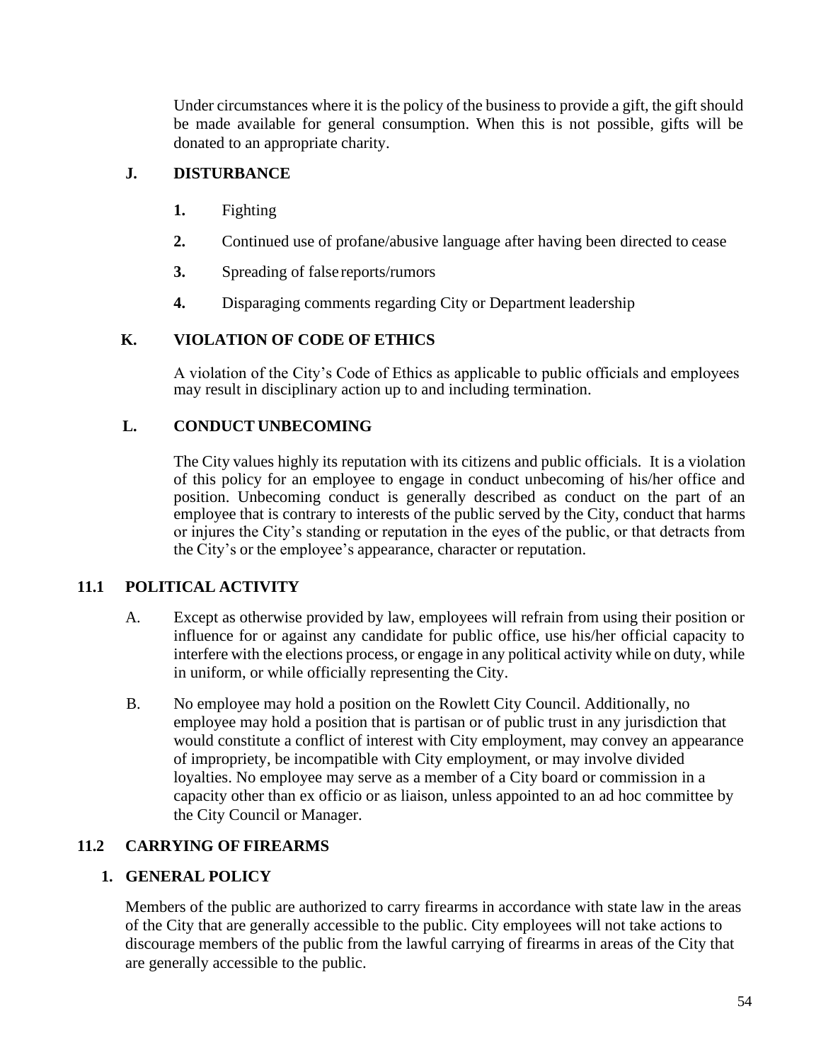Under circumstances where it is the policy of the business to provide a gift, the gift should be made available for general consumption. When this is not possible, gifts will be donated to an appropriate charity.

### J. DISTURBANCE

1. Fighting
2. Continued use of profane/abusive language after having been directed to cease
3. Spreading of false reports/rumors
4. Disparaging comments regarding City or Department leadership

### K. VIOLATION OF CODE OF ETHICS

A violation of the City's Code of Ethics as applicable to public officials and employees may result in disciplinary action up to and including termination.

### L. CONDUCT UNBECOMING

The City values highly its reputation with its citizens and public officials. It is a violation of this policy for an employee to engage in conduct unbecoming of his/her office and position. Unbecoming conduct is generally described as conduct on the part of an employee that is contrary to interests of the public served by the City, conduct that harms or injures the City's standing or reputation in the eyes of the public, or that detracts from the City's or the employee's appearance, character or reputation.

## 11.1 POLITICAL ACTIVITY

A. Except as otherwise provided by law, employees will refrain from using their position or influence for or against any candidate for public office, use his/her official capacity to interfere with the elections process, or engage in any political activity while on duty, while in uniform, or while officially representing the City.

B. No employee may hold a position on the Rowlett City Council. Additionally, no employee may hold a position that is partisan or of public trust in any jurisdiction that would constitute a conflict of interest with City employment, may convey an appearance of impropriety, be incompatible with City employment, or may involve divided loyalties. No employee may serve as a member of a City board or commission in a capacity other than ex officio or as liaison, unless appointed to an ad hoc committee by the City Council or Manager.

## 11.2 CARRYING OF FIREARMS

### 1. GENERAL POLICY

Members of the public are authorized to carry firearms in accordance with state law in the areas of the City that are generally accessible to the public. City employees will not take actions to discourage members of the public from the lawful carrying of firearms in areas of the City that are generally accessible to the public.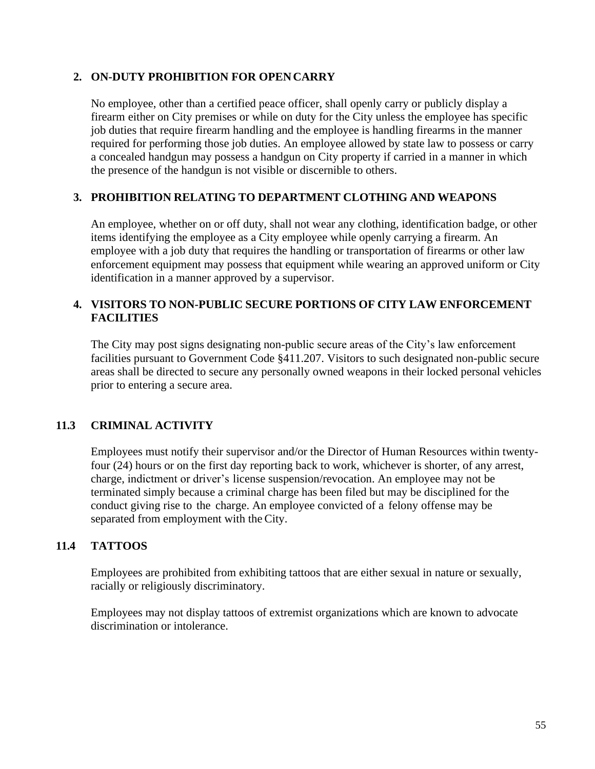### 2. ON-DUTY PROHIBITION FOR OPEN CARRY

No employee, other than a certified peace officer, shall openly carry or publicly display a firearm either on City premises or while on duty for the City unless the employee has specific job duties that require firearm handling and the employee is handling firearms in the manner required for performing those job duties. An employee allowed by state law to possess or carry a concealed handgun may possess a handgun on City property if carried in a manner in which the presence of the handgun is not visible or discernible to others.

### 3. PROHIBITION RELATING TO DEPARTMENT CLOTHING AND WEAPONS

An employee, whether on or off duty, shall not wear any clothing, identification badge, or other items identifying the employee as a City employee while openly carrying a firearm. An employee with a job duty that requires the handling or transportation of firearms or other law enforcement equipment may possess that equipment while wearing an approved uniform or City identification in a manner approved by a supervisor.

### 4. VISITORS TO NON-PUBLIC SECURE PORTIONS OF CITY LAW ENFORCEMENT FACILITIES

The City may post signs designating non-public secure areas of the City's law enforcement facilities pursuant to Government Code §411.207. Visitors to such designated non-public secure areas shall be directed to secure any personally owned weapons in their locked personal vehicles prior to entering a secure area.

## 11.3 CRIMINAL ACTIVITY

Employees must notify their supervisor and/or the Director of Human Resources within twenty-four (24) hours or on the first day reporting back to work, whichever is shorter, of any arrest, charge, indictment or driver's license suspension/revocation. An employee may not be terminated simply because a criminal charge has been filed but may be disciplined for the conduct giving rise to the charge. An employee convicted of a felony offense may be separated from employment with the City.

## 11.4 TATTOOS

Employees are prohibited from exhibiting tattoos that are either sexual in nature or sexually, racially or religiously discriminatory.

Employees may not display tattoos of extremist organizations which are known to advocate discrimination or intolerance.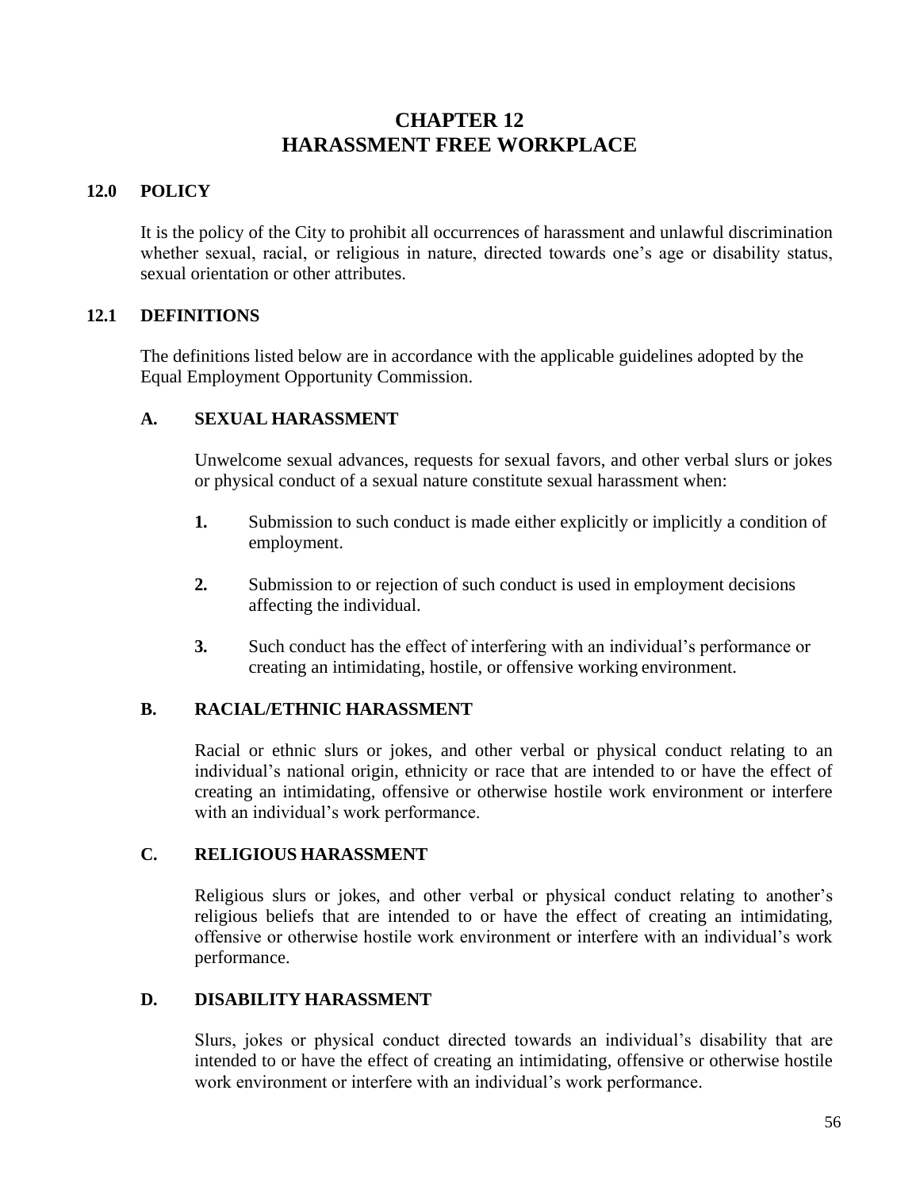# CHAPTER 12
# HARASSMENT FREE WORKPLACE

## 12.0 POLICY

It is the policy of the City to prohibit all occurrences of harassment and unlawful discrimination whether sexual, racial, or religious in nature, directed towards one's age or disability status, sexual orientation or other attributes.

## 12.1 DEFINITIONS

The definitions listed below are in accordance with the applicable guidelines adopted by the Equal Employment Opportunity Commission.

### A. SEXUAL HARASSMENT

Unwelcome sexual advances, requests for sexual favors, and other verbal slurs or jokes or physical conduct of a sexual nature constitute sexual harassment when:

1. Submission to such conduct is made either explicitly or implicitly a condition of employment.

2. Submission to or rejection of such conduct is used in employment decisions affecting the individual.

3. Such conduct has the effect of interfering with an individual's performance or creating an intimidating, hostile, or offensive working environment.

### B. RACIAL/ETHNIC HARASSMENT

Racial or ethnic slurs or jokes, and other verbal or physical conduct relating to an individual's national origin, ethnicity or race that are intended to or have the effect of creating an intimidating, offensive or otherwise hostile work environment or interfere with an individual's work performance.

### C. RELIGIOUS HARASSMENT

Religious slurs or jokes, and other verbal or physical conduct relating to another's religious beliefs that are intended to or have the effect of creating an intimidating, offensive or otherwise hostile work environment or interfere with an individual's work performance.

### D. DISABILITY HARASSMENT

Slurs, jokes or physical conduct directed towards an individual's disability that are intended to or have the effect of creating an intimidating, offensive or otherwise hostile work environment or interfere with an individual's work performance.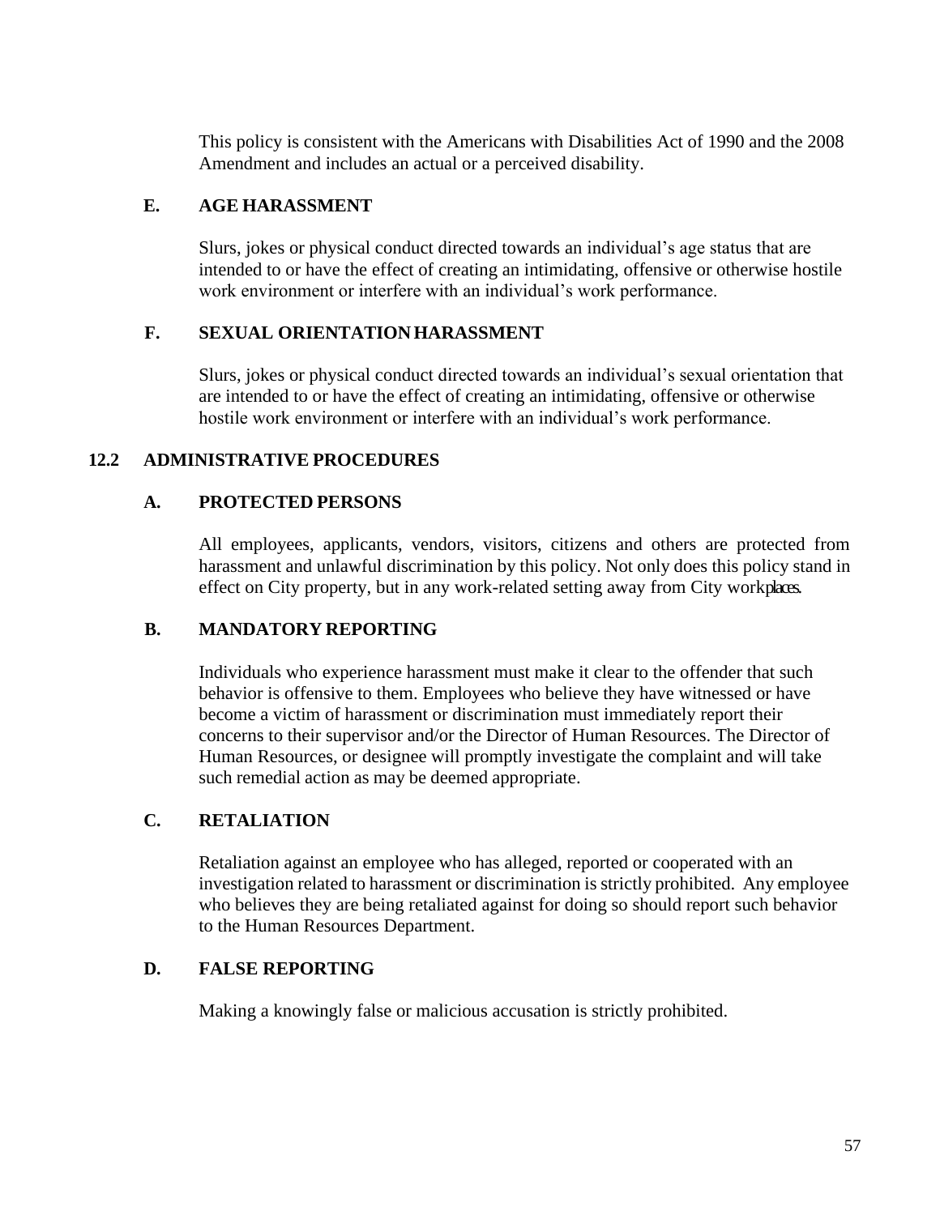This policy is consistent with the Americans with Disabilities Act of 1990 and the 2008 Amendment and includes an actual or a perceived disability.

### E. AGE HARASSMENT

Slurs, jokes or physical conduct directed towards an individual's age status that are intended to or have the effect of creating an intimidating, offensive or otherwise hostile work environment or interfere with an individual's work performance.

### F. SEXUAL ORIENTATION HARASSMENT

Slurs, jokes or physical conduct directed towards an individual's sexual orientation that are intended to or have the effect of creating an intimidating, offensive or otherwise hostile work environment or interfere with an individual's work performance.

## 12.2 ADMINISTRATIVE PROCEDURES

### A. PROTECTED PERSONS

All employees, applicants, vendors, visitors, citizens and others are protected from harassment and unlawful discrimination by this policy. Not only does this policy stand in effect on City property, but in any work-related setting away from City workplaces.

### B. MANDATORY REPORTING

Individuals who experience harassment must make it clear to the offender that such behavior is offensive to them. Employees who believe they have witnessed or have become a victim of harassment or discrimination must immediately report their concerns to their supervisor and/or the Director of Human Resources. The Director of Human Resources, or designee will promptly investigate the complaint and will take such remedial action as may be deemed appropriate.

### C. RETALIATION

Retaliation against an employee who has alleged, reported or cooperated with an investigation related to harassment or discrimination is strictly prohibited. Any employee who believes they are being retaliated against for doing so should report such behavior to the Human Resources Department.

### D. FALSE REPORTING

Making a knowingly false or malicious accusation is strictly prohibited.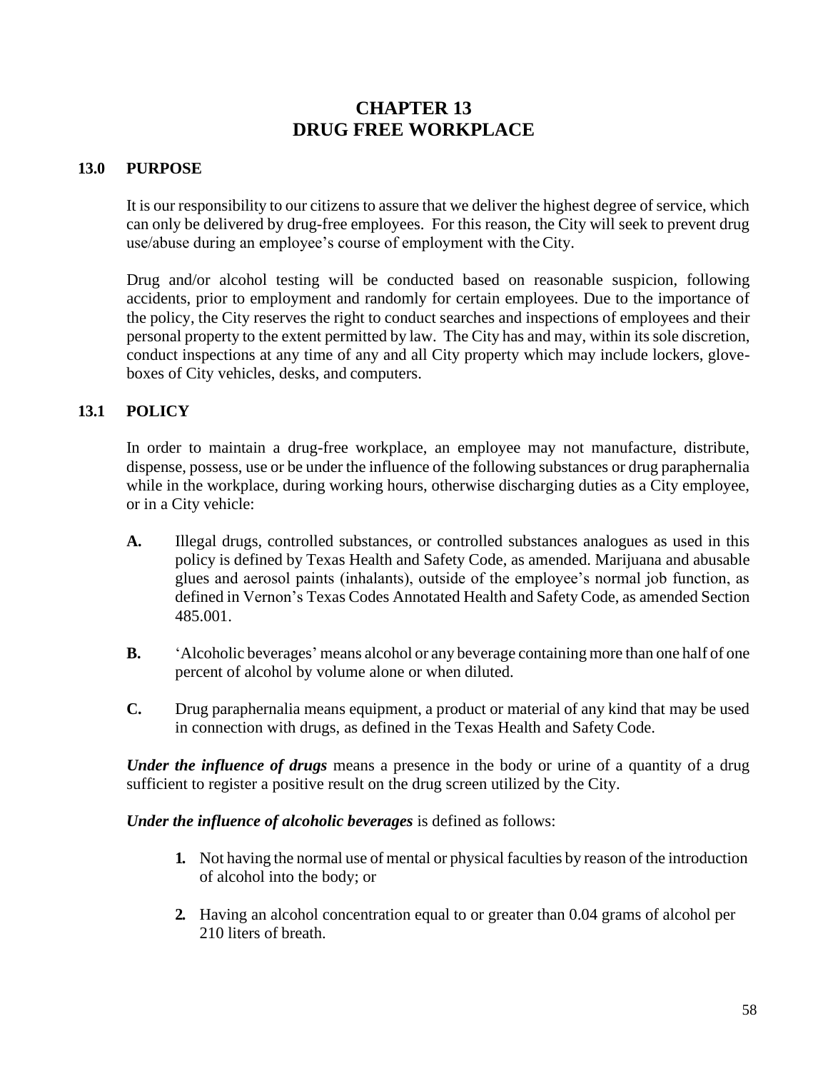# CHAPTER 13
# DRUG FREE WORKPLACE

## 13.0 PURPOSE

It is our responsibility to our citizens to assure that we deliver the highest degree of service, which can only be delivered by drug-free employees. For this reason, the City will seek to prevent drug use/abuse during an employee's course of employment with the City.

Drug and/or alcohol testing will be conducted based on reasonable suspicion, following accidents, prior to employment and randomly for certain employees. Due to the importance of the policy, the City reserves the right to conduct searches and inspections of employees and their personal property to the extent permitted by law. The City has and may, within its sole discretion, conduct inspections at any time of any and all City property which may include lockers, glove-boxes of City vehicles, desks, and computers.

## 13.1 POLICY

In order to maintain a drug-free workplace, an employee may not manufacture, distribute, dispense, possess, use or be under the influence of the following substances or drug paraphernalia while in the workplace, during working hours, otherwise discharging duties as a City employee, or in a City vehicle:

**A.** Illegal drugs, controlled substances, or controlled substances analogues as used in this policy is defined by Texas Health and Safety Code, as amended. Marijuana and abusable glues and aerosol paints (inhalants), outside of the employee's normal job function, as defined in Vernon's Texas Codes Annotated Health and Safety Code, as amended Section 485.001.

**B.** 'Alcoholic beverages' means alcohol or any beverage containing more than one half of one percent of alcohol by volume alone or when diluted.

**C.** Drug paraphernalia means equipment, a product or material of any kind that may be used in connection with drugs, as defined in the Texas Health and Safety Code.

***Under the influence of drugs*** means a presence in the body or urine of a quantity of a drug sufficient to register a positive result on the drug screen utilized by the City.

***Under the influence of alcoholic beverages*** is defined as follows:

1. Not having the normal use of mental or physical faculties by reason of the introduction of alcohol into the body; or

2. Having an alcohol concentration equal to or greater than 0.04 grams of alcohol per 210 liters of breath.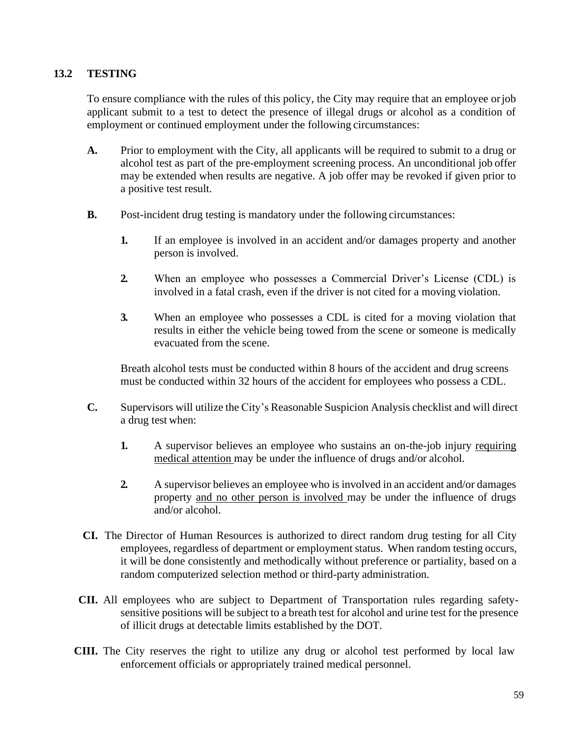## 13.2 TESTING

To ensure compliance with the rules of this policy, the City may require that an employee or job applicant submit to a test to detect the presence of illegal drugs or alcohol as a condition of employment or continued employment under the following circumstances:

**A.** Prior to employment with the City, all applicants will be required to submit to a drug or alcohol test as part of the pre-employment screening process. An unconditional job offer may be extended when results are negative. A job offer may be revoked if given prior to a positive test result.

**B.** Post-incident drug testing is mandatory under the following circumstances:

> **1.** If an employee is involved in an accident and/or damages property and another person is involved.
>
> **2.** When an employee who possesses a Commercial Driver's License (CDL) is involved in a fatal crash, even if the driver is not cited for a moving violation.
>
> **3.** When an employee who possesses a CDL is cited for a moving violation that results in either the vehicle being towed from the scene or someone is medically evacuated from the scene.

Breath alcohol tests must be conducted within 8 hours of the accident and drug screens must be conducted within 32 hours of the accident for employees who possess a CDL.

**C.** Supervisors will utilize the City's Reasonable Suspicion Analysis checklist and will direct a drug test when:

> **1.** A supervisor believes an employee who sustains an on-the-job injury <u>requiring medical attention</u> may be under the influence of drugs and/or alcohol.
>
> **2.** A supervisor believes an employee who is involved in an accident and/or damages property <u>and no other person is involved</u> may be under the influence of drugs and/or alcohol.

**CI.** The Director of Human Resources is authorized to direct random drug testing for all City employees, regardless of department or employment status. When random testing occurs, it will be done consistently and methodically without preference or partiality, based on a random computerized selection method or third-party administration.

**CII.** All employees who are subject to Department of Transportation rules regarding safety-sensitive positions will be subject to a breath test for alcohol and urine test for the presence of illicit drugs at detectable limits established by the DOT.

**CIII.** The City reserves the right to utilize any drug or alcohol test performed by local law enforcement officials or appropriately trained medical personnel.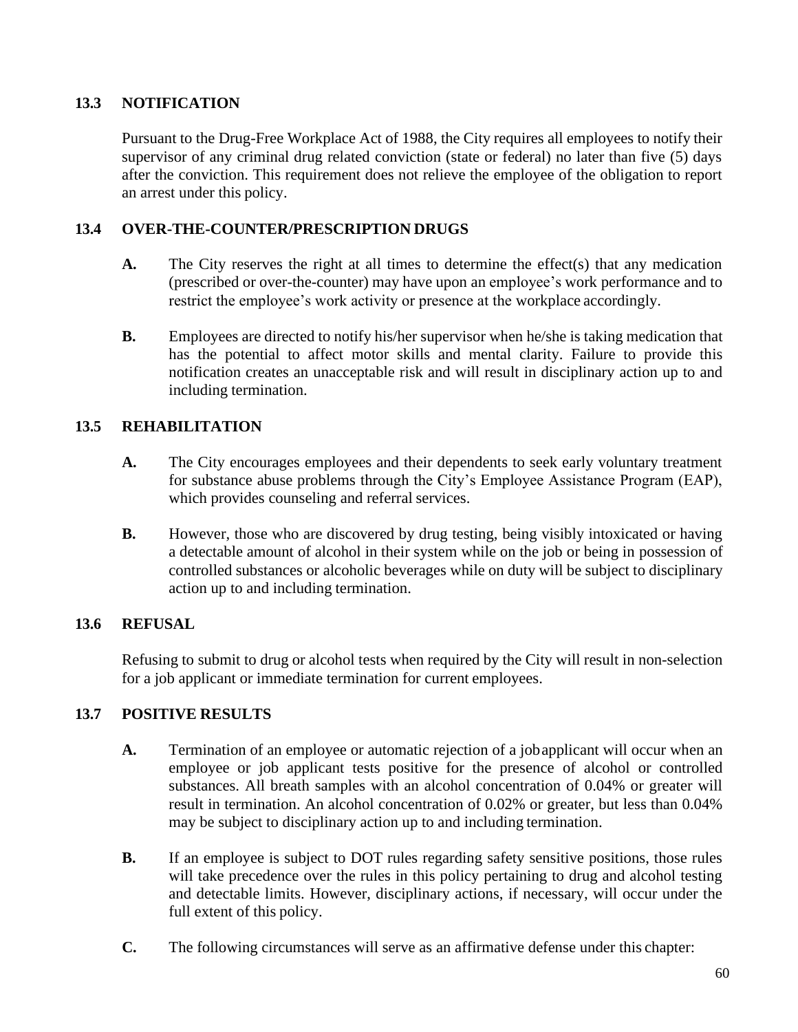## 13.3 NOTIFICATION

Pursuant to the Drug-Free Workplace Act of 1988, the City requires all employees to notify their supervisor of any criminal drug related conviction (state or federal) no later than five (5) days after the conviction. This requirement does not relieve the employee of the obligation to report an arrest under this policy.

## 13.4 OVER-THE-COUNTER/PRESCRIPTION DRUGS

**A.** The City reserves the right at all times to determine the effect(s) that any medication (prescribed or over-the-counter) may have upon an employee's work performance and to restrict the employee's work activity or presence at the workplace accordingly.

**B.** Employees are directed to notify his/her supervisor when he/she is taking medication that has the potential to affect motor skills and mental clarity. Failure to provide this notification creates an unacceptable risk and will result in disciplinary action up to and including termination.

## 13.5 REHABILITATION

**A.** The City encourages employees and their dependents to seek early voluntary treatment for substance abuse problems through the City's Employee Assistance Program (EAP), which provides counseling and referral services.

**B.** However, those who are discovered by drug testing, being visibly intoxicated or having a detectable amount of alcohol in their system while on the job or being in possession of controlled substances or alcoholic beverages while on duty will be subject to disciplinary action up to and including termination.

## 13.6 REFUSAL

Refusing to submit to drug or alcohol tests when required by the City will result in non-selection for a job applicant or immediate termination for current employees.

## 13.7 POSITIVE RESULTS

**A.** Termination of an employee or automatic rejection of a job applicant will occur when an employee or job applicant tests positive for the presence of alcohol or controlled substances. All breath samples with an alcohol concentration of 0.04% or greater will result in termination. An alcohol concentration of 0.02% or greater, but less than 0.04% may be subject to disciplinary action up to and including termination.

**B.** If an employee is subject to DOT rules regarding safety sensitive positions, those rules will take precedence over the rules in this policy pertaining to drug and alcohol testing and detectable limits. However, disciplinary actions, if necessary, will occur under the full extent of this policy.

**C.** The following circumstances will serve as an affirmative defense under this chapter: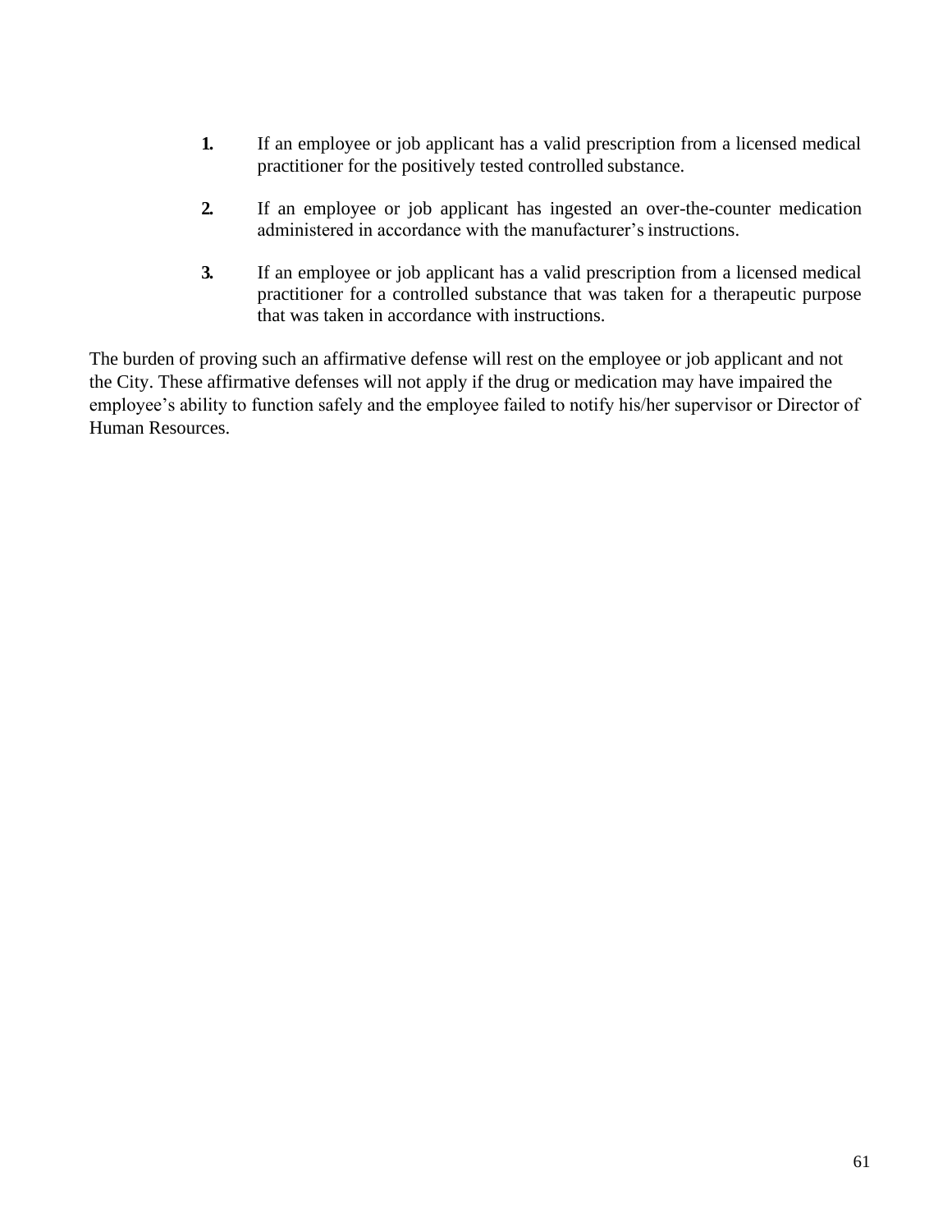1. If an employee or job applicant has a valid prescription from a licensed medical practitioner for the positively tested controlled substance.

2. If an employee or job applicant has ingested an over-the-counter medication administered in accordance with the manufacturer's instructions.

3. If an employee or job applicant has a valid prescription from a licensed medical practitioner for a controlled substance that was taken for a therapeutic purpose that was taken in accordance with instructions.

The burden of proving such an affirmative defense will rest on the employee or job applicant and not the City. These affirmative defenses will not apply if the drug or medication may have impaired the employee's ability to function safely and the employee failed to notify his/her supervisor or Director of Human Resources.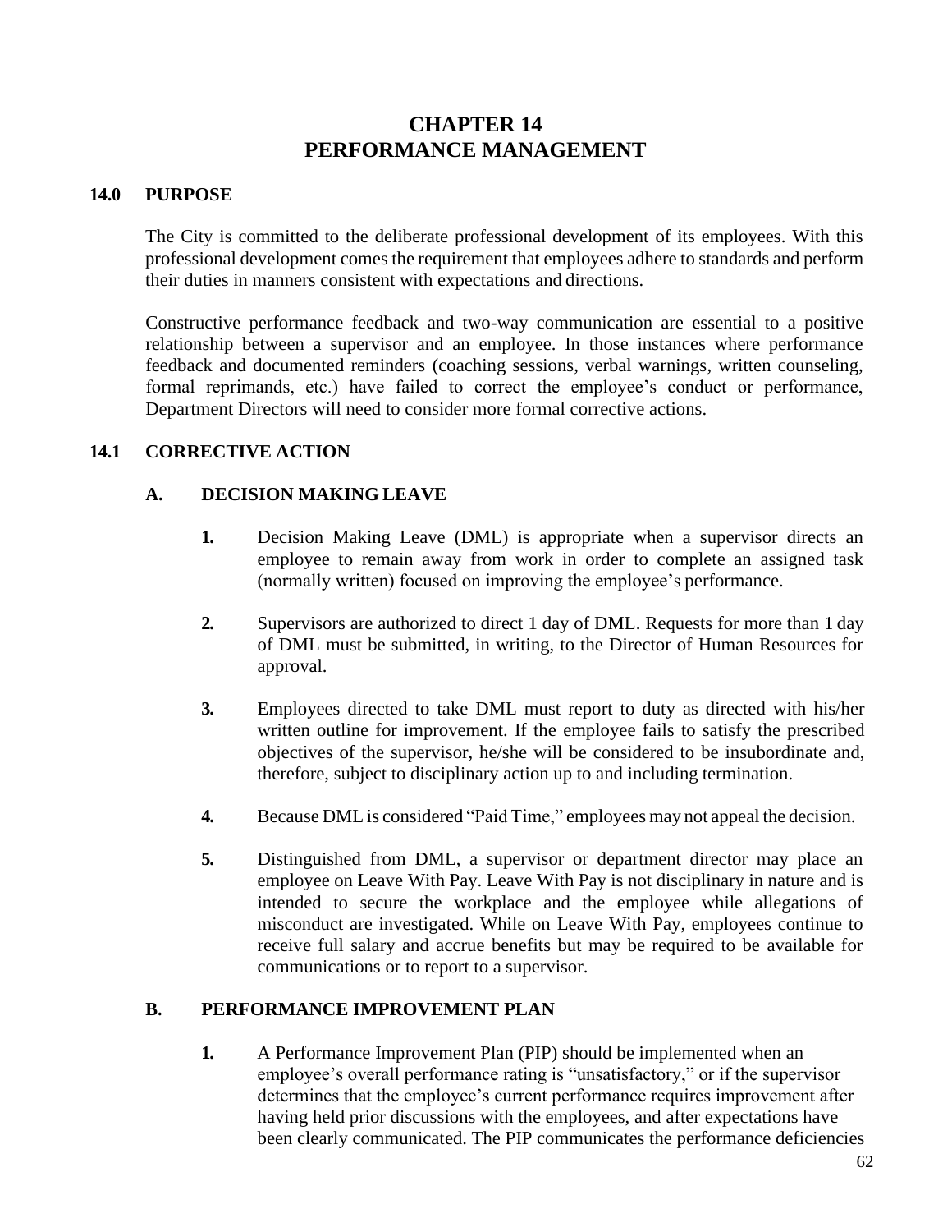# CHAPTER 14
# PERFORMANCE MANAGEMENT

## 14.0 PURPOSE

The City is committed to the deliberate professional development of its employees. With this professional development comes the requirement that employees adhere to standards and perform their duties in manners consistent with expectations and directions.

Constructive performance feedback and two-way communication are essential to a positive relationship between a supervisor and an employee. In those instances where performance feedback and documented reminders (coaching sessions, verbal warnings, written counseling, formal reprimands, etc.) have failed to correct the employee's conduct or performance, Department Directors will need to consider more formal corrective actions.

## 14.1 CORRECTIVE ACTION

### A. DECISION MAKING LEAVE

1. Decision Making Leave (DML) is appropriate when a supervisor directs an employee to remain away from work in order to complete an assigned task (normally written) focused on improving the employee's performance.

2. Supervisors are authorized to direct 1 day of DML. Requests for more than 1 day of DML must be submitted, in writing, to the Director of Human Resources for approval.

3. Employees directed to take DML must report to duty as directed with his/her written outline for improvement. If the employee fails to satisfy the prescribed objectives of the supervisor, he/she will be considered to be insubordinate and, therefore, subject to disciplinary action up to and including termination.

4. Because DML is considered "Paid Time," employees may not appeal the decision.

5. Distinguished from DML, a supervisor or department director may place an employee on Leave With Pay. Leave With Pay is not disciplinary in nature and is intended to secure the workplace and the employee while allegations of misconduct are investigated. While on Leave With Pay, employees continue to receive full salary and accrue benefits but may be required to be available for communications or to report to a supervisor.

### B. PERFORMANCE IMPROVEMENT PLAN

1. A Performance Improvement Plan (PIP) should be implemented when an employee's overall performance rating is "unsatisfactory," or if the supervisor determines that the employee's current performance requires improvement after having held prior discussions with the employees, and after expectations have been clearly communicated. The PIP communicates the performance deficiencies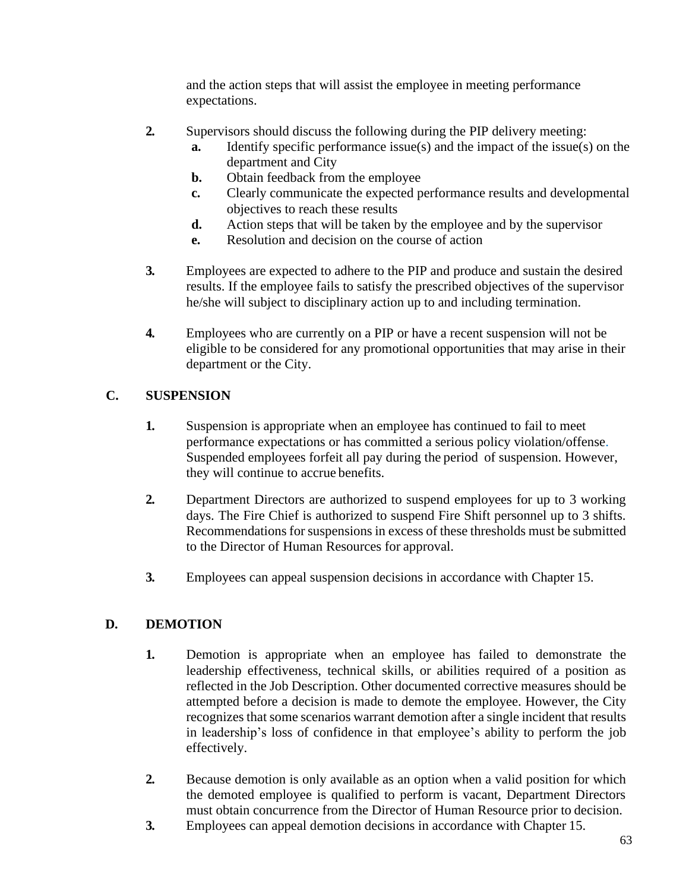and the action steps that will assist the employee in meeting performance expectations.

2. Supervisors should discuss the following during the PIP delivery meeting:
   a. Identify specific performance issue(s) and the impact of the issue(s) on the department and City
   b. Obtain feedback from the employee
   c. Clearly communicate the expected performance results and developmental objectives to reach these results
   d. Action steps that will be taken by the employee and by the supervisor
   e. Resolution and decision on the course of action

3. Employees are expected to adhere to the PIP and produce and sustain the desired results. If the employee fails to satisfy the prescribed objectives of the supervisor he/she will subject to disciplinary action up to and including termination.

4. Employees who are currently on a PIP or have a recent suspension will not be eligible to be considered for any promotional opportunities that may arise in their department or the City.

## C. SUSPENSION

1. Suspension is appropriate when an employee has continued to fail to meet performance expectations or has committed a serious policy violation/offense. Suspended employees forfeit all pay during the period of suspension. However, they will continue to accrue benefits.

2. Department Directors are authorized to suspend employees for up to 3 working days. The Fire Chief is authorized to suspend Fire Shift personnel up to 3 shifts. Recommendations for suspensions in excess of these thresholds must be submitted to the Director of Human Resources for approval.

3. Employees can appeal suspension decisions in accordance with Chapter 15.

## D. DEMOTION

1. Demotion is appropriate when an employee has failed to demonstrate the leadership effectiveness, technical skills, or abilities required of a position as reflected in the Job Description. Other documented corrective measures should be attempted before a decision is made to demote the employee. However, the City recognizes that some scenarios warrant demotion after a single incident that results in leadership's loss of confidence in that employee's ability to perform the job effectively.

2. Because demotion is only available as an option when a valid position for which the demoted employee is qualified to perform is vacant, Department Directors must obtain concurrence from the Director of Human Resource prior to decision.

3. Employees can appeal demotion decisions in accordance with Chapter 15.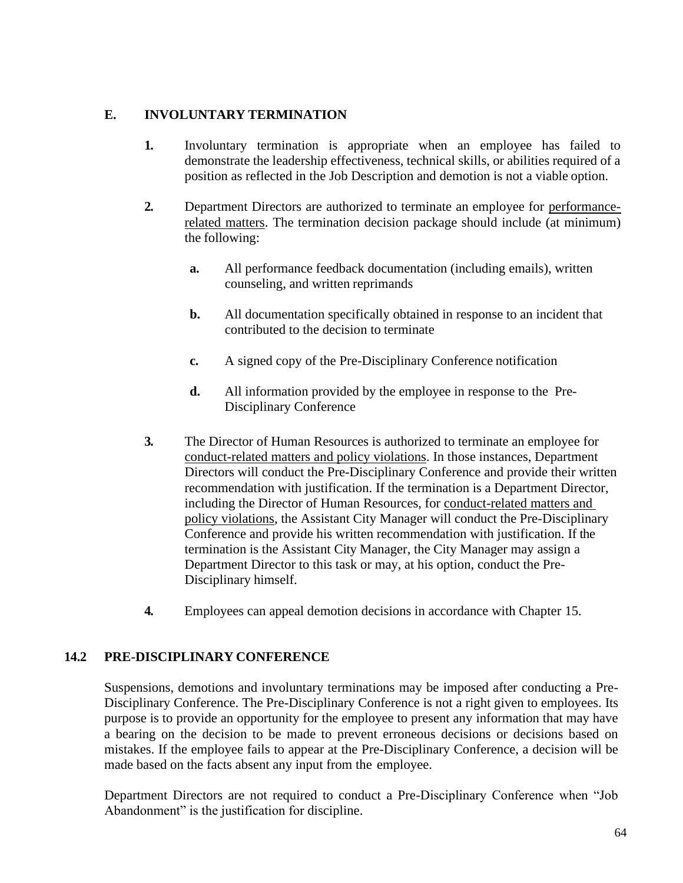### E. INVOLUNTARY TERMINATION

1. Involuntary termination is appropriate when an employee has failed to demonstrate the leadership effectiveness, technical skills, or abilities required of a position as reflected in the Job Description and demotion is not a viable option.

2. Department Directors are authorized to terminate an employee for <u>performance-related matters</u>. The termination decision package should include (at minimum) the following:

   a. All performance feedback documentation (including emails), written counseling, and written reprimands

   b. All documentation specifically obtained in response to an incident that contributed to the decision to terminate

   c. A signed copy of the Pre-Disciplinary Conference notification

   d. All information provided by the employee in response to the Pre-Disciplinary Conference

3. The Director of Human Resources is authorized to terminate an employee for <u>conduct-related matters and policy violations</u>. In those instances, Department Directors will conduct the Pre-Disciplinary Conference and provide their written recommendation with justification. If the termination is a Department Director, including the Director of Human Resources, for <u>conduct-related matters and policy violations</u>, the Assistant City Manager will conduct the Pre-Disciplinary Conference and provide his written recommendation with justification. If the termination is the Assistant City Manager, the City Manager may assign a Department Director to this task or may, at his option, conduct the Pre-Disciplinary himself.

4. Employees can appeal demotion decisions in accordance with Chapter 15.

## 14.2 PRE-DISCIPLINARY CONFERENCE

Suspensions, demotions and involuntary terminations may be imposed after conducting a Pre-Disciplinary Conference. The Pre-Disciplinary Conference is not a right given to employees. Its purpose is to provide an opportunity for the employee to present any information that may have a bearing on the decision to be made to prevent erroneous decisions or decisions based on mistakes. If the employee fails to appear at the Pre-Disciplinary Conference, a decision will be made based on the facts absent any input from the employee.

Department Directors are not required to conduct a Pre-Disciplinary Conference when "Job Abandonment" is the justification for discipline.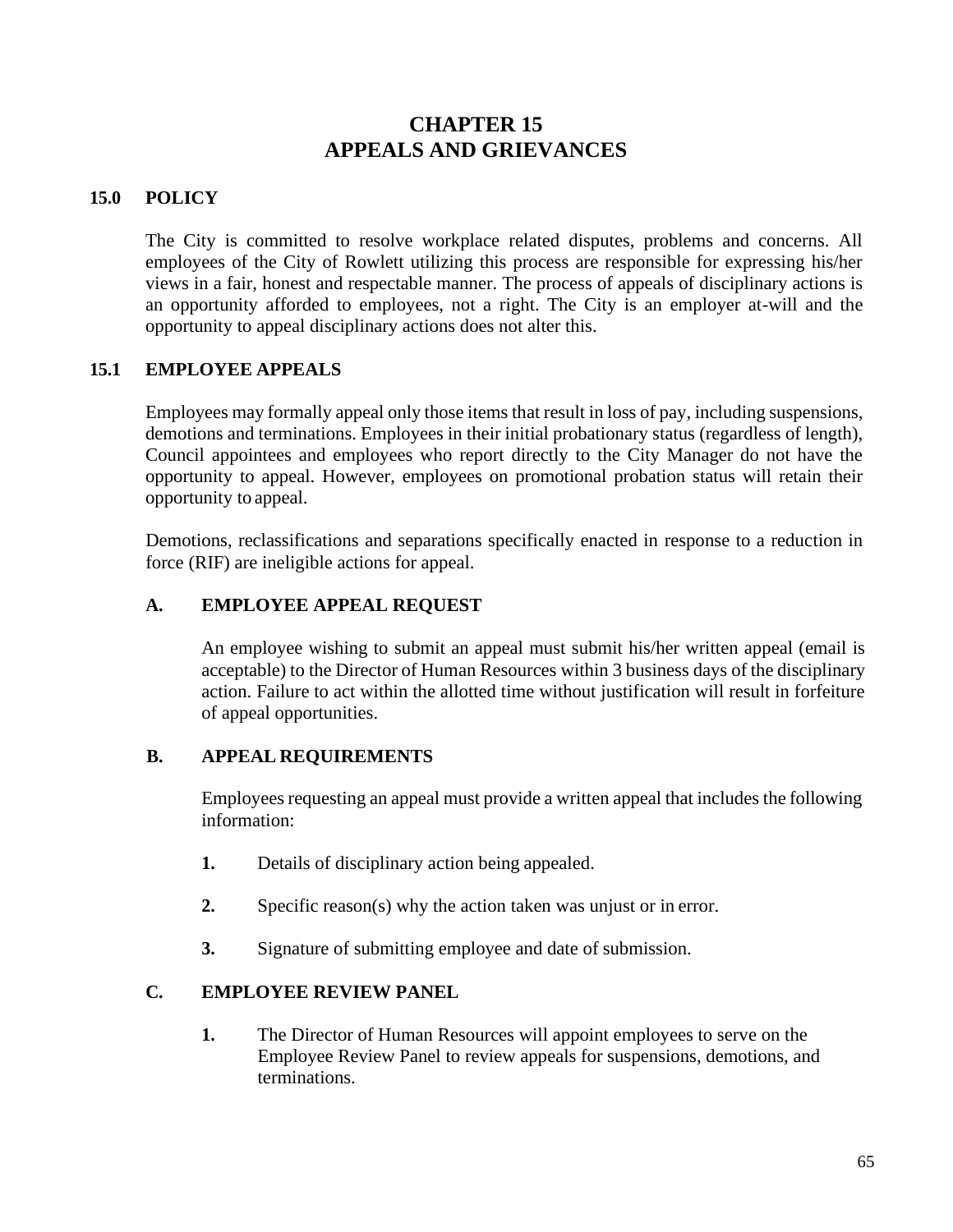# CHAPTER 15
# APPEALS AND GRIEVANCES

## 15.0 POLICY

The City is committed to resolve workplace related disputes, problems and concerns. All employees of the City of Rowlett utilizing this process are responsible for expressing his/her views in a fair, honest and respectable manner. The process of appeals of disciplinary actions is an opportunity afforded to employees, not a right. The City is an employer at-will and the opportunity to appeal disciplinary actions does not alter this.

## 15.1 EMPLOYEE APPEALS

Employees may formally appeal only those items that result in loss of pay, including suspensions, demotions and terminations. Employees in their initial probationary status (regardless of length), Council appointees and employees who report directly to the City Manager do not have the opportunity to appeal. However, employees on promotional probation status will retain their opportunity to appeal.

Demotions, reclassifications and separations specifically enacted in response to a reduction in force (RIF) are ineligible actions for appeal.

### A. EMPLOYEE APPEAL REQUEST

An employee wishing to submit an appeal must submit his/her written appeal (email is acceptable) to the Director of Human Resources within 3 business days of the disciplinary action. Failure to act within the allotted time without justification will result in forfeiture of appeal opportunities.

### B. APPEAL REQUIREMENTS

Employees requesting an appeal must provide a written appeal that includes the following information:

1. Details of disciplinary action being appealed.
2. Specific reason(s) why the action taken was unjust or in error.
3. Signature of submitting employee and date of submission.

### C. EMPLOYEE REVIEW PANEL

1. The Director of Human Resources will appoint employees to serve on the Employee Review Panel to review appeals for suspensions, demotions, and terminations.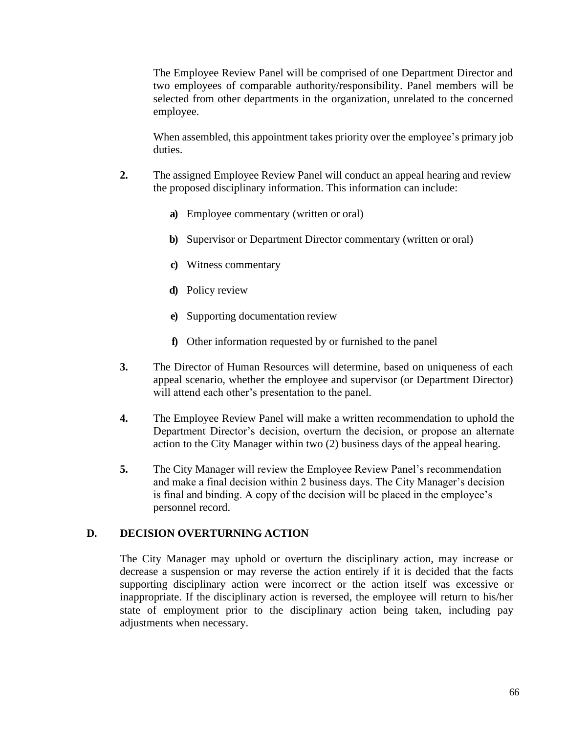The Employee Review Panel will be comprised of one Department Director and two employees of comparable authority/responsibility. Panel members will be selected from other departments in the organization, unrelated to the concerned employee.

When assembled, this appointment takes priority over the employee's primary job duties.

**2.** The assigned Employee Review Panel will conduct an appeal hearing and review the proposed disciplinary information. This information can include:

- **a)** Employee commentary (written or oral)
- **b)** Supervisor or Department Director commentary (written or oral)
- **c)** Witness commentary
- **d)** Policy review
- **e)** Supporting documentation review
- **f)** Other information requested by or furnished to the panel

**3.** The Director of Human Resources will determine, based on uniqueness of each appeal scenario, whether the employee and supervisor (or Department Director) will attend each other's presentation to the panel.

**4.** The Employee Review Panel will make a written recommendation to uphold the Department Director's decision, overturn the decision, or propose an alternate action to the City Manager within two (2) business days of the appeal hearing.

**5.** The City Manager will review the Employee Review Panel's recommendation and make a final decision within 2 business days. The City Manager's decision is final and binding. A copy of the decision will be placed in the employee's personnel record.

## D. DECISION OVERTURNING ACTION

The City Manager may uphold or overturn the disciplinary action, may increase or decrease a suspension or may reverse the action entirely if it is decided that the facts supporting disciplinary action were incorrect or the action itself was excessive or inappropriate. If the disciplinary action is reversed, the employee will return to his/her state of employment prior to the disciplinary action being taken, including pay adjustments when necessary.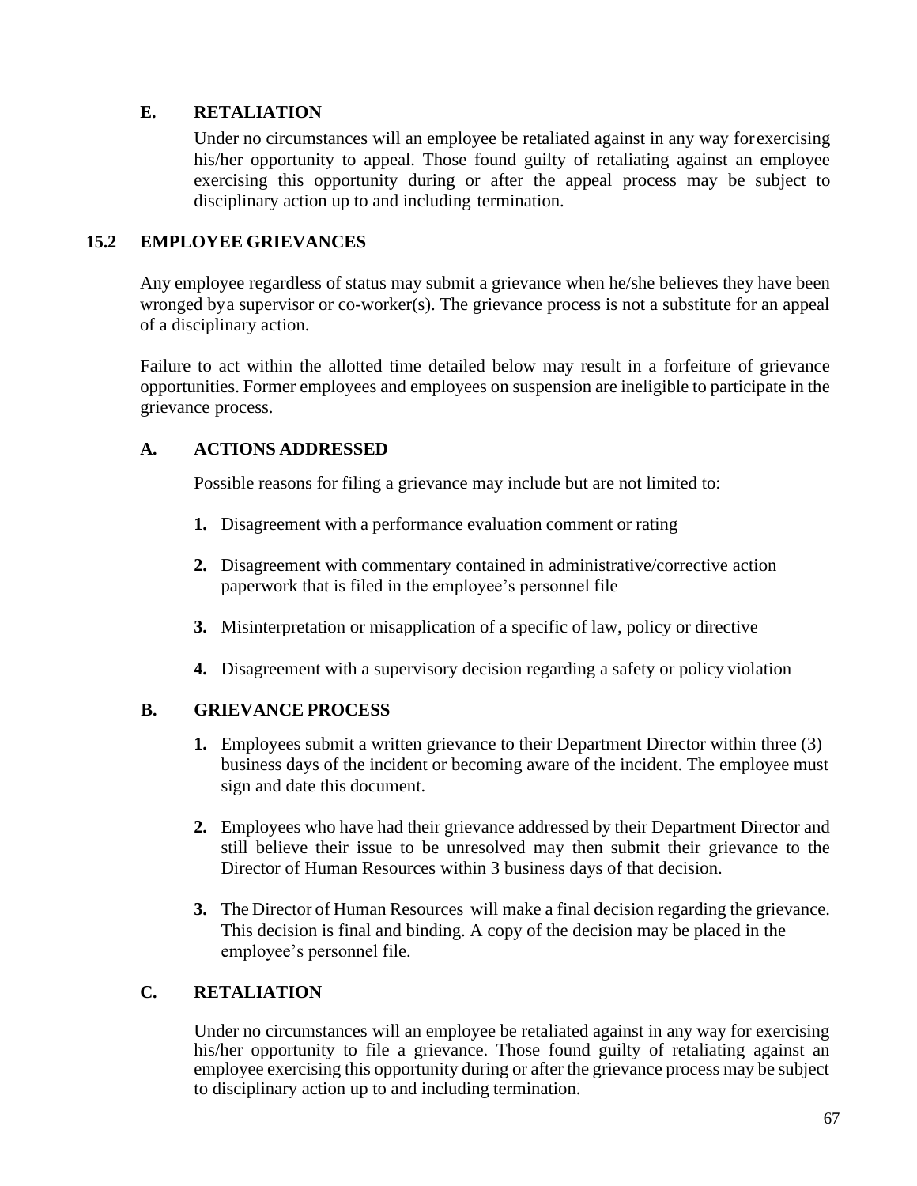### E. RETALIATION

Under no circumstances will an employee be retaliated against in any way for exercising his/her opportunity to appeal. Those found guilty of retaliating against an employee exercising this opportunity during or after the appeal process may be subject to disciplinary action up to and including termination.

## 15.2 EMPLOYEE GRIEVANCES

Any employee regardless of status may submit a grievance when he/she believes they have been wronged by a supervisor or co-worker(s). The grievance process is not a substitute for an appeal of a disciplinary action.

Failure to act within the allotted time detailed below may result in a forfeiture of grievance opportunities. Former employees and employees on suspension are ineligible to participate in the grievance process.

### A. ACTIONS ADDRESSED

Possible reasons for filing a grievance may include but are not limited to:

1. Disagreement with a performance evaluation comment or rating
2. Disagreement with commentary contained in administrative/corrective action paperwork that is filed in the employee's personnel file
3. Misinterpretation or misapplication of a specific of law, policy or directive
4. Disagreement with a supervisory decision regarding a safety or policy violation

### B. GRIEVANCE PROCESS

1. Employees submit a written grievance to their Department Director within three (3) business days of the incident or becoming aware of the incident. The employee must sign and date this document.
2. Employees who have had their grievance addressed by their Department Director and still believe their issue to be unresolved may then submit their grievance to the Director of Human Resources within 3 business days of that decision.
3. The Director of Human Resources will make a final decision regarding the grievance. This decision is final and binding. A copy of the decision may be placed in the employee's personnel file.

### C. RETALIATION

Under no circumstances will an employee be retaliated against in any way for exercising his/her opportunity to file a grievance. Those found guilty of retaliating against an employee exercising this opportunity during or after the grievance process may be subject to disciplinary action up to and including termination.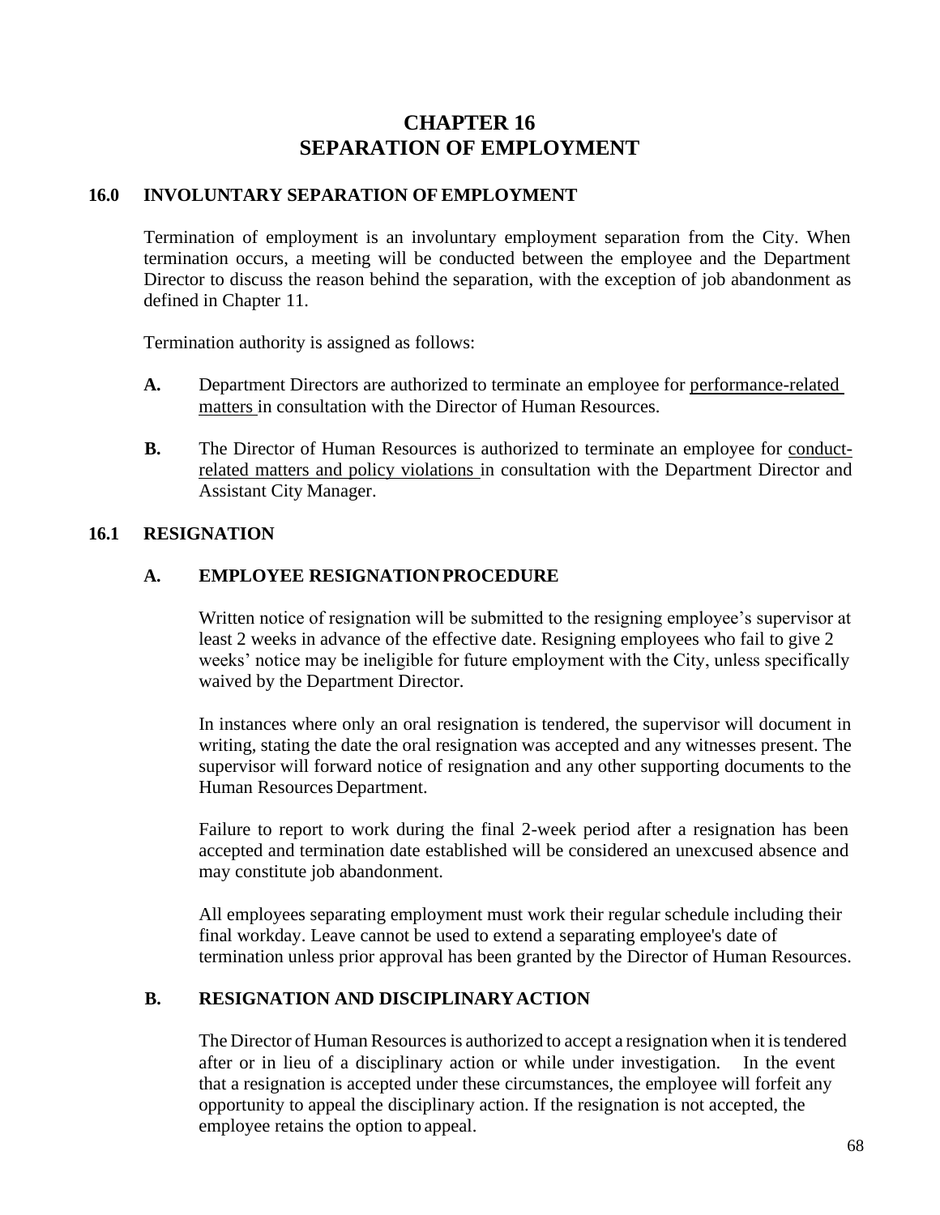# CHAPTER 16
# SEPARATION OF EMPLOYMENT

## 16.0 INVOLUNTARY SEPARATION OF EMPLOYMENT

Termination of employment is an involuntary employment separation from the City. When termination occurs, a meeting will be conducted between the employee and the Department Director to discuss the reason behind the separation, with the exception of job abandonment as defined in Chapter 11.

Termination authority is assigned as follows:

**A.** Department Directors are authorized to terminate an employee for <u>performance-related matters</u> in consultation with the Director of Human Resources.

**B.** The Director of Human Resources is authorized to terminate an employee for <u>conduct-related matters and policy violations</u> in consultation with the Department Director and Assistant City Manager.

## 16.1 RESIGNATION

### A. EMPLOYEE RESIGNATION PROCEDURE

Written notice of resignation will be submitted to the resigning employee's supervisor at least 2 weeks in advance of the effective date. Resigning employees who fail to give 2 weeks' notice may be ineligible for future employment with the City, unless specifically waived by the Department Director.

In instances where only an oral resignation is tendered, the supervisor will document in writing, stating the date the oral resignation was accepted and any witnesses present. The supervisor will forward notice of resignation and any other supporting documents to the Human Resources Department.

Failure to report to work during the final 2-week period after a resignation has been accepted and termination date established will be considered an unexcused absence and may constitute job abandonment.

All employees separating employment must work their regular schedule including their final workday. Leave cannot be used to extend a separating employee's date of termination unless prior approval has been granted by the Director of Human Resources.

### B. RESIGNATION AND DISCIPLINARY ACTION

The Director of Human Resources is authorized to accept a resignation when it is tendered after or in lieu of a disciplinary action or while under investigation. In the event that a resignation is accepted under these circumstances, the employee will forfeit any opportunity to appeal the disciplinary action. If the resignation is not accepted, the employee retains the option to appeal.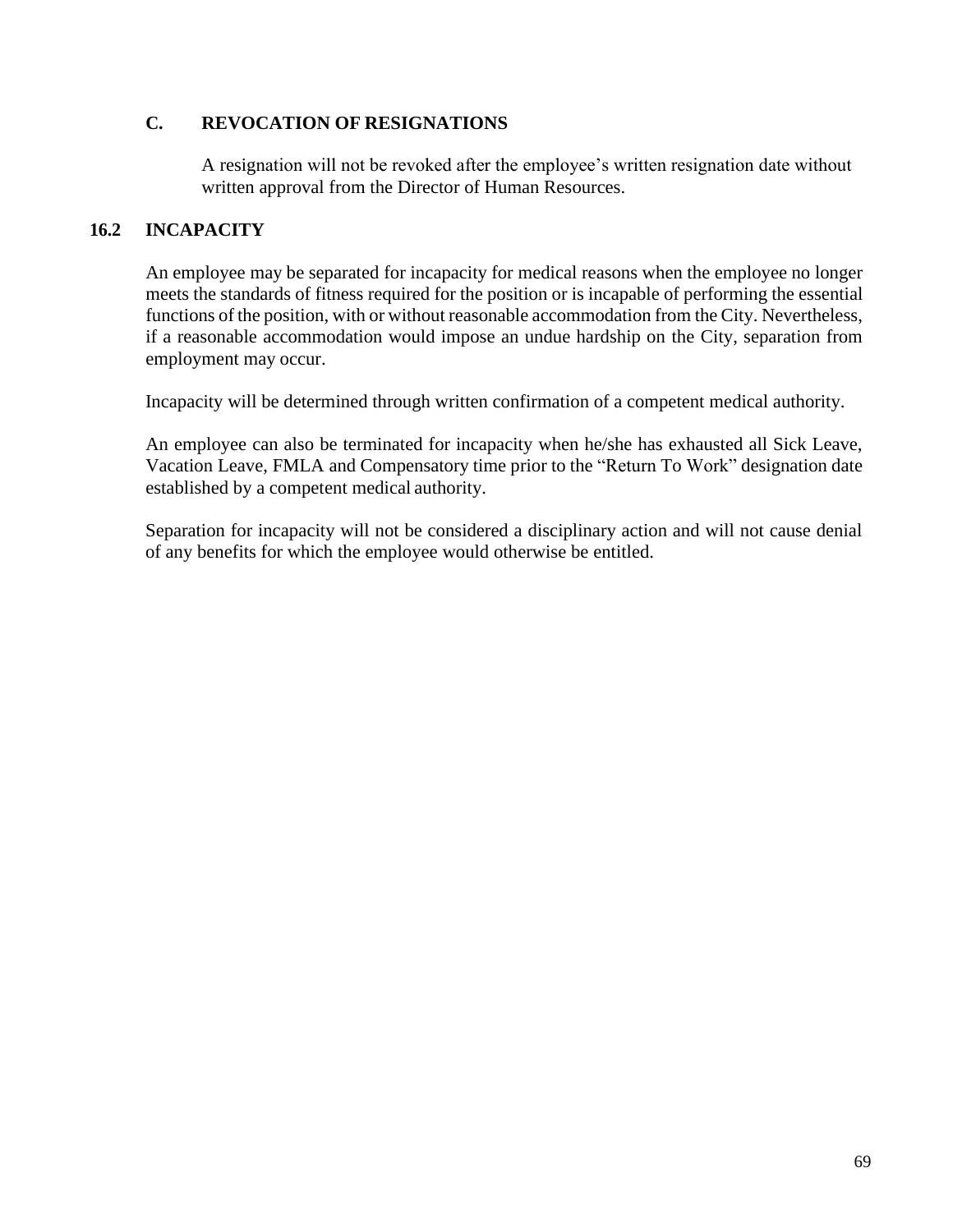### C. REVOCATION OF RESIGNATIONS

A resignation will not be revoked after the employee's written resignation date without written approval from the Director of Human Resources.

## 16.2 INCAPACITY

An employee may be separated for incapacity for medical reasons when the employee no longer meets the standards of fitness required for the position or is incapable of performing the essential functions of the position, with or without reasonable accommodation from the City. Nevertheless, if a reasonable accommodation would impose an undue hardship on the City, separation from employment may occur.

Incapacity will be determined through written confirmation of a competent medical authority.

An employee can also be terminated for incapacity when he/she has exhausted all Sick Leave, Vacation Leave, FMLA and Compensatory time prior to the "Return To Work" designation date established by a competent medical authority.

Separation for incapacity will not be considered a disciplinary action and will not cause denial of any benefits for which the employee would otherwise be entitled.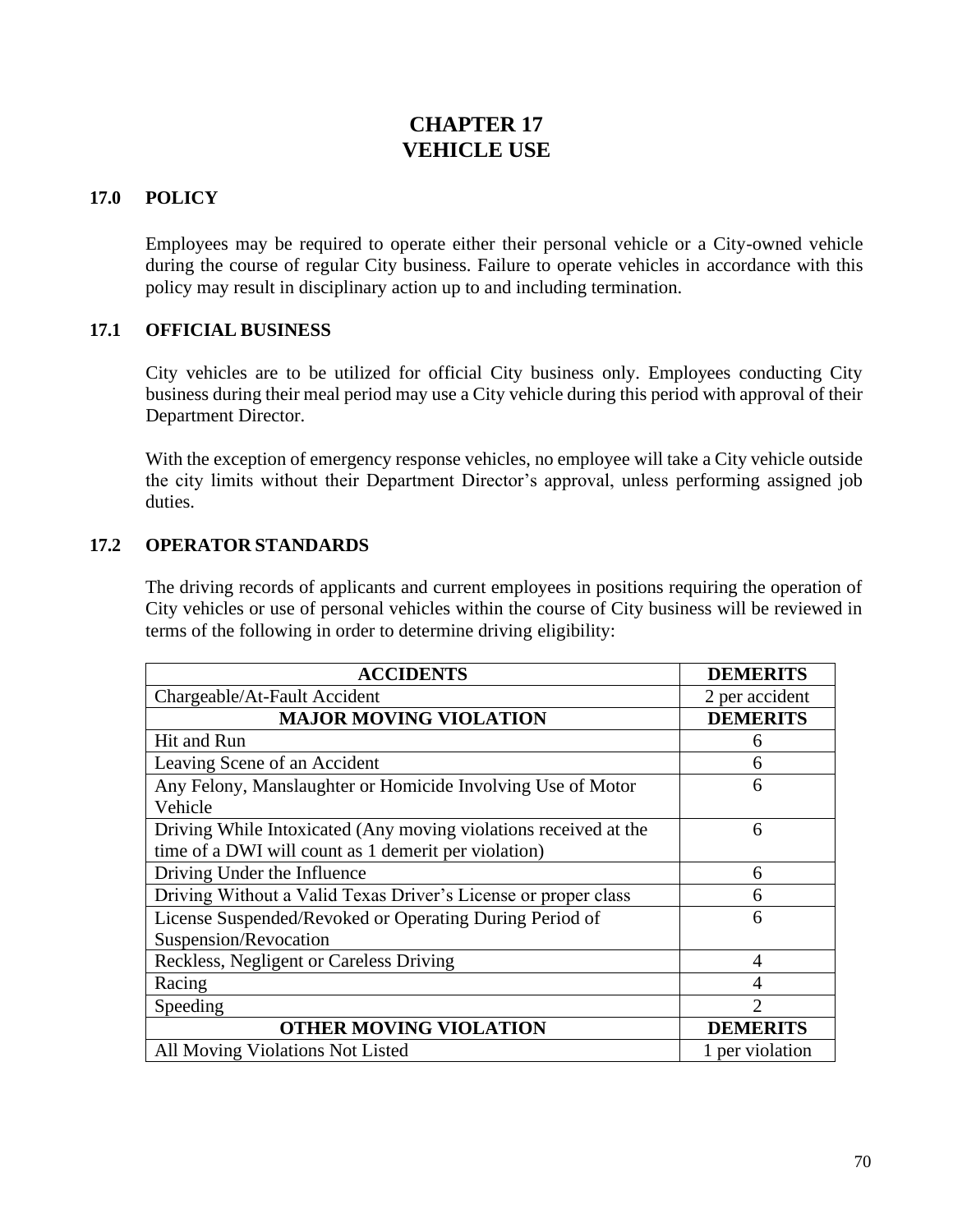# CHAPTER 17
# VEHICLE USE

## 17.0 POLICY

Employees may be required to operate either their personal vehicle or a City-owned vehicle during the course of regular City business. Failure to operate vehicles in accordance with this policy may result in disciplinary action up to and including termination.

## 17.1 OFFICIAL BUSINESS

City vehicles are to be utilized for official City business only. Employees conducting City business during their meal period may use a City vehicle during this period with approval of their Department Director.

With the exception of emergency response vehicles, no employee will take a City vehicle outside the city limits without their Department Director's approval, unless performing assigned job duties.

## 17.2 OPERATOR STANDARDS

The driving records of applicants and current employees in positions requiring the operation of City vehicles or use of personal vehicles within the course of City business will be reviewed in terms of the following in order to determine driving eligibility:

| ACCIDENTS | DEMERITS |
|---|---|
| Chargeable/At-Fault Accident | 2 per accident |
| **MAJOR MOVING VIOLATION** | **DEMERITS** |
| Hit and Run | 6 |
| Leaving Scene of an Accident | 6 |
| Any Felony, Manslaughter or Homicide Involving Use of Motor Vehicle | 6 |
| Driving While Intoxicated (Any moving violations received at the time of a DWI will count as 1 demerit per violation) | 6 |
| Driving Under the Influence | 6 |
| Driving Without a Valid Texas Driver's License or proper class | 6 |
| License Suspended/Revoked or Operating During Period of Suspension/Revocation | 6 |
| Reckless, Negligent or Careless Driving | 4 |
| Racing | 4 |
| Speeding | 2 |
| **OTHER MOVING VIOLATION** | **DEMERITS** |
| All Moving Violations Not Listed | 1 per violation |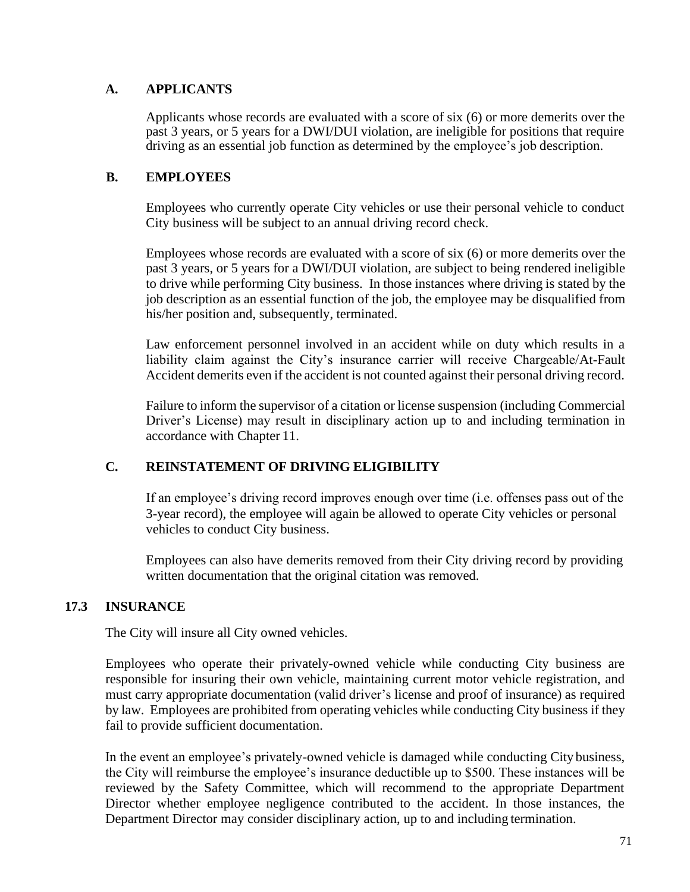### A. APPLICANTS

Applicants whose records are evaluated with a score of six (6) or more demerits over the past 3 years, or 5 years for a DWI/DUI violation, are ineligible for positions that require driving as an essential job function as determined by the employee's job description.

### B. EMPLOYEES

Employees who currently operate City vehicles or use their personal vehicle to conduct City business will be subject to an annual driving record check.

Employees whose records are evaluated with a score of six (6) or more demerits over the past 3 years, or 5 years for a DWI/DUI violation, are subject to being rendered ineligible to drive while performing City business. In those instances where driving is stated by the job description as an essential function of the job, the employee may be disqualified from his/her position and, subsequently, terminated.

Law enforcement personnel involved in an accident while on duty which results in a liability claim against the City's insurance carrier will receive Chargeable/At-Fault Accident demerits even if the accident is not counted against their personal driving record.

Failure to inform the supervisor of a citation or license suspension (including Commercial Driver's License) may result in disciplinary action up to and including termination in accordance with Chapter 11.

### C. REINSTATEMENT OF DRIVING ELIGIBILITY

If an employee's driving record improves enough over time (i.e. offenses pass out of the 3-year record), the employee will again be allowed to operate City vehicles or personal vehicles to conduct City business.

Employees can also have demerits removed from their City driving record by providing written documentation that the original citation was removed.

## 17.3 INSURANCE

The City will insure all City owned vehicles.

Employees who operate their privately-owned vehicle while conducting City business are responsible for insuring their own vehicle, maintaining current motor vehicle registration, and must carry appropriate documentation (valid driver's license and proof of insurance) as required by law. Employees are prohibited from operating vehicles while conducting City business if they fail to provide sufficient documentation.

In the event an employee's privately-owned vehicle is damaged while conducting City business, the City will reimburse the employee's insurance deductible up to $500. These instances will be reviewed by the Safety Committee, which will recommend to the appropriate Department Director whether employee negligence contributed to the accident. In those instances, the Department Director may consider disciplinary action, up to and including termination.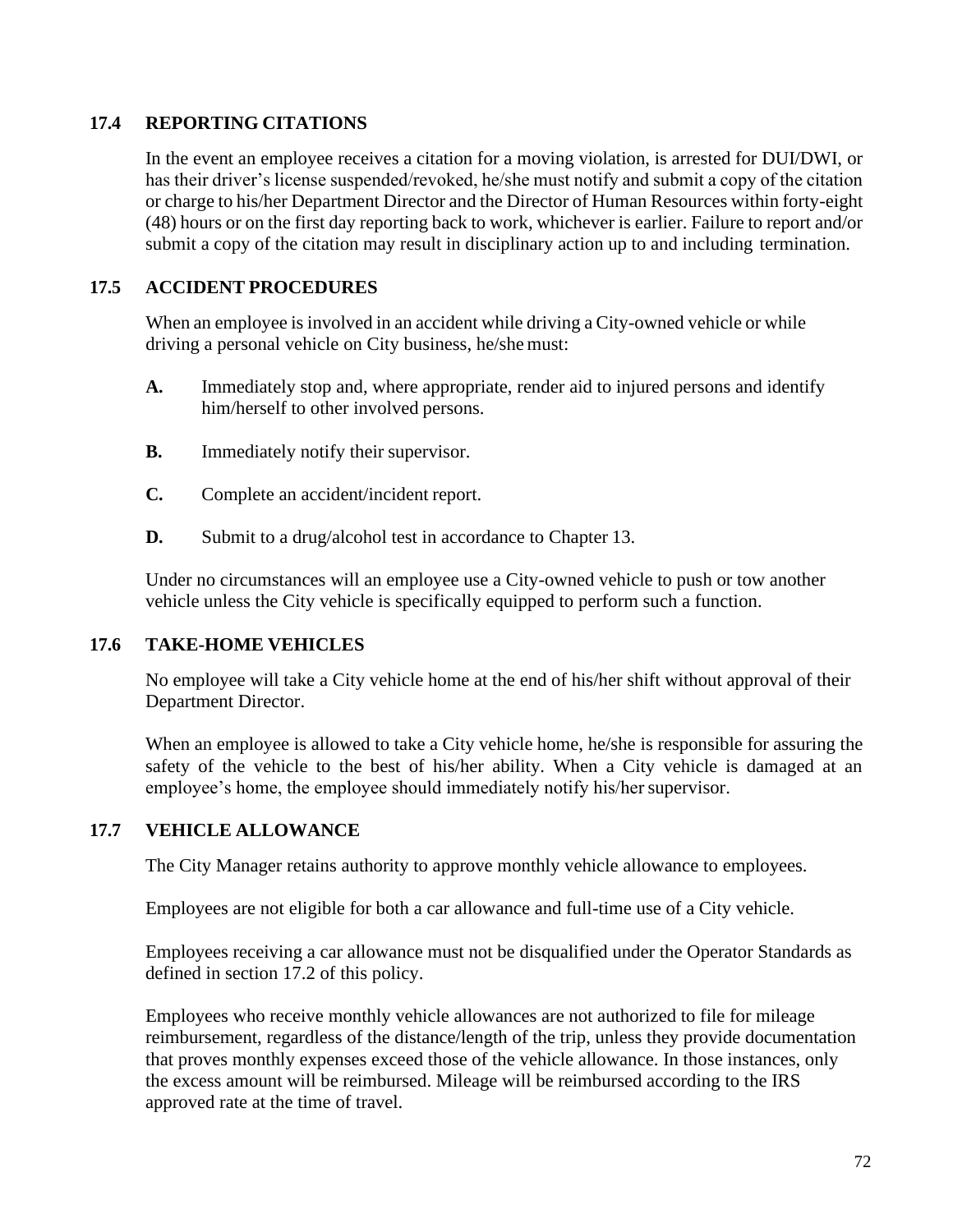### 17.4 REPORTING CITATIONS

In the event an employee receives a citation for a moving violation, is arrested for DUI/DWI, or has their driver's license suspended/revoked, he/she must notify and submit a copy of the citation or charge to his/her Department Director and the Director of Human Resources within forty-eight (48) hours or on the first day reporting back to work, whichever is earlier. Failure to report and/or submit a copy of the citation may result in disciplinary action up to and including termination.

### 17.5 ACCIDENT PROCEDURES

When an employee is involved in an accident while driving a City-owned vehicle or while driving a personal vehicle on City business, he/she must:

- **A.** Immediately stop and, where appropriate, render aid to injured persons and identify him/herself to other involved persons.
- **B.** Immediately notify their supervisor.
- **C.** Complete an accident/incident report.
- **D.** Submit to a drug/alcohol test in accordance to Chapter 13.

Under no circumstances will an employee use a City-owned vehicle to push or tow another vehicle unless the City vehicle is specifically equipped to perform such a function.

### 17.6 TAKE-HOME VEHICLES

No employee will take a City vehicle home at the end of his/her shift without approval of their Department Director.

When an employee is allowed to take a City vehicle home, he/she is responsible for assuring the safety of the vehicle to the best of his/her ability. When a City vehicle is damaged at an employee's home, the employee should immediately notify his/her supervisor.

### 17.7 VEHICLE ALLOWANCE

The City Manager retains authority to approve monthly vehicle allowance to employees.

Employees are not eligible for both a car allowance and full-time use of a City vehicle.

Employees receiving a car allowance must not be disqualified under the Operator Standards as defined in section 17.2 of this policy.

Employees who receive monthly vehicle allowances are not authorized to file for mileage reimbursement, regardless of the distance/length of the trip, unless they provide documentation that proves monthly expenses exceed those of the vehicle allowance. In those instances, only the excess amount will be reimbursed. Mileage will be reimbursed according to the IRS approved rate at the time of travel.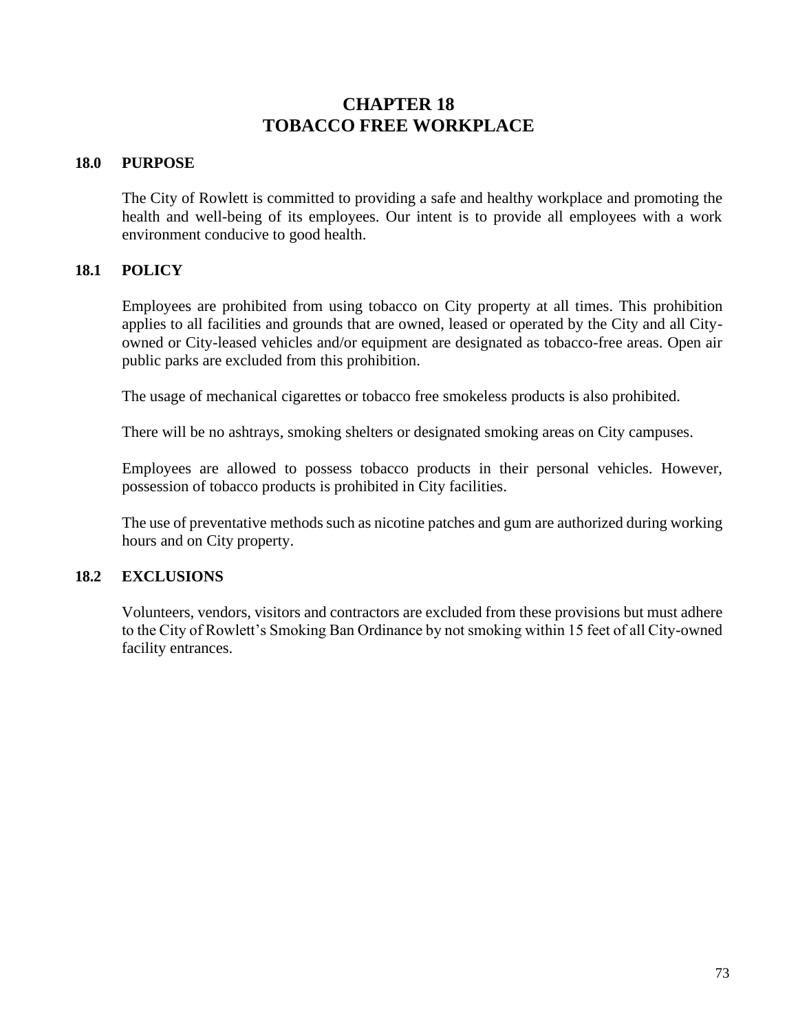# CHAPTER 18
# TOBACCO FREE WORKPLACE

## 18.0 PURPOSE

The City of Rowlett is committed to providing a safe and healthy workplace and promoting the health and well-being of its employees. Our intent is to provide all employees with a work environment conducive to good health.

## 18.1 POLICY

Employees are prohibited from using tobacco on City property at all times. This prohibition applies to all facilities and grounds that are owned, leased or operated by the City and all City-owned or City-leased vehicles and/or equipment are designated as tobacco-free areas. Open air public parks are excluded from this prohibition.

The usage of mechanical cigarettes or tobacco free smokeless products is also prohibited.

There will be no ashtrays, smoking shelters or designated smoking areas on City campuses.

Employees are allowed to possess tobacco products in their personal vehicles. However, possession of tobacco products is prohibited in City facilities.

The use of preventative methods such as nicotine patches and gum are authorized during working hours and on City property.

## 18.2 EXCLUSIONS

Volunteers, vendors, visitors and contractors are excluded from these provisions but must adhere to the City of Rowlett's Smoking Ban Ordinance by not smoking within 15 feet of all City-owned facility entrances.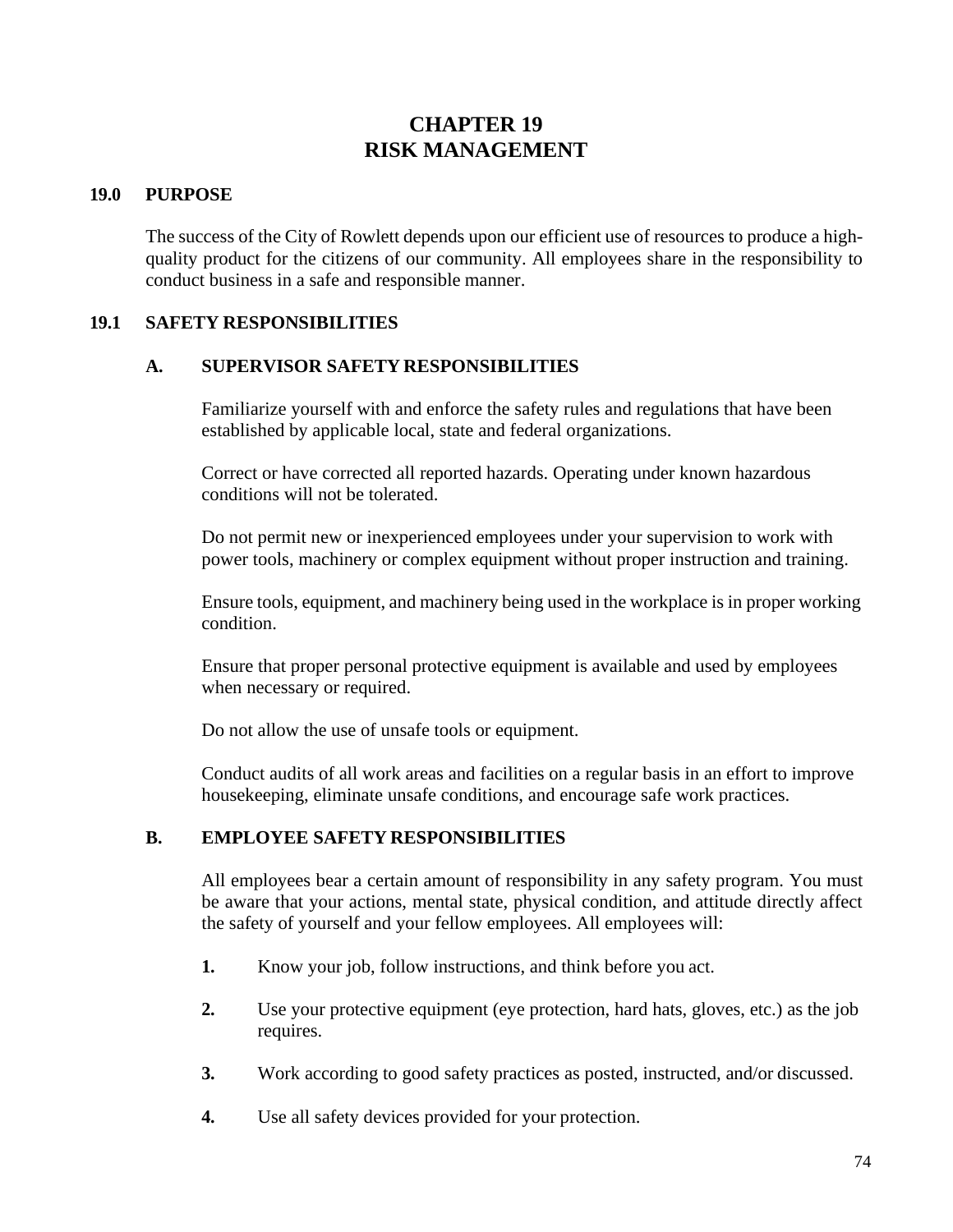# CHAPTER 19
# RISK MANAGEMENT

## 19.0 PURPOSE

The success of the City of Rowlett depends upon our efficient use of resources to produce a high-quality product for the citizens of our community. All employees share in the responsibility to conduct business in a safe and responsible manner.

## 19.1 SAFETY RESPONSIBILITIES

### A. SUPERVISOR SAFETY RESPONSIBILITIES

Familiarize yourself with and enforce the safety rules and regulations that have been established by applicable local, state and federal organizations.

Correct or have corrected all reported hazards. Operating under known hazardous conditions will not be tolerated.

Do not permit new or inexperienced employees under your supervision to work with power tools, machinery or complex equipment without proper instruction and training.

Ensure tools, equipment, and machinery being used in the workplace is in proper working condition.

Ensure that proper personal protective equipment is available and used by employees when necessary or required.

Do not allow the use of unsafe tools or equipment.

Conduct audits of all work areas and facilities on a regular basis in an effort to improve housekeeping, eliminate unsafe conditions, and encourage safe work practices.

### B. EMPLOYEE SAFETY RESPONSIBILITIES

All employees bear a certain amount of responsibility in any safety program. You must be aware that your actions, mental state, physical condition, and attitude directly affect the safety of yourself and your fellow employees. All employees will:

1. Know your job, follow instructions, and think before you act.

2. Use your protective equipment (eye protection, hard hats, gloves, etc.) as the job requires.

3. Work according to good safety practices as posted, instructed, and/or discussed.

4. Use all safety devices provided for your protection.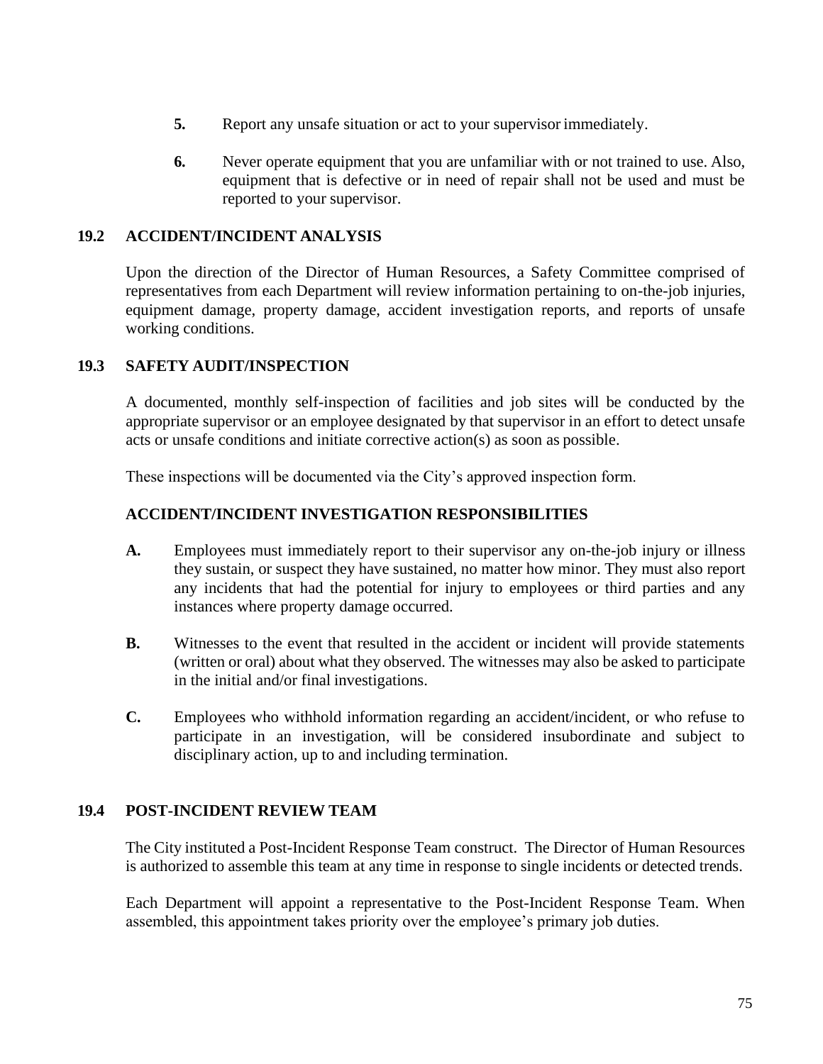5. Report any unsafe situation or act to your supervisor immediately.

6. Never operate equipment that you are unfamiliar with or not trained to use. Also, equipment that is defective or in need of repair shall not be used and must be reported to your supervisor.

## 19.2 ACCIDENT/INCIDENT ANALYSIS

Upon the direction of the Director of Human Resources, a Safety Committee comprised of representatives from each Department will review information pertaining to on-the-job injuries, equipment damage, property damage, accident investigation reports, and reports of unsafe working conditions.

## 19.3 SAFETY AUDIT/INSPECTION

A documented, monthly self-inspection of facilities and job sites will be conducted by the appropriate supervisor or an employee designated by that supervisor in an effort to detect unsafe acts or unsafe conditions and initiate corrective action(s) as soon as possible.

These inspections will be documented via the City's approved inspection form.

### ACCIDENT/INCIDENT INVESTIGATION RESPONSIBILITIES

**A.** Employees must immediately report to their supervisor any on-the-job injury or illness they sustain, or suspect they have sustained, no matter how minor. They must also report any incidents that had the potential for injury to employees or third parties and any instances where property damage occurred.

**B.** Witnesses to the event that resulted in the accident or incident will provide statements (written or oral) about what they observed. The witnesses may also be asked to participate in the initial and/or final investigations.

**C.** Employees who withhold information regarding an accident/incident, or who refuse to participate in an investigation, will be considered insubordinate and subject to disciplinary action, up to and including termination.

## 19.4 POST-INCIDENT REVIEW TEAM

The City instituted a Post-Incident Response Team construct. The Director of Human Resources is authorized to assemble this team at any time in response to single incidents or detected trends.

Each Department will appoint a representative to the Post-Incident Response Team. When assembled, this appointment takes priority over the employee's primary job duties.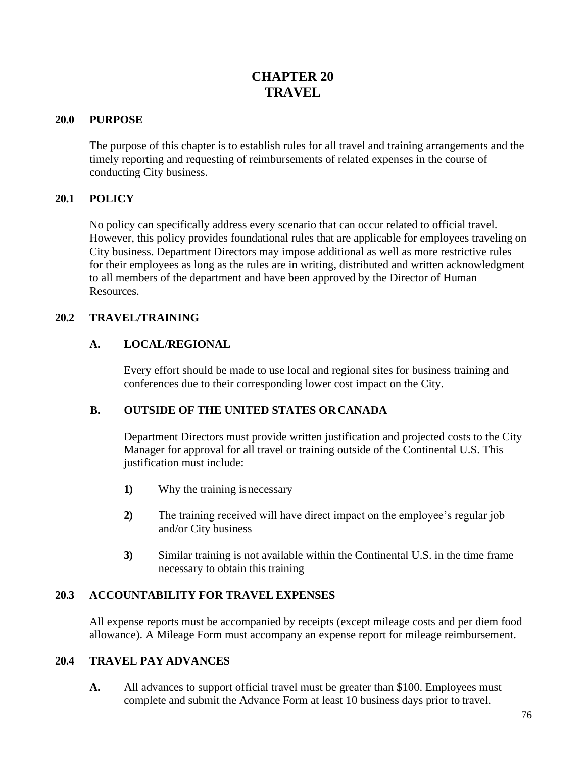# CHAPTER 20
# TRAVEL

## 20.0 PURPOSE

The purpose of this chapter is to establish rules for all travel and training arrangements and the timely reporting and requesting of reimbursements of related expenses in the course of conducting City business.

## 20.1 POLICY

No policy can specifically address every scenario that can occur related to official travel. However, this policy provides foundational rules that are applicable for employees traveling on City business. Department Directors may impose additional as well as more restrictive rules for their employees as long as the rules are in writing, distributed and written acknowledgment to all members of the department and have been approved by the Director of Human Resources.

## 20.2 TRAVEL/TRAINING

### A. LOCAL/REGIONAL

Every effort should be made to use local and regional sites for business training and conferences due to their corresponding lower cost impact on the City.

### B. OUTSIDE OF THE UNITED STATES OR CANADA

Department Directors must provide written justification and projected costs to the City Manager for approval for all travel or training outside of the Continental U.S. This justification must include:

**1)** Why the training is necessary

**2)** The training received will have direct impact on the employee's regular job and/or City business

**3)** Similar training is not available within the Continental U.S. in the time frame necessary to obtain this training

## 20.3 ACCOUNTABILITY FOR TRAVEL EXPENSES

All expense reports must be accompanied by receipts (except mileage costs and per diem food allowance). A Mileage Form must accompany an expense report for mileage reimbursement.

## 20.4 TRAVEL PAY ADVANCES

**A.** All advances to support official travel must be greater than $100. Employees must complete and submit the Advance Form at least 10 business days prior to travel.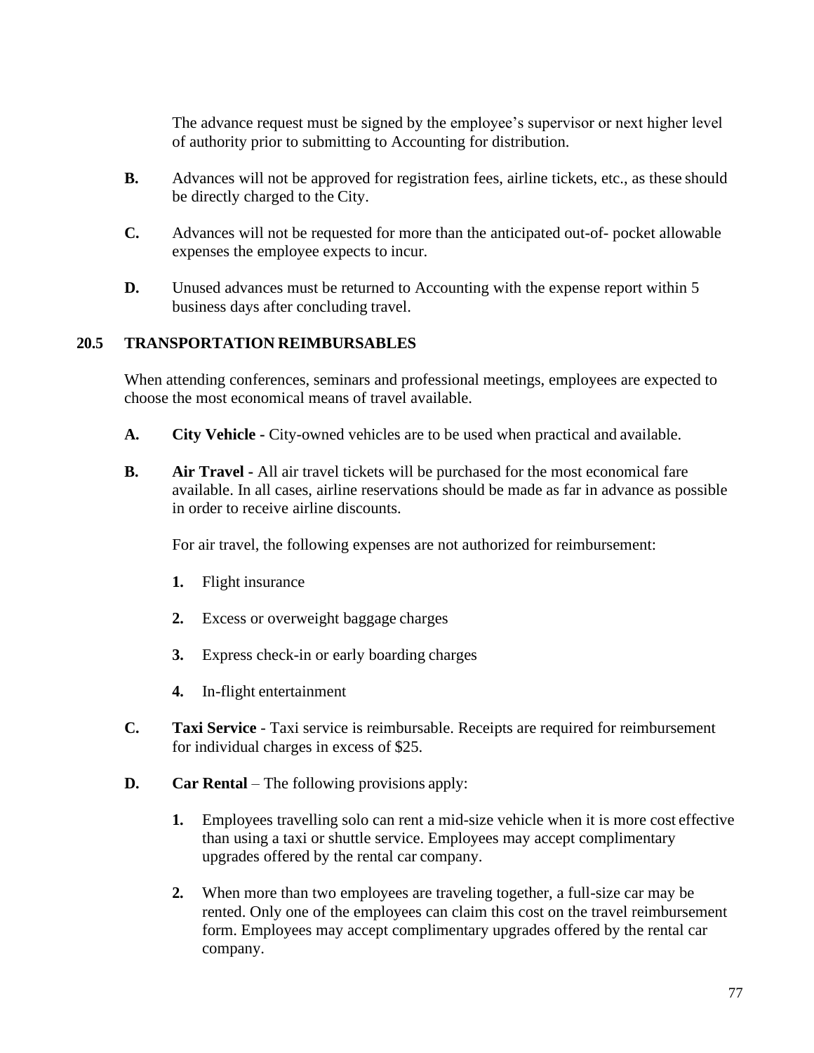The advance request must be signed by the employee's supervisor or next higher level of authority prior to submitting to Accounting for distribution.

**B.** Advances will not be approved for registration fees, airline tickets, etc., as these should be directly charged to the City.

**C.** Advances will not be requested for more than the anticipated out-of- pocket allowable expenses the employee expects to incur.

**D.** Unused advances must be returned to Accounting with the expense report within 5 business days after concluding travel.

## 20.5 TRANSPORTATION REIMBURSABLES

When attending conferences, seminars and professional meetings, employees are expected to choose the most economical means of travel available.

**A.** **City Vehicle -** City-owned vehicles are to be used when practical and available.

**B.** **Air Travel -** All air travel tickets will be purchased for the most economical fare available. In all cases, airline reservations should be made as far in advance as possible in order to receive airline discounts.

For air travel, the following expenses are not authorized for reimbursement:

1. Flight insurance
2. Excess or overweight baggage charges
3. Express check-in or early boarding charges
4. In-flight entertainment

**C.** **Taxi Service** - Taxi service is reimbursable. Receipts are required for reimbursement for individual charges in excess of $25.

**D.** **Car Rental** – The following provisions apply:

1. Employees travelling solo can rent a mid-size vehicle when it is more cost effective than using a taxi or shuttle service. Employees may accept complimentary upgrades offered by the rental car company.
2. When more than two employees are traveling together, a full-size car may be rented. Only one of the employees can claim this cost on the travel reimbursement form. Employees may accept complimentary upgrades offered by the rental car company.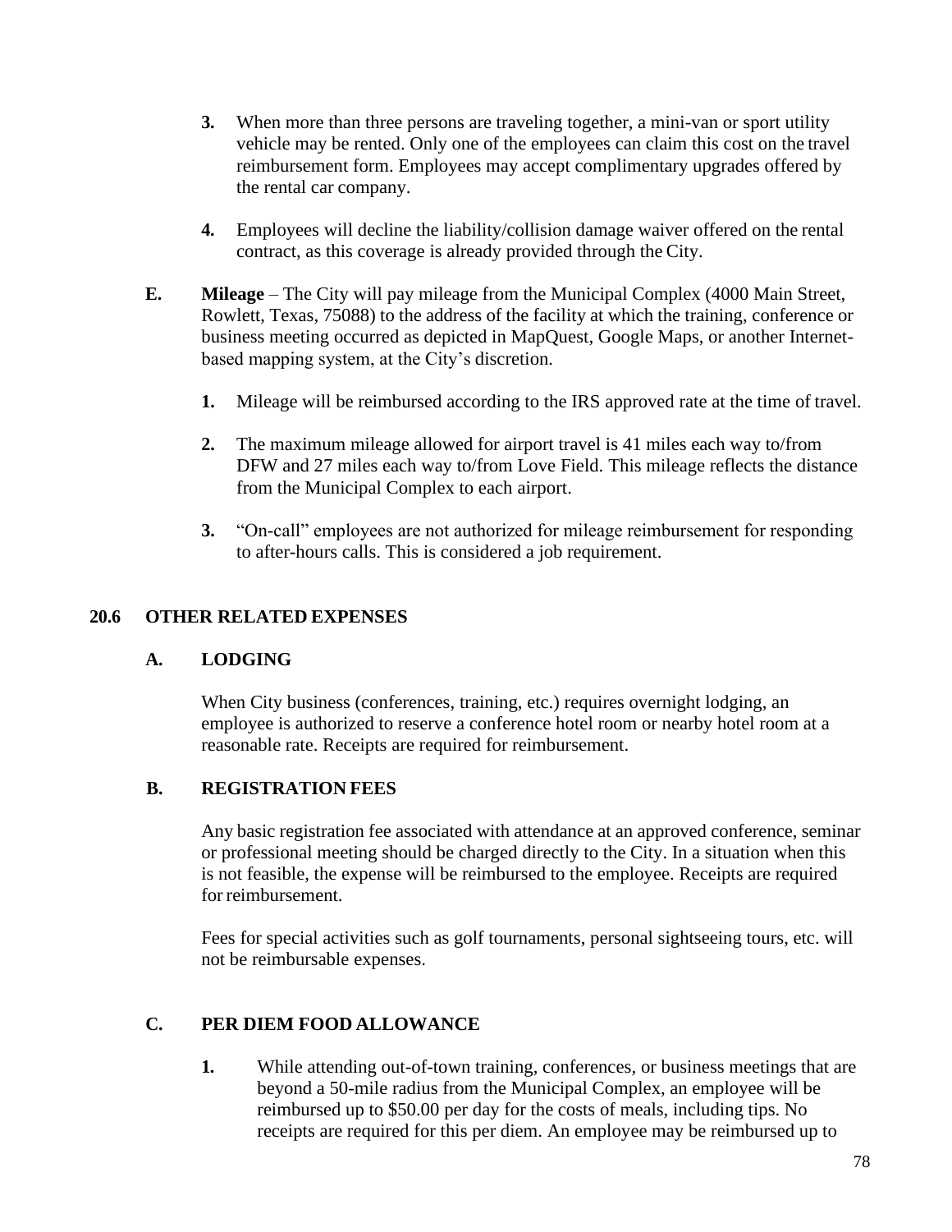3. When more than three persons are traveling together, a mini-van or sport utility vehicle may be rented. Only one of the employees can claim this cost on the travel reimbursement form. Employees may accept complimentary upgrades offered by the rental car company.

4. Employees will decline the liability/collision damage waiver offered on the rental contract, as this coverage is already provided through the City.

**E. Mileage** – The City will pay mileage from the Municipal Complex (4000 Main Street, Rowlett, Texas, 75088) to the address of the facility at which the training, conference or business meeting occurred as depicted in MapQuest, Google Maps, or another Internet-based mapping system, at the City's discretion.

1. Mileage will be reimbursed according to the IRS approved rate at the time of travel.

2. The maximum mileage allowed for airport travel is 41 miles each way to/from DFW and 27 miles each way to/from Love Field. This mileage reflects the distance from the Municipal Complex to each airport.

3. "On-call" employees are not authorized for mileage reimbursement for responding to after-hours calls. This is considered a job requirement.

## 20.6 OTHER RELATED EXPENSES

### A. LODGING

When City business (conferences, training, etc.) requires overnight lodging, an employee is authorized to reserve a conference hotel room or nearby hotel room at a reasonable rate. Receipts are required for reimbursement.

### B. REGISTRATION FEES

Any basic registration fee associated with attendance at an approved conference, seminar or professional meeting should be charged directly to the City. In a situation when this is not feasible, the expense will be reimbursed to the employee. Receipts are required for reimbursement.

Fees for special activities such as golf tournaments, personal sightseeing tours, etc. will not be reimbursable expenses.

### C. PER DIEM FOOD ALLOWANCE

1. While attending out-of-town training, conferences, or business meetings that are beyond a 50-mile radius from the Municipal Complex, an employee will be reimbursed up to $50.00 per day for the costs of meals, including tips. No receipts are required for this per diem. An employee may be reimbursed up to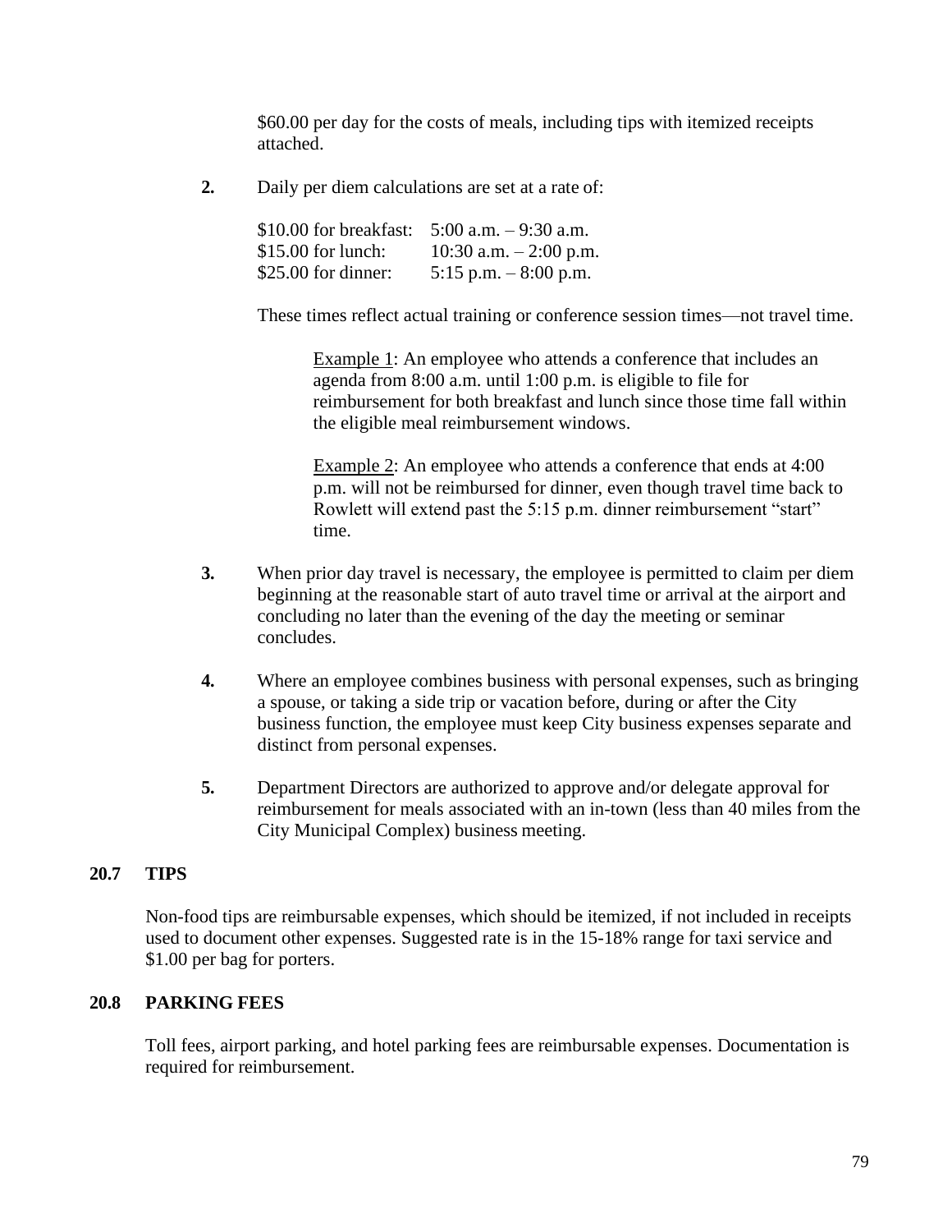$60.00 per day for the costs of meals, including tips with itemized receipts attached.

**2.** Daily per diem calculations are set at a rate of:

| | |
|---|---|
| $10.00 for breakfast: | 5:00 a.m. – 9:30 a.m. |
| $15.00 for lunch: | 10:30 a.m. – 2:00 p.m. |
| $25.00 for dinner: | 5:15 p.m. – 8:00 p.m. |

These times reflect actual training or conference session times—not travel time.

> Example 1: An employee who attends a conference that includes an agenda from 8:00 a.m. until 1:00 p.m. is eligible to file for reimbursement for both breakfast and lunch since those time fall within the eligible meal reimbursement windows.
>
> Example 2: An employee who attends a conference that ends at 4:00 p.m. will not be reimbursed for dinner, even though travel time back to Rowlett will extend past the 5:15 p.m. dinner reimbursement "start" time.

**3.** When prior day travel is necessary, the employee is permitted to claim per diem beginning at the reasonable start of auto travel time or arrival at the airport and concluding no later than the evening of the day the meeting or seminar concludes.

**4.** Where an employee combines business with personal expenses, such as bringing a spouse, or taking a side trip or vacation before, during or after the City business function, the employee must keep City business expenses separate and distinct from personal expenses.

**5.** Department Directors are authorized to approve and/or delegate approval for reimbursement for meals associated with an in-town (less than 40 miles from the City Municipal Complex) business meeting.

## 20.7 TIPS

Non-food tips are reimbursable expenses, which should be itemized, if not included in receipts used to document other expenses. Suggested rate is in the 15-18% range for taxi service and $1.00 per bag for porters.

## 20.8 PARKING FEES

Toll fees, airport parking, and hotel parking fees are reimbursable expenses. Documentation is required for reimbursement.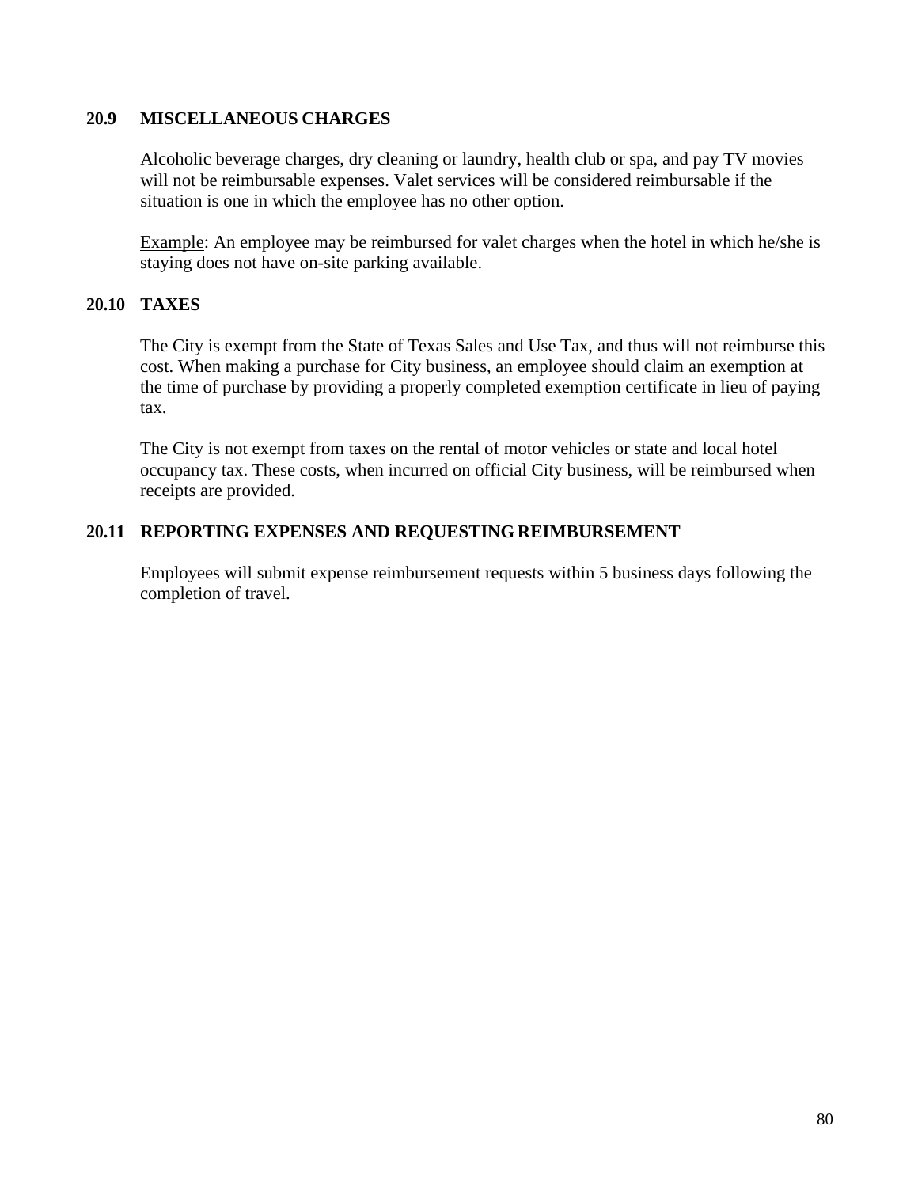## 20.9 MISCELLANEOUS CHARGES

Alcoholic beverage charges, dry cleaning or laundry, health club or spa, and pay TV movies will not be reimbursable expenses. Valet services will be considered reimbursable if the situation is one in which the employee has no other option.

Example: An employee may be reimbursed for valet charges when the hotel in which he/she is staying does not have on-site parking available.

## 20.10 TAXES

The City is exempt from the State of Texas Sales and Use Tax, and thus will not reimburse this cost. When making a purchase for City business, an employee should claim an exemption at the time of purchase by providing a properly completed exemption certificate in lieu of paying tax.

The City is not exempt from taxes on the rental of motor vehicles or state and local hotel occupancy tax. These costs, when incurred on official City business, will be reimbursed when receipts are provided.

## 20.11 REPORTING EXPENSES AND REQUESTING REIMBURSEMENT

Employees will submit expense reimbursement requests within 5 business days following the completion of travel.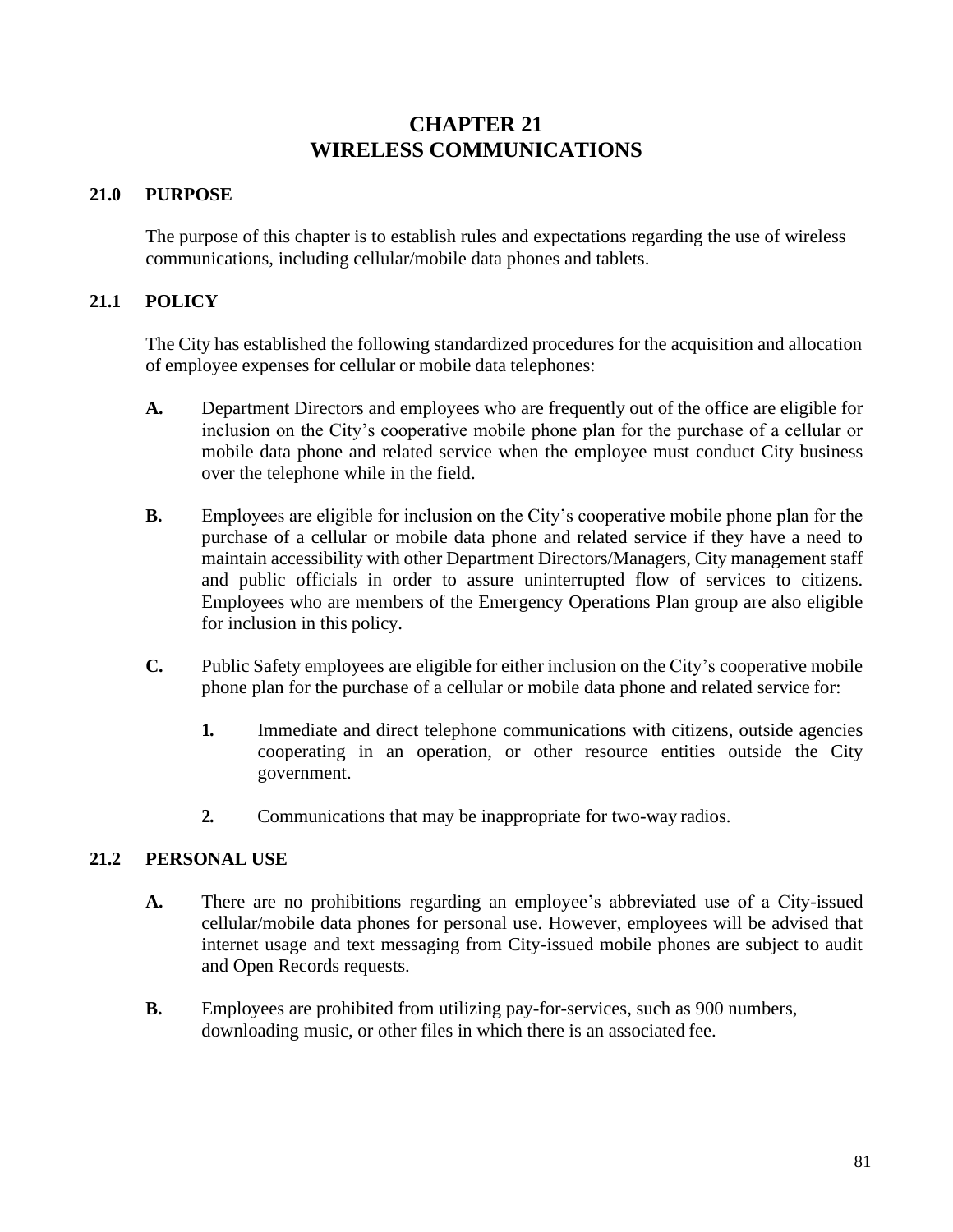# CHAPTER 21
# WIRELESS COMMUNICATIONS

## 21.0 PURPOSE

The purpose of this chapter is to establish rules and expectations regarding the use of wireless communications, including cellular/mobile data phones and tablets.

## 21.1 POLICY

The City has established the following standardized procedures for the acquisition and allocation of employee expenses for cellular or mobile data telephones:

**A.** Department Directors and employees who are frequently out of the office are eligible for inclusion on the City's cooperative mobile phone plan for the purchase of a cellular or mobile data phone and related service when the employee must conduct City business over the telephone while in the field.

**B.** Employees are eligible for inclusion on the City's cooperative mobile phone plan for the purchase of a cellular or mobile data phone and related service if they have a need to maintain accessibility with other Department Directors/Managers, City management staff and public officials in order to assure uninterrupted flow of services to citizens. Employees who are members of the Emergency Operations Plan group are also eligible for inclusion in this policy.

**C.** Public Safety employees are eligible for either inclusion on the City's cooperative mobile phone plan for the purchase of a cellular or mobile data phone and related service for:

1. Immediate and direct telephone communications with citizens, outside agencies cooperating in an operation, or other resource entities outside the City government.

2. Communications that may be inappropriate for two-way radios.

## 21.2 PERSONAL USE

**A.** There are no prohibitions regarding an employee's abbreviated use of a City-issued cellular/mobile data phones for personal use. However, employees will be advised that internet usage and text messaging from City-issued mobile phones are subject to audit and Open Records requests.

**B.** Employees are prohibited from utilizing pay-for-services, such as 900 numbers, downloading music, or other files in which there is an associated fee.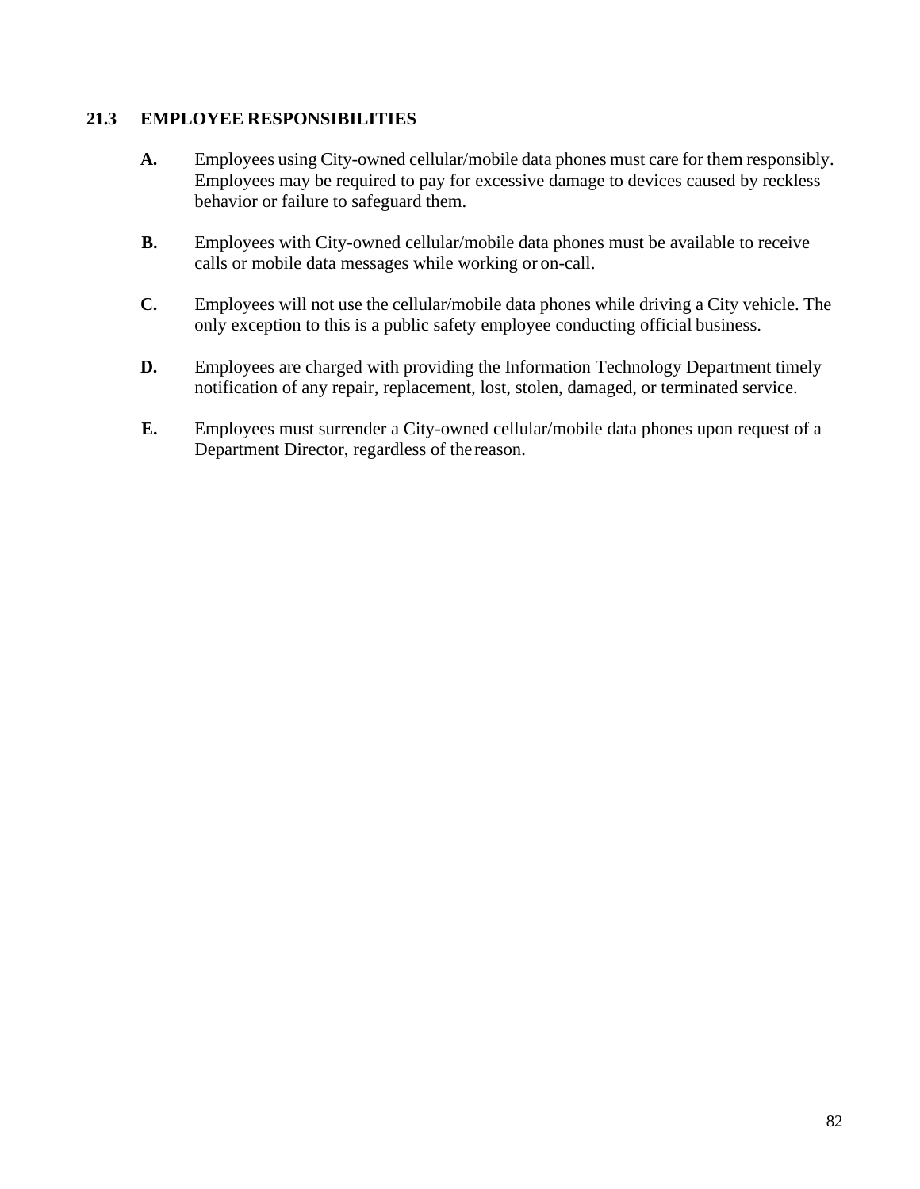## 21.3 EMPLOYEE RESPONSIBILITIES

**A.** Employees using City-owned cellular/mobile data phones must care for them responsibly. Employees may be required to pay for excessive damage to devices caused by reckless behavior or failure to safeguard them.

**B.** Employees with City-owned cellular/mobile data phones must be available to receive calls or mobile data messages while working or on-call.

**C.** Employees will not use the cellular/mobile data phones while driving a City vehicle. The only exception to this is a public safety employee conducting official business.

**D.** Employees are charged with providing the Information Technology Department timely notification of any repair, replacement, lost, stolen, damaged, or terminated service.

**E.** Employees must surrender a City-owned cellular/mobile data phones upon request of a Department Director, regardless of the reason.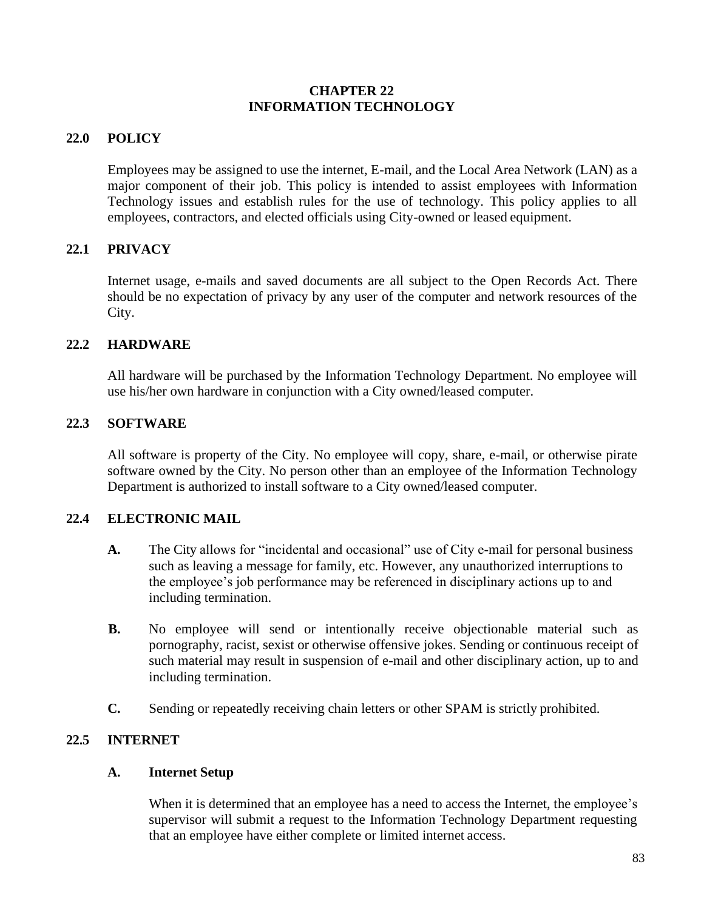# CHAPTER 22
# INFORMATION TECHNOLOGY

## 22.0 POLICY

Employees may be assigned to use the internet, E-mail, and the Local Area Network (LAN) as a major component of their job. This policy is intended to assist employees with Information Technology issues and establish rules for the use of technology. This policy applies to all employees, contractors, and elected officials using City-owned or leased equipment.

## 22.1 PRIVACY

Internet usage, e-mails and saved documents are all subject to the Open Records Act. There should be no expectation of privacy by any user of the computer and network resources of the City.

## 22.2 HARDWARE

All hardware will be purchased by the Information Technology Department. No employee will use his/her own hardware in conjunction with a City owned/leased computer.

## 22.3 SOFTWARE

All software is property of the City. No employee will copy, share, e-mail, or otherwise pirate software owned by the City. No person other than an employee of the Information Technology Department is authorized to install software to a City owned/leased computer.

## 22.4 ELECTRONIC MAIL

**A.** The City allows for "incidental and occasional" use of City e-mail for personal business such as leaving a message for family, etc. However, any unauthorized interruptions to the employee's job performance may be referenced in disciplinary actions up to and including termination.

**B.** No employee will send or intentionally receive objectionable material such as pornography, racist, sexist or otherwise offensive jokes. Sending or continuous receipt of such material may result in suspension of e-mail and other disciplinary action, up to and including termination.

**C.** Sending or repeatedly receiving chain letters or other SPAM is strictly prohibited.

## 22.5 INTERNET

### A. Internet Setup

When it is determined that an employee has a need to access the Internet, the employee's supervisor will submit a request to the Information Technology Department requesting that an employee have either complete or limited internet access.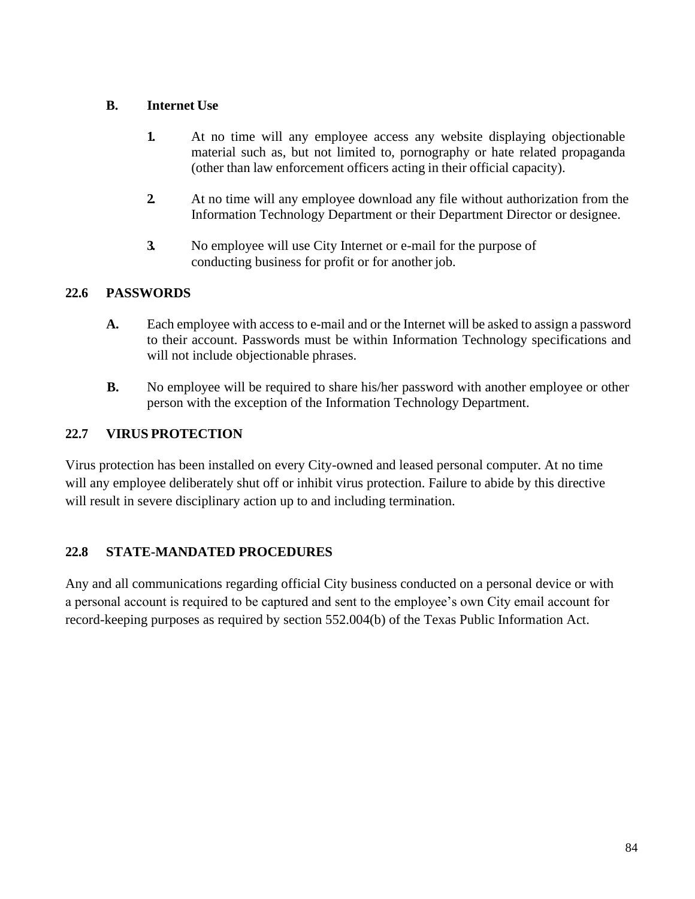**B. Internet Use**

1. At no time will any employee access any website displaying objectionable material such as, but not limited to, pornography or hate related propaganda (other than law enforcement officers acting in their official capacity).

2. At no time will any employee download any file without authorization from the Information Technology Department or their Department Director or designee.

3. No employee will use City Internet or e-mail for the purpose of conducting business for profit or for another job.

## 22.6 PASSWORDS

**A.** Each employee with access to e-mail and or the Internet will be asked to assign a password to their account. Passwords must be within Information Technology specifications and will not include objectionable phrases.

**B.** No employee will be required to share his/her password with another employee or other person with the exception of the Information Technology Department.

## 22.7 VIRUS PROTECTION

Virus protection has been installed on every City-owned and leased personal computer. At no time will any employee deliberately shut off or inhibit virus protection. Failure to abide by this directive will result in severe disciplinary action up to and including termination.

## 22.8 STATE-MANDATED PROCEDURES

Any and all communications regarding official City business conducted on a personal device or with a personal account is required to be captured and sent to the employee's own City email account for record-keeping purposes as required by section 552.004(b) of the Texas Public Information Act.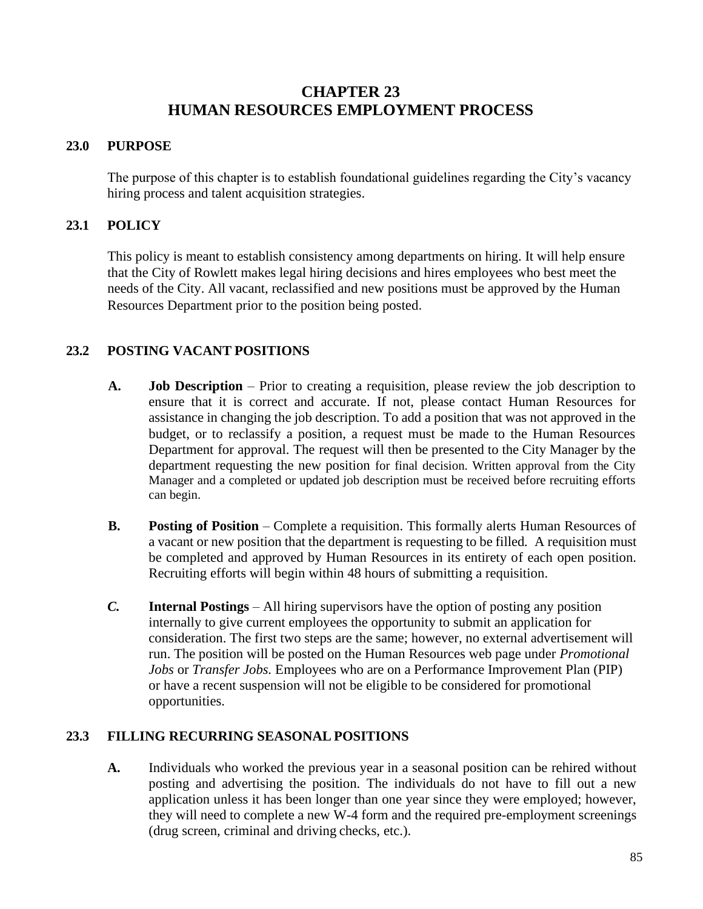# CHAPTER 23
# HUMAN RESOURCES EMPLOYMENT PROCESS

## 23.0 PURPOSE

The purpose of this chapter is to establish foundational guidelines regarding the City's vacancy hiring process and talent acquisition strategies.

## 23.1 POLICY

This policy is meant to establish consistency among departments on hiring. It will help ensure that the City of Rowlett makes legal hiring decisions and hires employees who best meet the needs of the City. All vacant, reclassified and new positions must be approved by the Human Resources Department prior to the position being posted.

## 23.2 POSTING VACANT POSITIONS

**A.** **Job Description** – Prior to creating a requisition, please review the job description to ensure that it is correct and accurate. If not, please contact Human Resources for assistance in changing the job description. To add a position that was not approved in the budget, or to reclassify a position, a request must be made to the Human Resources Department for approval. The request will then be presented to the City Manager by the department requesting the new position for final decision. Written approval from the City Manager and a completed or updated job description must be received before recruiting efforts can begin.

**B.** **Posting of Position** – Complete a requisition. This formally alerts Human Resources of a vacant or new position that the department is requesting to be filled. A requisition must be completed and approved by Human Resources in its entirety of each open position. Recruiting efforts will begin within 48 hours of submitting a requisition.

***C.*** **Internal Postings** – All hiring supervisors have the option of posting any position internally to give current employees the opportunity to submit an application for consideration. The first two steps are the same; however, no external advertisement will run. The position will be posted on the Human Resources web page under *Promotional Jobs* or *Transfer Jobs.* Employees who are on a Performance Improvement Plan (PIP) or have a recent suspension will not be eligible to be considered for promotional opportunities.

## 23.3 FILLING RECURRING SEASONAL POSITIONS

**A.** Individuals who worked the previous year in a seasonal position can be rehired without posting and advertising the position. The individuals do not have to fill out a new application unless it has been longer than one year since they were employed; however, they will need to complete a new W-4 form and the required pre-employment screenings (drug screen, criminal and driving checks, etc.).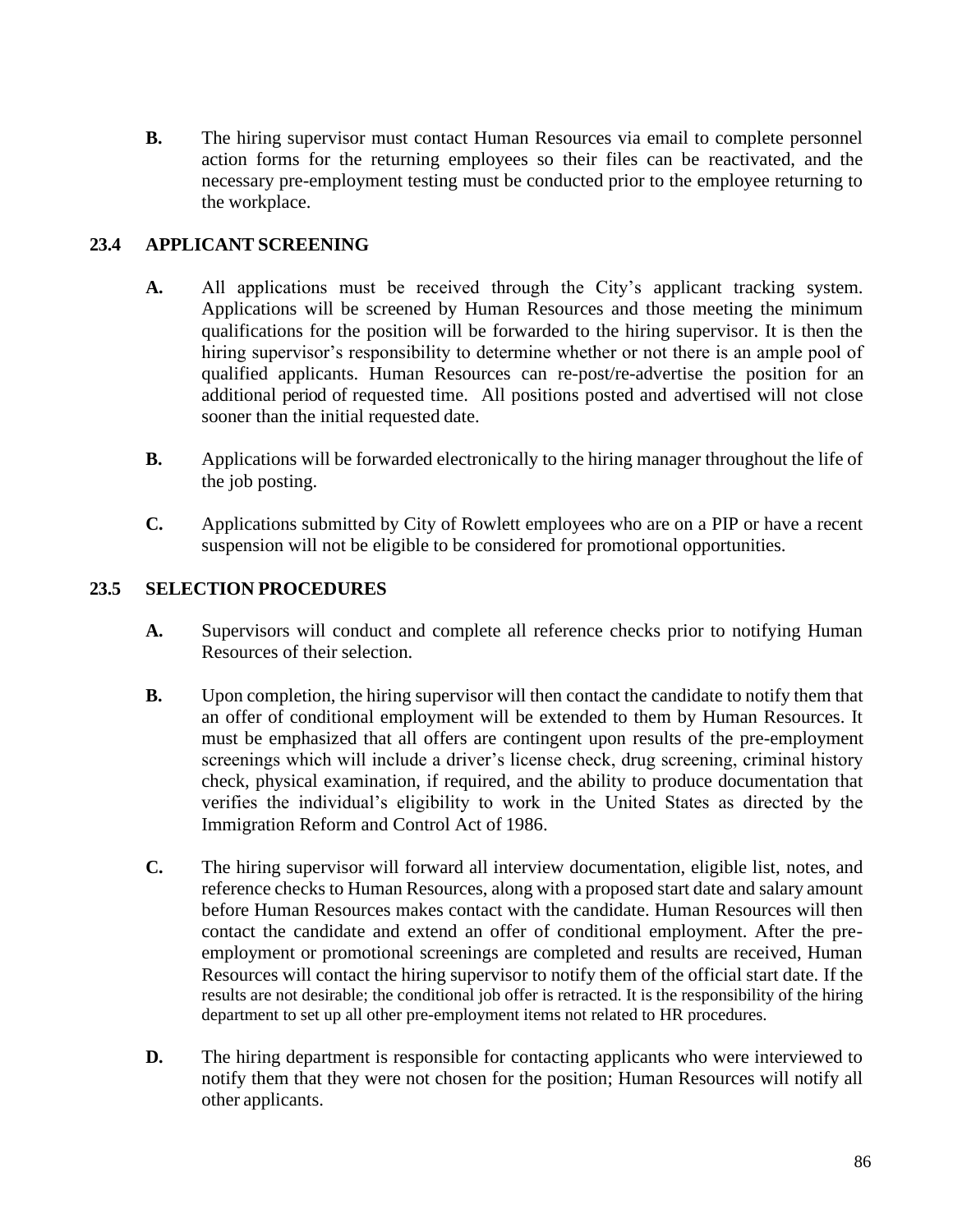**B.** The hiring supervisor must contact Human Resources via email to complete personnel action forms for the returning employees so their files can be reactivated, and the necessary pre-employment testing must be conducted prior to the employee returning to the workplace.

## 23.4 APPLICANT SCREENING

**A.** All applications must be received through the City's applicant tracking system. Applications will be screened by Human Resources and those meeting the minimum qualifications for the position will be forwarded to the hiring supervisor. It is then the hiring supervisor's responsibility to determine whether or not there is an ample pool of qualified applicants. Human Resources can re-post/re-advertise the position for an additional period of requested time. All positions posted and advertised will not close sooner than the initial requested date.

**B.** Applications will be forwarded electronically to the hiring manager throughout the life of the job posting.

**C.** Applications submitted by City of Rowlett employees who are on a PIP or have a recent suspension will not be eligible to be considered for promotional opportunities.

## 23.5 SELECTION PROCEDURES

**A.** Supervisors will conduct and complete all reference checks prior to notifying Human Resources of their selection.

**B.** Upon completion, the hiring supervisor will then contact the candidate to notify them that an offer of conditional employment will be extended to them by Human Resources. It must be emphasized that all offers are contingent upon results of the pre-employment screenings which will include a driver's license check, drug screening, criminal history check, physical examination, if required, and the ability to produce documentation that verifies the individual's eligibility to work in the United States as directed by the Immigration Reform and Control Act of 1986.

**C.** The hiring supervisor will forward all interview documentation, eligible list, notes, and reference checks to Human Resources, along with a proposed start date and salary amount before Human Resources makes contact with the candidate. Human Resources will then contact the candidate and extend an offer of conditional employment. After the pre-employment or promotional screenings are completed and results are received, Human Resources will contact the hiring supervisor to notify them of the official start date. If the results are not desirable; the conditional job offer is retracted. It is the responsibility of the hiring department to set up all other pre-employment items not related to HR procedures.

**D.** The hiring department is responsible for contacting applicants who were interviewed to notify them that they were not chosen for the position; Human Resources will notify all other applicants.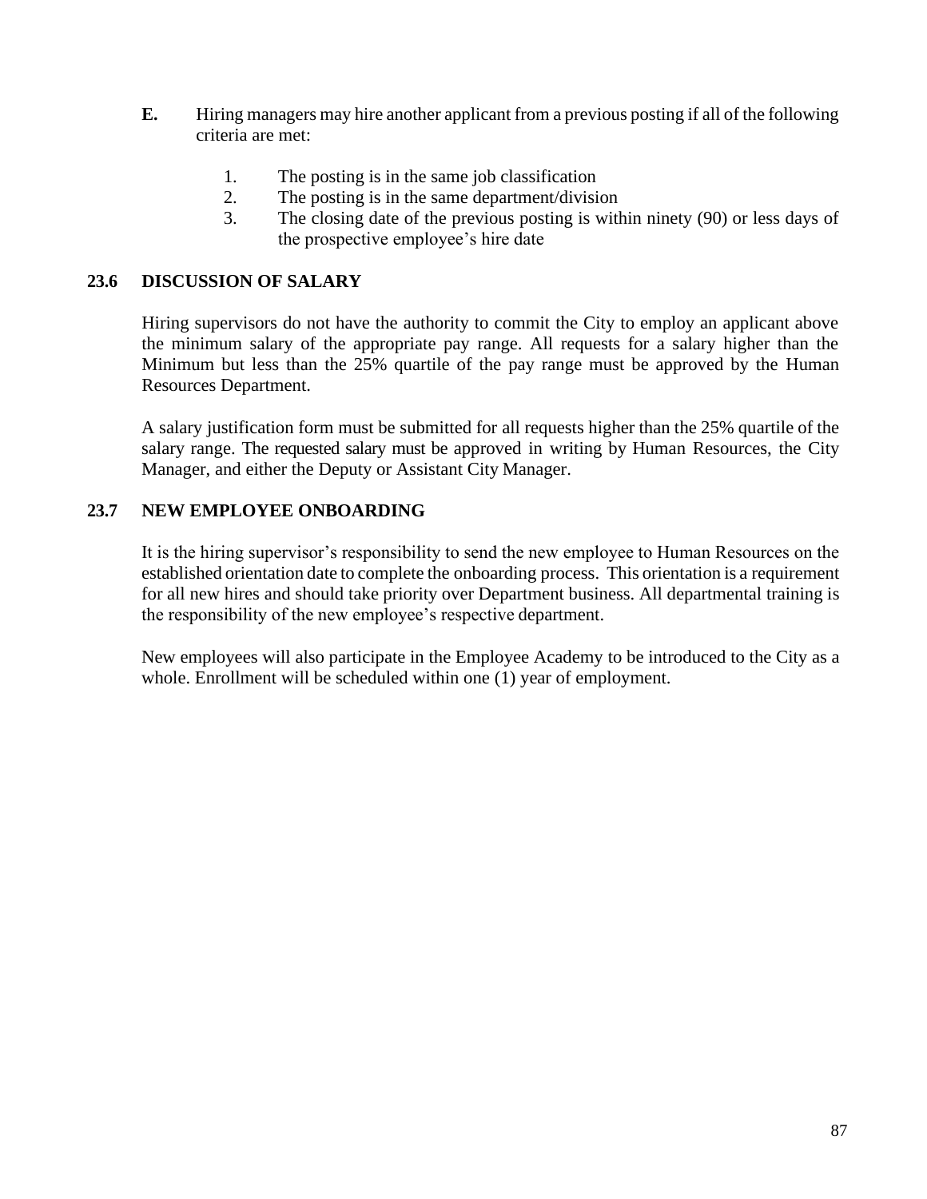**E.** Hiring managers may hire another applicant from a previous posting if all of the following criteria are met:

1. The posting is in the same job classification
2. The posting is in the same department/division
3. The closing date of the previous posting is within ninety (90) or less days of the prospective employee's hire date

## 23.6 DISCUSSION OF SALARY

Hiring supervisors do not have the authority to commit the City to employ an applicant above the minimum salary of the appropriate pay range. All requests for a salary higher than the Minimum but less than the 25% quartile of the pay range must be approved by the Human Resources Department.

A salary justification form must be submitted for all requests higher than the 25% quartile of the salary range. The requested salary must be approved in writing by Human Resources, the City Manager, and either the Deputy or Assistant City Manager.

## 23.7 NEW EMPLOYEE ONBOARDING

It is the hiring supervisor's responsibility to send the new employee to Human Resources on the established orientation date to complete the onboarding process. This orientation is a requirement for all new hires and should take priority over Department business. All departmental training is the responsibility of the new employee's respective department.

New employees will also participate in the Employee Academy to be introduced to the City as a whole. Enrollment will be scheduled within one (1) year of employment.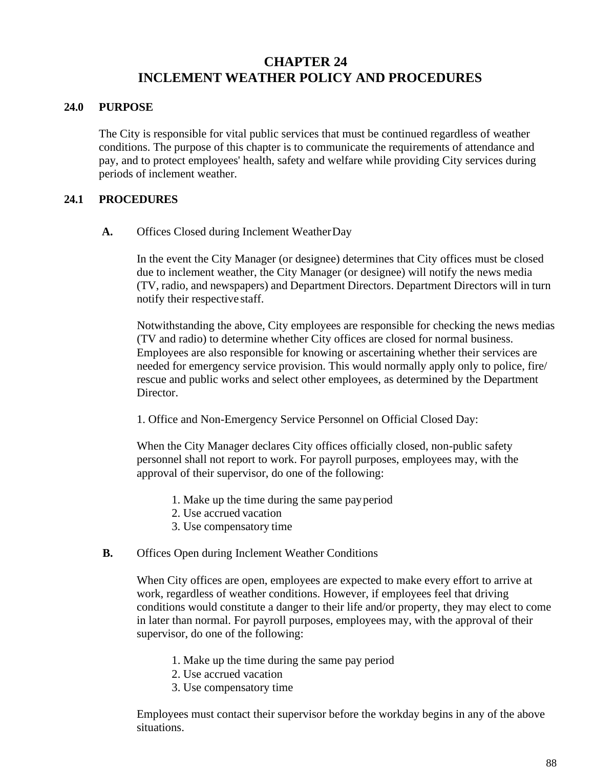# CHAPTER 24
# INCLEMENT WEATHER POLICY AND PROCEDURES

## 24.0 PURPOSE

The City is responsible for vital public services that must be continued regardless of weather conditions. The purpose of this chapter is to communicate the requirements of attendance and pay, and to protect employees' health, safety and welfare while providing City services during periods of inclement weather.

## 24.1 PROCEDURES

**A.** Offices Closed during Inclement Weather Day

In the event the City Manager (or designee) determines that City offices must be closed due to inclement weather, the City Manager (or designee) will notify the news media (TV, radio, and newspapers) and Department Directors. Department Directors will in turn notify their respective staff.

Notwithstanding the above, City employees are responsible for checking the news medias (TV and radio) to determine whether City offices are closed for normal business. Employees are also responsible for knowing or ascertaining whether their services are needed for emergency service provision. This would normally apply only to police, fire/ rescue and public works and select other employees, as determined by the Department Director.

1. Office and Non-Emergency Service Personnel on Official Closed Day:

When the City Manager declares City offices officially closed, non-public safety personnel shall not report to work. For payroll purposes, employees may, with the approval of their supervisor, do one of the following:

1. Make up the time during the same pay period
2. Use accrued vacation
3. Use compensatory time

**B.** Offices Open during Inclement Weather Conditions

When City offices are open, employees are expected to make every effort to arrive at work, regardless of weather conditions. However, if employees feel that driving conditions would constitute a danger to their life and/or property, they may elect to come in later than normal. For payroll purposes, employees may, with the approval of their supervisor, do one of the following:

1. Make up the time during the same pay period
2. Use accrued vacation
3. Use compensatory time

Employees must contact their supervisor before the workday begins in any of the above situations.